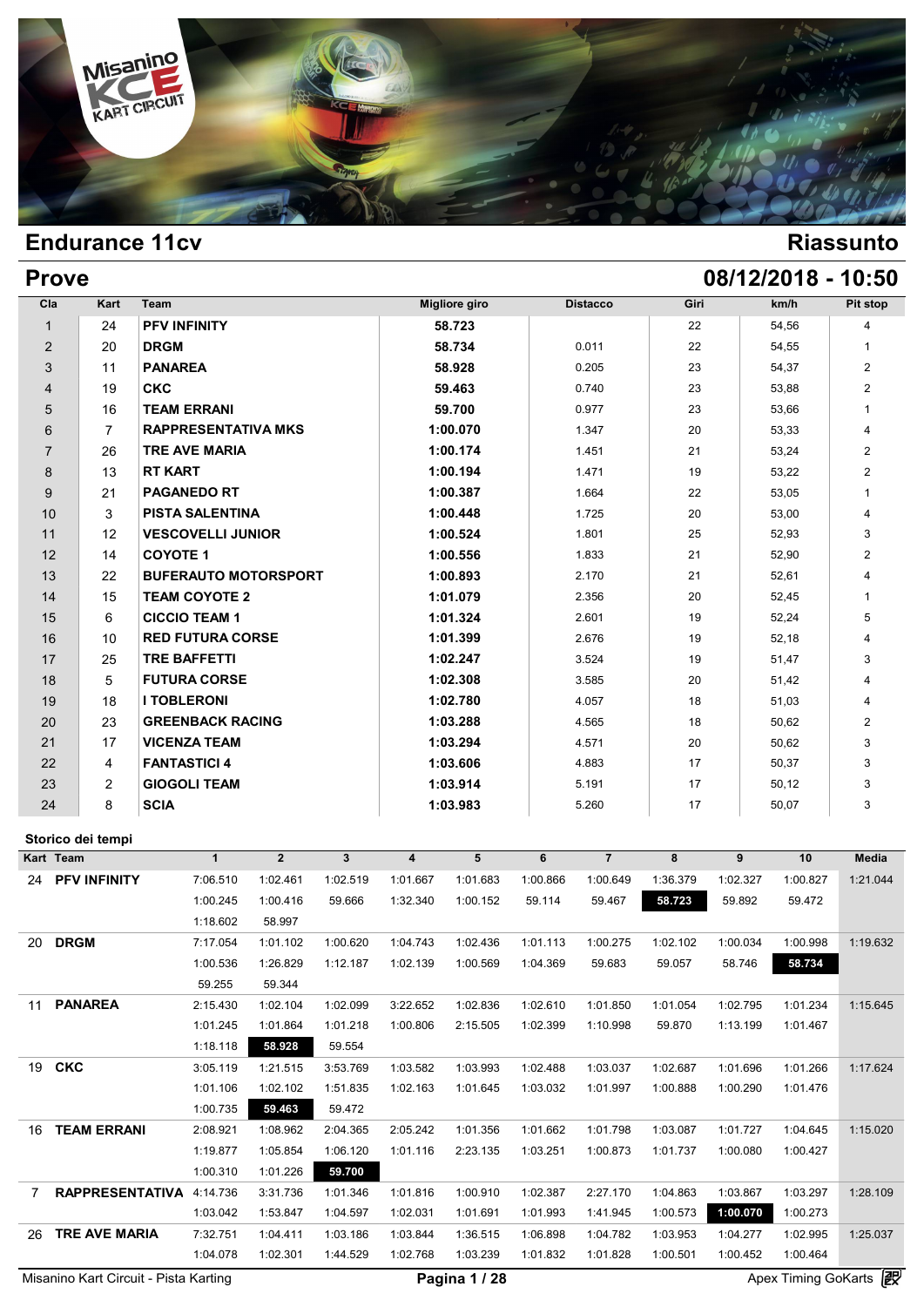# Endurance 11cv

## Riassunto

## Prove

**08/12/2018 - 10:50**

| Cla | Kart | Team | Migliore giro | Distacco | Giri | km/h | Pit stop |
|---|---|---|---|---|---|---|---|
| 1 | 24 | **PFV INFINITY** | **58.723** | | 22 | 54,56 | 4 |
| 2 | 20 | **DRGM** | **58.734** | 0.011 | 22 | 54,55 | 1 |
| 3 | 11 | **PANAREA** | **58.928** | 0.205 | 23 | 54,37 | 2 |
| 4 | 19 | **CKC** | **59.463** | 0.740 | 23 | 53,88 | 2 |
| 5 | 16 | **TEAM ERRANI** | **59.700** | 0.977 | 23 | 53,66 | 1 |
| 6 | 7 | **RAPPRESENTATIVA MKS** | **1:00.070** | 1.347 | 20 | 53,33 | 4 |
| 7 | 26 | **TRE AVE MARIA** | **1:00.174** | 1.451 | 21 | 53,24 | 2 |
| 8 | 13 | **RT KART** | **1:00.194** | 1.471 | 19 | 53,22 | 2 |
| 9 | 21 | **PAGANEDO RT** | **1:00.387** | 1.664 | 22 | 53,05 | 1 |
| 10 | 3 | **PISTA SALENTINA** | **1:00.448** | 1.725 | 20 | 53,00 | 4 |
| 11 | 12 | **VESCOVELLI JUNIOR** | **1:00.524** | 1.801 | 25 | 52,93 | 3 |
| 12 | 14 | **COYOTE 1** | **1:00.556** | 1.833 | 21 | 52,90 | 2 |
| 13 | 22 | **BUFERAUTO MOTORSPORT** | **1:00.893** | 2.170 | 21 | 52,61 | 4 |
| 14 | 15 | **TEAM COYOTE 2** | **1:01.079** | 2.356 | 20 | 52,45 | 1 |
| 15 | 6 | **CICCIO TEAM 1** | **1:01.324** | 2.601 | 19 | 52,24 | 5 |
| 16 | 10 | **RED FUTURA CORSE** | **1:01.399** | 2.676 | 19 | 52,18 | 4 |
| 17 | 25 | **TRE BAFFETTI** | **1:02.247** | 3.524 | 19 | 51,47 | 3 |
| 18 | 5 | **FUTURA CORSE** | **1:02.308** | 3.585 | 20 | 51,42 | 4 |
| 19 | 18 | **I TOBLERONI** | **1:02.780** | 4.057 | 18 | 51,03 | 4 |
| 20 | 23 | **GREENBACK RACING** | **1:03.288** | 4.565 | 18 | 50,62 | 2 |
| 21 | 17 | **VICENZA TEAM** | **1:03.294** | 4.571 | 20 | 50,62 | 3 |
| 22 | 4 | **FANTASTICI 4** | **1:03.606** | 4.883 | 17 | 50,37 | 3 |
| 23 | 2 | **GIOGOLI TEAM** | **1:03.914** | 5.191 | 17 | 50,12 | 3 |
| 24 | 8 | **SCIA** | **1:03.983** | 5.260 | 17 | 50,07 | 3 |

### Storico dei tempi

| Kart | Team | 1 | 2 | 3 | 4 | 5 | 6 | 7 | 8 | 9 | 10 | Media |
|---|---|---|---|---|---|---|---|---|---|---|---|---|
| 24 | **PFV INFINITY** | 7:06.510 | 1:02.461 | 1:02.519 | 1:01.667 | 1:01.683 | 1:00.866 | 1:00.649 | 1:36.379 | 1:02.327 | 1:00.827 | 1:21.044 |
| | | 1:00.245 | 1:00.416 | 59.666 | 1:32.340 | 1:00.152 | 59.114 | 59.467 | **58.723** | 59.892 | 59.472 | |
| | | 1:18.602 | 58.997 | | | | | | | | | |
| 20 | **DRGM** | 7:17.054 | 1:01.102 | 1:00.620 | 1:04.743 | 1:02.436 | 1:01.113 | 1:00.275 | 1:02.102 | 1:00.034 | 1:00.998 | 1:19.632 |
| | | 1:00.536 | 1:26.829 | 1:12.187 | 1:02.139 | 1:00.569 | 1:04.369 | 59.683 | 59.057 | 58.746 | **58.734** | |
| | | 59.255 | 59.344 | | | | | | | | | |
| 11 | **PANAREA** | 2:15.430 | 1:02.104 | 1:02.099 | 3:22.652 | 1:02.836 | 1:02.610 | 1:01.850 | 1:01.054 | 1:02.795 | 1:01.234 | 1:15.645 |
| | | 1:01.245 | 1:01.864 | 1:01.218 | 1:00.806 | 2:15.505 | 1:02.399 | 1:10.998 | 59.870 | 1:13.199 | 1:01.467 | |
| | | 1:18.118 | **58.928** | 59.554 | | | | | | | | |
| 19 | **CKC** | 3:05.119 | 1:21.515 | 3:53.769 | 1:03.582 | 1:03.993 | 1:02.488 | 1:03.037 | 1:02.687 | 1:01.696 | 1:01.266 | 1:17.624 |
| | | 1:01.106 | 1:02.102 | 1:51.835 | 1:02.163 | 1:01.645 | 1:03.032 | 1:01.997 | 1:00.888 | 1:00.290 | 1:01.476 | |
| | | 1:00.735 | **59.463** | 59.472 | | | | | | | | |
| 16 | **TEAM ERRANI** | 2:08.921 | 1:08.962 | 2:04.365 | 2:05.242 | 1:01.356 | 1:01.662 | 1:01.798 | 1:03.087 | 1:01.727 | 1:04.645 | 1:15.020 |
| | | 1:19.877 | 1:05.854 | 1:06.120 | 1:01.116 | 2:23.135 | 1:03.251 | 1:00.873 | 1:01.737 | 1:00.080 | 1:00.427 | |
| | | 1:00.310 | 1:01.226 | **59.700** | | | | | | | | |
| 7 | **RAPPRESENTATIVA** | 4:14.736 | 3:31.736 | 1:01.346 | 1:01.816 | 1:00.910 | 1:02.387 | 2:27.170 | 1:04.863 | 1:03.867 | 1:03.297 | 1:28.109 |
| | | 1:03.042 | 1:53.847 | 1:04.597 | 1:02.031 | 1:01.691 | 1:01.993 | 1:41.945 | 1:00.573 | **1:00.070** | 1:00.273 | |
| 26 | **TRE AVE MARIA** | 7:32.751 | 1:04.411 | 1:03.186 | 1:03.844 | 1:36.515 | 1:06.898 | 1:04.782 | 1:03.953 | 1:04.277 | 1:02.995 | 1:25.037 |
| | | 1:04.078 | 1:02.301 | 1:44.529 | 1:02.768 | 1:03.239 | 1:01.832 | 1:01.828 | 1:00.501 | 1:00.452 | 1:00.464 | |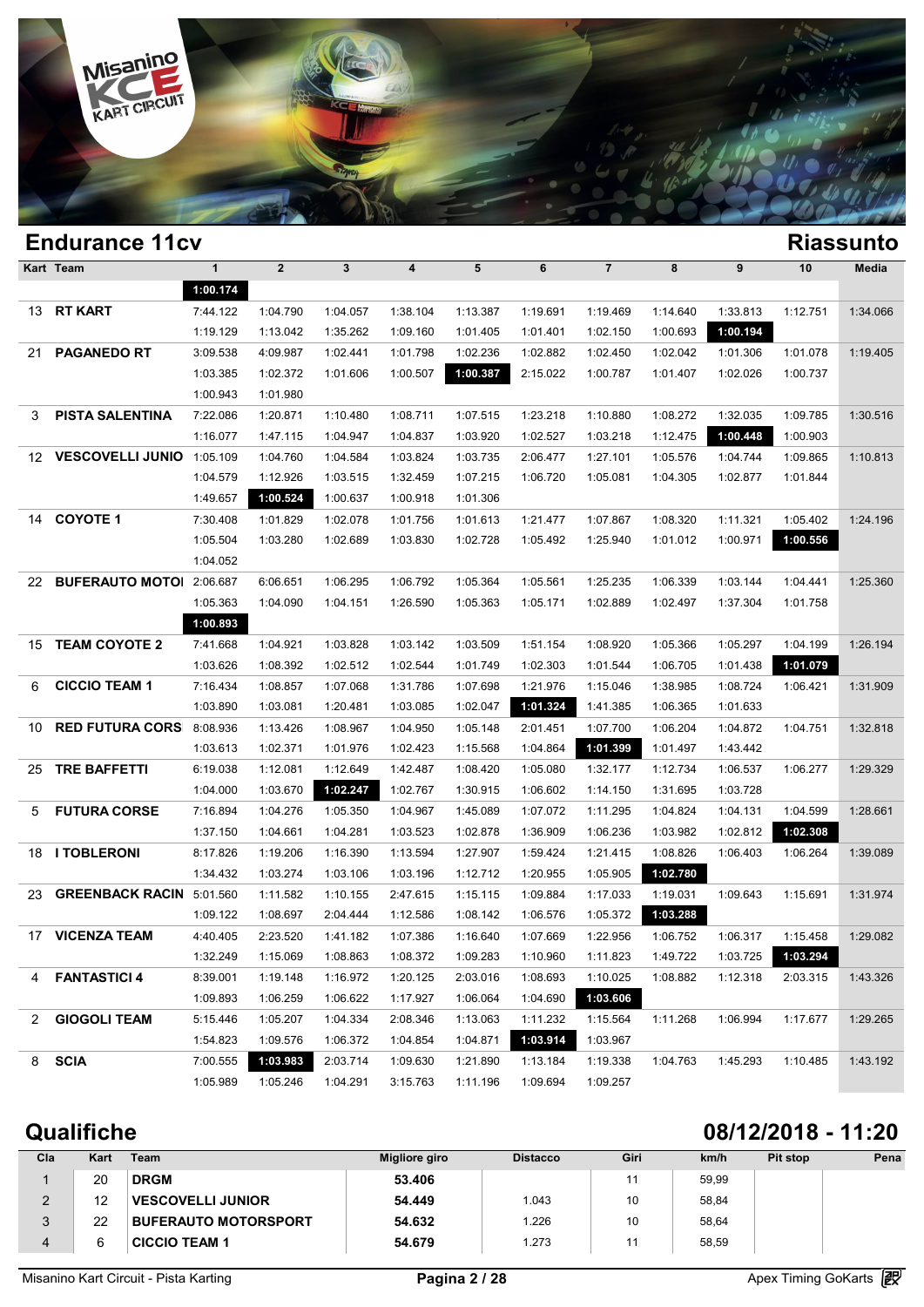## Endurance 11cv

## Riassunto

| Kart | Team | 1 | 2 | 3 | 4 | 5 | 6 | 7 | 8 | 9 | 10 | Media |
|---|---|---|---|---|---|---|---|---|---|---|---|---|
| | | **1:00.174** | | | | | | | | | | |
| 13 | **RT KART** | 7:44.122 | 1:04.790 | 1:04.057 | 1:38.104 | 1:13.387 | 1:19.691 | 1:19.469 | 1:14.640 | 1:33.813 | 1:12.751 | 1:34.066 |
| | | 1:19.129 | 1:13.042 | 1:35.262 | 1:09.160 | 1:01.405 | 1:01.401 | 1:02.150 | 1:00.693 | **1:00.194** | | |
| 21 | **PAGANEDO RT** | 3:09.538 | 4:09.987 | 1:02.441 | 1:01.798 | 1:02.236 | 1:02.882 | 1:02.450 | 1:02.042 | 1:01.306 | 1:01.078 | 1:19.405 |
| | | 1:03.385 | 1:02.372 | 1:01.606 | 1:00.507 | **1:00.387** | 2:15.022 | 1:00.787 | 1:01.407 | 1:02.026 | 1:00.737 | |
| | | 1:00.943 | 1:01.980 | | | | | | | | | |
| 3 | **PISTA SALENTINA** | 7:22.086 | 1:20.871 | 1:10.480 | 1:08.711 | 1:07.515 | 1:23.218 | 1:10.880 | 1:08.272 | 1:32.035 | 1:09.785 | 1:30.516 |
| | | 1:16.077 | 1:47.115 | 1:04.947 | 1:04.837 | 1:03.920 | 1:02.527 | 1:03.218 | 1:12.475 | **1:00.448** | 1:00.903 | |
| 12 | **VESCOVELLI JUNIO** | 1:05.109 | 1:04.760 | 1:04.584 | 1:03.824 | 1:03.735 | 2:06.477 | 1:27.101 | 1:05.576 | 1:04.744 | 1:09.865 | 1:10.813 |
| | | 1:04.579 | 1:12.926 | 1:03.515 | 1:32.459 | 1:07.215 | 1:06.720 | 1:05.081 | 1:04.305 | 1:02.877 | 1:01.844 | |
| | | 1:49.657 | **1:00.524** | 1:00.637 | 1:00.918 | 1:01.306 | | | | | | |
| 14 | **COYOTE 1** | 7:30.408 | 1:01.829 | 1:02.078 | 1:01.756 | 1:01.613 | 1:21.477 | 1:07.867 | 1:08.320 | 1:11.321 | 1:05.402 | 1:24.196 |
| | | 1:05.504 | 1:03.280 | 1:02.689 | 1:03.830 | 1:02.728 | 1:05.492 | 1:25.940 | 1:01.012 | 1:00.971 | **1:00.556** | |
| | | 1:04.052 | | | | | | | | | | |
| 22 | **BUFERAUTO MOTOI** | 2:06.687 | 6:06.651 | 1:06.295 | 1:06.792 | 1:05.364 | 1:05.561 | 1:25.235 | 1:06.339 | 1:03.144 | 1:04.441 | 1:25.360 |
| | | 1:05.363 | 1:04.090 | 1:04.151 | 1:26.590 | 1:05.363 | 1:05.171 | 1:02.889 | 1:02.497 | 1:37.304 | 1:01.758 | |
| | | **1:00.893** | | | | | | | | | | |
| 15 | **TEAM COYOTE 2** | 7:41.668 | 1:04.921 | 1:03.828 | 1:03.142 | 1:03.509 | 1:51.154 | 1:08.920 | 1:05.366 | 1:05.297 | 1:04.199 | 1:26.194 |
| | | 1:03.626 | 1:08.392 | 1:02.512 | 1:02.544 | 1:01.749 | 1:02.303 | 1:01.544 | 1:06.705 | 1:01.438 | **1:01.079** | |
| 6 | **CICCIO TEAM 1** | 7:16.434 | 1:08.857 | 1:07.068 | 1:31.786 | 1:07.698 | 1:21.976 | 1:15.046 | 1:38.985 | 1:08.724 | 1:06.421 | 1:31.909 |
| | | 1:03.890 | 1:03.081 | 1:20.481 | 1:03.085 | 1:02.047 | **1:01.324** | 1:41.385 | 1:06.365 | 1:01.633 | | |
| 10 | **RED FUTURA CORS** | 8:08.936 | 1:13.426 | 1:08.967 | 1:04.950 | 1:05.148 | 2:01.451 | 1:07.700 | 1:06.204 | 1:04.872 | 1:04.751 | 1:32.818 |
| | | 1:03.613 | 1:02.371 | 1:01.976 | 1:02.423 | 1:15.568 | 1:04.864 | **1:01.399** | 1:01.497 | 1:43.442 | | |
| 25 | **TRE BAFFETTI** | 6:19.038 | 1:12.081 | 1:12.649 | 1:42.487 | 1:08.420 | 1:05.080 | 1:32.177 | 1:12.734 | 1:06.537 | 1:06.277 | 1:29.329 |
| | | 1:04.000 | 1:03.670 | **1:02.247** | 1:02.767 | 1:30.915 | 1:06.602 | 1:14.150 | 1:31.695 | 1:03.728 | | |
| 5 | **FUTURA CORSE** | 7:16.894 | 1:04.276 | 1:05.350 | 1:04.967 | 1:45.089 | 1:07.072 | 1:11.295 | 1:04.824 | 1:04.131 | 1:04.599 | 1:28.661 |
| | | 1:37.150 | 1:04.661 | 1:04.281 | 1:03.523 | 1:02.878 | 1:36.909 | 1:06.236 | 1:03.982 | 1:02.812 | **1:02.308** | |
| 18 | **I TOBLERONI** | 8:17.826 | 1:19.206 | 1:16.390 | 1:13.594 | 1:27.907 | 1:59.424 | 1:21.415 | 1:08.826 | 1:06.403 | 1:06.264 | 1:39.089 |
| | | 1:34.432 | 1:03.274 | 1:03.106 | 1:03.196 | 1:12.712 | 1:20.955 | 1:05.905 | **1:02.780** | | | |
| 23 | **GREENBACK RACIN** | 5:01.560 | 1:11.582 | 1:10.155 | 2:47.615 | 1:15.115 | 1:09.884 | 1:17.033 | 1:19.031 | 1:09.643 | 1:15.691 | 1:31.974 |
| | | 1:09.122 | 1:08.697 | 2:04.444 | 1:12.586 | 1:08.142 | 1:06.576 | 1:05.372 | **1:03.288** | | | |
| 17 | **VICENZA TEAM** | 4:40.405 | 2:23.520 | 1:41.182 | 1:07.386 | 1:16.640 | 1:07.669 | 1:22.956 | 1:06.752 | 1:06.317 | 1:15.458 | 1:29.082 |
| | | 1:32.249 | 1:15.069 | 1:08.863 | 1:08.372 | 1:09.283 | 1:10.960 | 1:11.823 | 1:49.722 | 1:03.725 | **1:03.294** | |
| 4 | **FANTASTICI 4** | 8:39.001 | 1:19.148 | 1:16.972 | 1:20.125 | 2:03.016 | 1:08.693 | 1:10.025 | 1:08.882 | 1:12.318 | 2:03.315 | 1:43.326 |
| | | 1:09.893 | 1:06.259 | 1:06.622 | 1:17.927 | 1:06.064 | 1:04.690 | **1:03.606** | | | | |
| 2 | **GIOGOLI TEAM** | 5:15.446 | 1:05.207 | 1:04.334 | 2:08.346 | 1:13.063 | 1:11.232 | 1:15.564 | 1:11.268 | 1:06.994 | 1:17.677 | 1:29.265 |
| | | 1:54.823 | 1:09.576 | 1:06.372 | 1:04.854 | 1:04.871 | **1:03.914** | 1:03.967 | | | | |
| 8 | **SCIA** | 7:00.555 | **1:03.983** | 2:03.714 | 1:09.630 | 1:21.890 | 1:13.184 | 1:19.338 | 1:04.763 | 1:45.293 | 1:10.485 | 1:43.192 |
| | | 1:05.989 | 1:05.246 | 1:04.291 | 3:15.763 | 1:11.196 | 1:09.694 | 1:09.257 | | | | |

## Qualifiche

## 08/12/2018 - 11:20

| Cla | Kart | Team | Migliore giro | Distacco | Giri | km/h | Pit stop | Pena |
|---|---|---|---|---|---|---|---|---|
| 1 | 20 | **DRGM** | **53.406** | | 11 | 59,99 | | |
| 2 | 12 | **VESCOVELLI JUNIOR** | **54.449** | 1.043 | 10 | 58,84 | | |
| 3 | 22 | **BUFERAUTO MOTORSPORT** | **54.632** | 1.226 | 10 | 58,64 | | |
| 4 | 6 | **CICCIO TEAM 1** | **54.679** | 1.273 | 11 | 58,59 | | |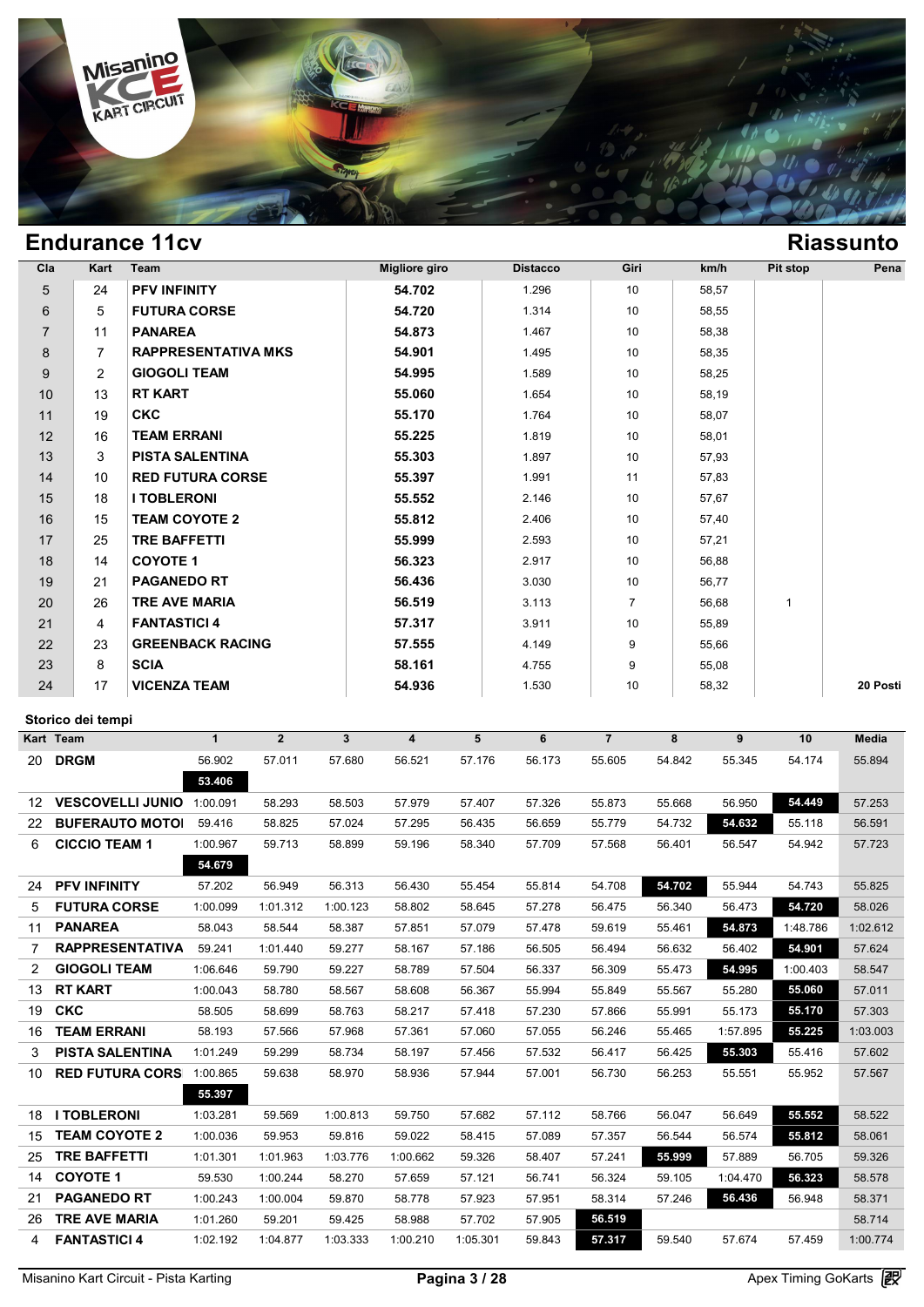## Endurance 11cv

## Riassunto

| Cla | Kart | Team | Migliore giro | Distacco | Giri | km/h | Pit stop | Pena |
|---|---|---|---|---|---|---|---|---|
| 5 | 24 | **PFV INFINITY** | **54.702** | 1.296 | 10 | 58,57 | | |
| 6 | 5 | **FUTURA CORSE** | **54.720** | 1.314 | 10 | 58,55 | | |
| 7 | 11 | **PANAREA** | **54.873** | 1.467 | 10 | 58,38 | | |
| 8 | 7 | **RAPPRESENTATIVA MKS** | **54.901** | 1.495 | 10 | 58,35 | | |
| 9 | 2 | **GIOGOLI TEAM** | **54.995** | 1.589 | 10 | 58,25 | | |
| 10 | 13 | **RT KART** | **55.060** | 1.654 | 10 | 58,19 | | |
| 11 | 19 | **CKC** | **55.170** | 1.764 | 10 | 58,07 | | |
| 12 | 16 | **TEAM ERRANI** | **55.225** | 1.819 | 10 | 58,01 | | |
| 13 | 3 | **PISTA SALENTINA** | **55.303** | 1.897 | 10 | 57,93 | | |
| 14 | 10 | **RED FUTURA CORSE** | **55.397** | 1.991 | 11 | 57,83 | | |
| 15 | 18 | **I TOBLERONI** | **55.552** | 2.146 | 10 | 57,67 | | |
| 16 | 15 | **TEAM COYOTE 2** | **55.812** | 2.406 | 10 | 57,40 | | |
| 17 | 25 | **TRE BAFFETTI** | **55.999** | 2.593 | 10 | 57,21 | | |
| 18 | 14 | **COYOTE 1** | **56.323** | 2.917 | 10 | 56,88 | | |
| 19 | 21 | **PAGANEDO RT** | **56.436** | 3.030 | 10 | 56,77 | | |
| 20 | 26 | **TRE AVE MARIA** | **56.519** | 3.113 | 7 | 56,68 | 1 | |
| 21 | 4 | **FANTASTICI 4** | **57.317** | 3.911 | 10 | 55,89 | | |
| 22 | 23 | **GREENBACK RACING** | **57.555** | 4.149 | 9 | 55,66 | | |
| 23 | 8 | **SCIA** | **58.161** | 4.755 | 9 | 55,08 | | |
| 24 | 17 | **VICENZA TEAM** | **54.936** | 1.530 | 10 | 58,32 | | **20 Posti** |

**Storico dei tempi**

| Kart | Team | 1 | 2 | 3 | 4 | 5 | 6 | 7 | 8 | 9 | 10 | Media |
|---|---|---|---|---|---|---|---|---|---|---|---|---|
| 20 | **DRGM** | 56.902 | 57.011 | 57.680 | 56.521 | 57.176 | 56.173 | 55.605 | 54.842 | 55.345 | 54.174 | 55.894 |
| | | **53.406** | | | | | | | | | | |
| 12 | **VESCOVELLI JUNIO** | 1:00.091 | 58.293 | 58.503 | 57.979 | 57.407 | 57.326 | 55.873 | 55.668 | 56.950 | **54.449** | 57.253 |
| 22 | **BUFERAUTO MOTOI** | 59.416 | 58.825 | 57.024 | 57.295 | 56.435 | 56.659 | 55.779 | 54.732 | **54.632** | 55.118 | 56.591 |
| 6 | **CICCIO TEAM 1** | 1:00.967 | 59.713 | 58.899 | 59.196 | 58.340 | 57.709 | 57.568 | 56.401 | 56.547 | 54.942 | 57.723 |
| | | **54.679** | | | | | | | | | | |
| 24 | **PFV INFINITY** | 57.202 | 56.949 | 56.313 | 56.430 | 55.454 | 55.814 | 54.708 | **54.702** | 55.944 | 54.743 | 55.825 |
| 5 | **FUTURA CORSE** | 1:00.099 | 1:01.312 | 1:00.123 | 58.802 | 58.645 | 57.278 | 56.475 | 56.340 | 56.473 | **54.720** | 58.026 |
| 11 | **PANAREA** | 58.043 | 58.544 | 58.387 | 57.851 | 57.079 | 57.478 | 59.619 | 55.461 | **54.873** | 1:48.786 | 1:02.612 |
| 7 | **RAPPRESENTATIVA** | 59.241 | 1:01.440 | 59.277 | 58.167 | 57.186 | 56.505 | 56.494 | 56.632 | 56.402 | **54.901** | 57.624 |
| 2 | **GIOGOLI TEAM** | 1:06.646 | 59.790 | 59.227 | 58.789 | 57.504 | 56.337 | 56.309 | 55.473 | **54.995** | 1:00.403 | 58.547 |
| 13 | **RT KART** | 1:00.043 | 58.780 | 58.567 | 58.608 | 56.367 | 55.994 | 55.849 | 55.567 | 55.280 | **55.060** | 57.011 |
| 19 | **CKC** | 58.505 | 58.699 | 58.763 | 58.217 | 57.418 | 57.230 | 57.866 | 55.991 | 55.173 | **55.170** | 57.303 |
| 16 | **TEAM ERRANI** | 58.193 | 57.566 | 57.968 | 57.361 | 57.060 | 57.055 | 56.246 | 55.465 | 1:57.895 | **55.225** | 1:03.003 |
| 3 | **PISTA SALENTINA** | 1:01.249 | 59.299 | 58.734 | 58.197 | 57.456 | 57.532 | 56.417 | 56.425 | **55.303** | 55.416 | 57.602 |
| 10 | **RED FUTURA CORS** | 1:00.865 | 59.638 | 58.970 | 58.936 | 57.944 | 57.001 | 56.730 | 56.253 | 55.551 | 55.952 | 57.567 |
| | | **55.397** | | | | | | | | | | |
| 18 | **I TOBLERONI** | 1:03.281 | 59.569 | 1:00.813 | 59.750 | 57.682 | 57.112 | 58.766 | 56.047 | 56.649 | **55.552** | 58.522 |
| 15 | **TEAM COYOTE 2** | 1:00.036 | 59.953 | 59.816 | 59.022 | 58.415 | 57.089 | 57.357 | 56.544 | 56.574 | **55.812** | 58.061 |
| 25 | **TRE BAFFETTI** | 1:01.301 | 1:01.963 | 1:03.776 | 1:00.662 | 59.326 | 58.407 | 57.241 | **55.999** | 57.889 | 56.705 | 59.326 |
| 14 | **COYOTE 1** | 59.530 | 1:00.244 | 58.270 | 57.659 | 57.121 | 56.741 | 56.324 | 59.105 | 1:04.470 | **56.323** | 58.578 |
| 21 | **PAGANEDO RT** | 1:00.243 | 1:00.004 | 59.870 | 58.778 | 57.923 | 57.951 | 58.314 | 57.246 | **56.436** | 56.948 | 58.371 |
| 26 | **TRE AVE MARIA** | 1:01.260 | 59.201 | 59.425 | 58.988 | 57.702 | 57.905 | **56.519** | | | | 58.714 |
| 4 | **FANTASTICI 4** | 1:02.192 | 1:04.877 | 1:03.333 | 1:00.210 | 1:05.301 | 59.843 | **57.317** | 59.540 | 57.674 | 57.459 | 1:00.774 |

Misanino Kart Circuit - Pista Karting

Apex Timing GoKarts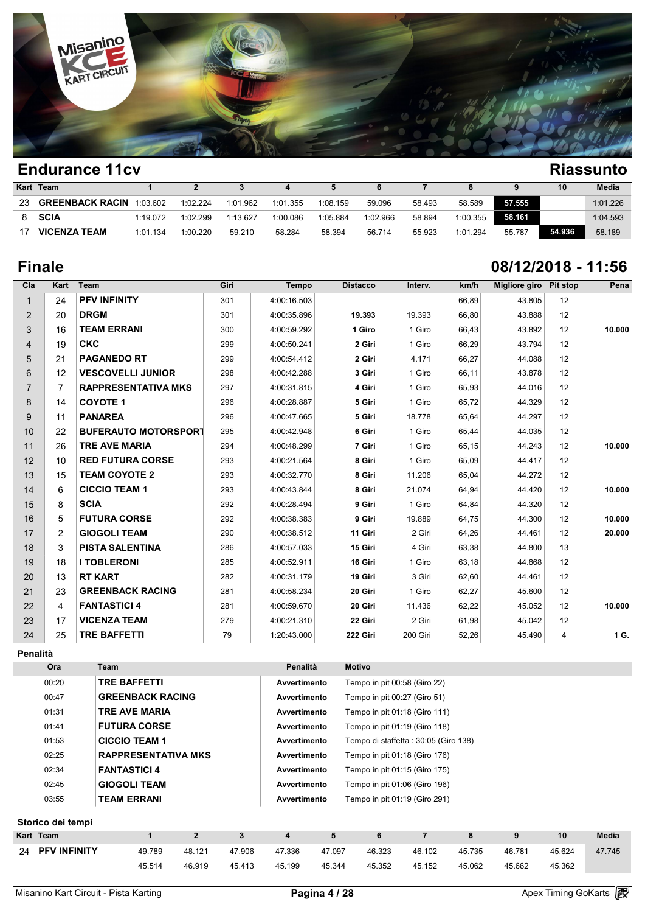## Endurance 11cv

## Riassunto

| Kart | Team | 1 | 2 | 3 | 4 | 5 | 6 | 7 | 8 | 9 | 10 | Media |
|---|---|---|---|---|---|---|---|---|---|---|---|---|
| 23 | GREENBACK RACIN | 1:03.602 | 1:02.224 | 1:01.962 | 1:01.355 | 1:08.159 | 59.096 | 58.493 | 58.589 | 57.555 | | 1:01.226 |
| 8 | SCIA | 1:19.072 | 1:02.299 | 1:13.627 | 1:00.086 | 1:05.884 | 1:02.966 | 58.894 | 1:00.355 | 58.161 | | 1:04.593 |
| 17 | VICENZA TEAM | 1:01.134 | 1:00.220 | 59.210 | 58.284 | 58.394 | 56.714 | 55.923 | 1:01.294 | 55.787 | 54.936 | 58.189 |

## Finale

## 08/12/2018 - 11:56

| Cla | Kart | Team | Giri | Tempo | Distacco | Interv. | km/h | Migliore giro | Pit stop | Pena |
|---|---|---|---|---|---|---|---|---|---|---|
| 1 | 24 | PFV INFINITY | 301 | 4:00:16.503 | | | 66,89 | 43.805 | 12 | |
| 2 | 20 | DRGM | 301 | 4:00:35.896 | 19.393 | 19.393 | 66,80 | 43.888 | 12 | |
| 3 | 16 | TEAM ERRANI | 300 | 4:00:59.292 | 1 Giro | 1 Giro | 66,43 | 43.892 | 12 | 10.000 |
| 4 | 19 | CKC | 299 | 4:00:50.241 | 2 Giri | 1 Giro | 66,29 | 43.794 | 12 | |
| 5 | 21 | PAGANEDO RT | 299 | 4:00:54.412 | 2 Giri | 4.171 | 66,27 | 44.088 | 12 | |
| 6 | 12 | VESCOVELLI JUNIOR | 298 | 4:00:42.288 | 3 Giri | 1 Giro | 66,11 | 43.878 | 12 | |
| 7 | 7 | RAPPRESENTATIVA MKS | 297 | 4:00:31.815 | 4 Giri | 1 Giro | 65,93 | 44.016 | 12 | |
| 8 | 14 | COYOTE 1 | 296 | 4:00:28.887 | 5 Giri | 1 Giro | 65,72 | 44.329 | 12 | |
| 9 | 11 | PANAREA | 296 | 4:00:47.665 | 5 Giri | 18.778 | 65,64 | 44.297 | 12 | |
| 10 | 22 | BUFERAUTO MOTORSPORT | 295 | 4:00:42.948 | 6 Giri | 1 Giro | 65,44 | 44.035 | 12 | |
| 11 | 26 | TRE AVE MARIA | 294 | 4:00:48.299 | 7 Giri | 1 Giro | 65,15 | 44.243 | 12 | 10.000 |
| 12 | 10 | RED FUTURA CORSE | 293 | 4:00:21.564 | 8 Giri | 1 Giro | 65,09 | 44.417 | 12 | |
| 13 | 15 | TEAM COYOTE 2 | 293 | 4:00:32.770 | 8 Giri | 11.206 | 65,04 | 44.272 | 12 | |
| 14 | 6 | CICCIO TEAM 1 | 293 | 4:00:43.844 | 8 Giri | 21.074 | 64,94 | 44.420 | 12 | 10.000 |
| 15 | 8 | SCIA | 292 | 4:00:28.494 | 9 Giri | 1 Giro | 64,84 | 44.320 | 12 | |
| 16 | 5 | FUTURA CORSE | 292 | 4:00:38.383 | 9 Giri | 19.889 | 64,75 | 44.300 | 12 | 10.000 |
| 17 | 2 | GIOGOLI TEAM | 290 | 4:00:38.512 | 11 Giri | 2 Giri | 64,26 | 44.461 | 12 | 20.000 |
| 18 | 3 | PISTA SALENTINA | 286 | 4:00:57.033 | 15 Giri | 4 Giri | 63,38 | 44.800 | 13 | |
| 19 | 18 | I TOBLERONI | 285 | 4:00:52.911 | 16 Giri | 1 Giro | 63,18 | 44.868 | 12 | |
| 20 | 13 | RT KART | 282 | 4:00:31.179 | 19 Giri | 3 Giri | 62,60 | 44.461 | 12 | |
| 21 | 23 | GREENBACK RACING | 281 | 4:00:58.234 | 20 Giri | 1 Giro | 62,27 | 45.600 | 12 | |
| 22 | 4 | FANTASTICI 4 | 281 | 4:00:59.670 | 20 Giri | 11.436 | 62,22 | 45.052 | 12 | 10.000 |
| 23 | 17 | VICENZA TEAM | 279 | 4:00:21.310 | 22 Giri | 2 Giri | 61,98 | 45.042 | 12 | |
| 24 | 25 | TRE BAFFETTI | 79 | 1:20:43.000 | 222 Giri | 200 Giri | 52,26 | 45.490 | 4 | 1 G. |

### Penalità

| Ora | Team | Penalità | Motivo |
|---|---|---|---|
| 00:20 | TRE BAFFETTI | Avvertimento | Tempo in pit 00:58 (Giro 22) |
| 00:47 | GREENBACK RACING | Avvertimento | Tempo in pit 00:27 (Giro 51) |
| 01:31 | TRE AVE MARIA | Avvertimento | Tempo in pit 01:18 (Giro 111) |
| 01:41 | FUTURA CORSE | Avvertimento | Tempo in pit 01:19 (Giro 118) |
| 01:53 | CICCIO TEAM 1 | Avvertimento | Tempo di staffetta : 30:05 (Giro 138) |
| 02:25 | RAPPRESENTATIVA MKS | Avvertimento | Tempo in pit 01:18 (Giro 176) |
| 02:34 | FANTASTICI 4 | Avvertimento | Tempo in pit 01:15 (Giro 175) |
| 02:45 | GIOGOLI TEAM | Avvertimento | Tempo in pit 01:06 (Giro 196) |
| 03:55 | TEAM ERRANI | Avvertimento | Tempo in pit 01:19 (Giro 291) |

### Storico dei tempi

| Kart | Team | 1 | 2 | 3 | 4 | 5 | 6 | 7 | 8 | 9 | 10 | Media |
|---|---|---|---|---|---|---|---|---|---|---|---|---|
| 24 | PFV INFINITY | 49.789 | 48.121 | 47.906 | 47.336 | 47.097 | 46.323 | 46.102 | 45.735 | 46.781 | 45.624 | 47.745 |
| | | 45.514 | 46.919 | 45.413 | 45.199 | 45.344 | 45.352 | 45.152 | 45.062 | 45.662 | 45.362 | |

Misanino Kart Circuit - Pista Karting

Apex Timing GoKarts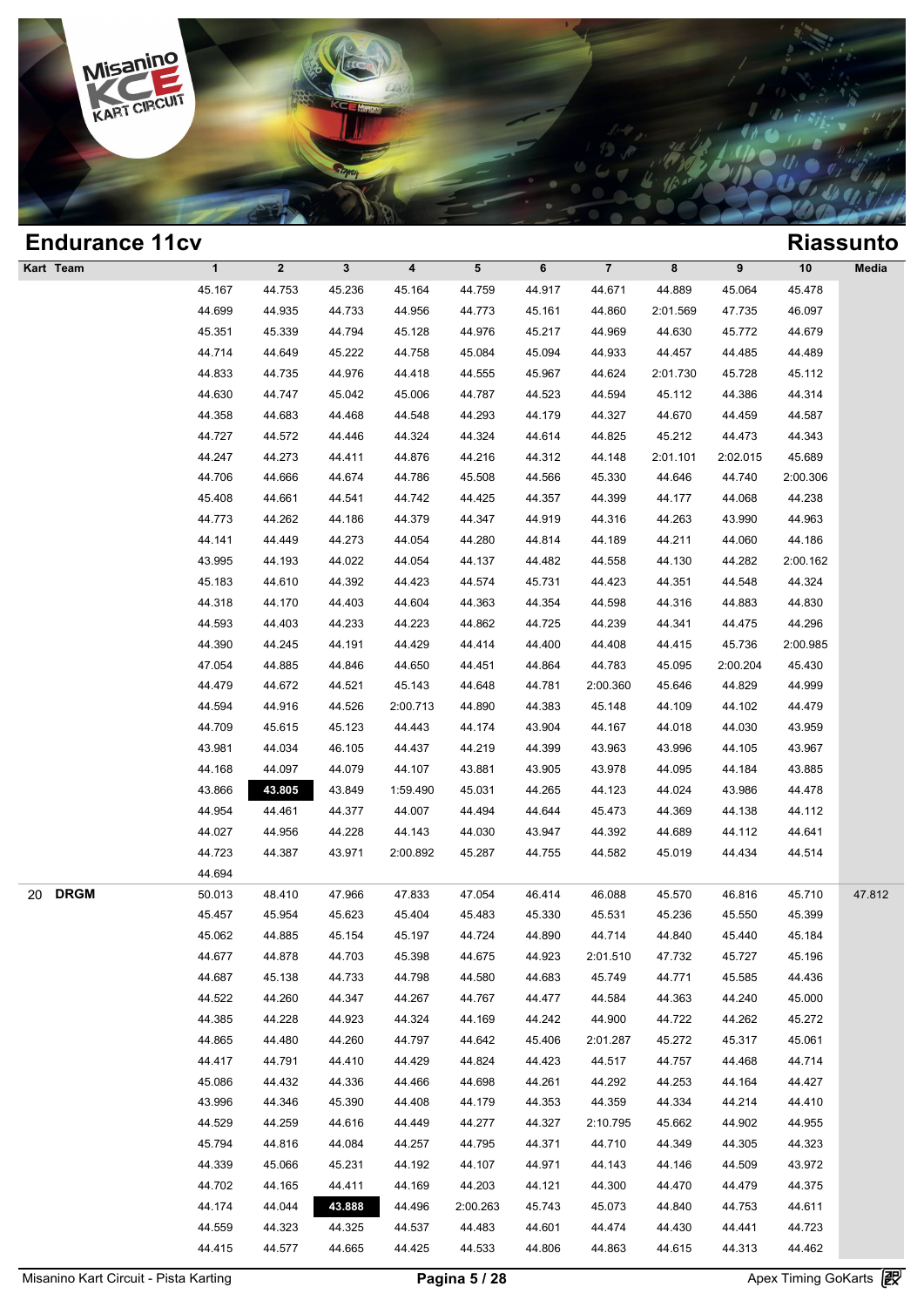## Endurance 11cv

## Riassunto

| Kart | Team | 1 | 2 | 3 | 4 | 5 | 6 | 7 | 8 | 9 | 10 | Media |
|---|---|---|---|---|---|---|---|---|---|---|---|---|
| | | 45.167 | 44.753 | 45.236 | 45.164 | 44.759 | 44.917 | 44.671 | 44.889 | 45.064 | 45.478 | |
| | | 44.699 | 44.935 | 44.733 | 44.956 | 44.773 | 45.161 | 44.860 | 2:01.569 | 47.735 | 46.097 | |
| | | 45.351 | 45.339 | 44.794 | 45.128 | 44.976 | 45.217 | 44.969 | 44.630 | 45.772 | 44.679 | |
| | | 44.714 | 44.649 | 45.222 | 44.758 | 45.084 | 45.094 | 44.933 | 44.457 | 44.485 | 44.489 | |
| | | 44.833 | 44.735 | 44.976 | 44.418 | 44.555 | 45.967 | 44.624 | 2:01.730 | 45.728 | 45.112 | |
| | | 44.630 | 44.747 | 45.042 | 45.006 | 44.787 | 44.523 | 44.594 | 45.112 | 44.386 | 44.314 | |
| | | 44.358 | 44.683 | 44.468 | 44.548 | 44.293 | 44.179 | 44.327 | 44.670 | 44.459 | 44.587 | |
| | | 44.727 | 44.572 | 44.446 | 44.324 | 44.324 | 44.614 | 44.825 | 45.212 | 44.473 | 44.343 | |
| | | 44.247 | 44.273 | 44.411 | 44.876 | 44.216 | 44.312 | 44.148 | 2:01.101 | 2:02.015 | 45.689 | |
| | | 44.706 | 44.666 | 44.674 | 44.786 | 45.508 | 44.566 | 45.330 | 44.646 | 44.740 | 2:00.306 | |
| | | 45.408 | 44.661 | 44.541 | 44.742 | 44.425 | 44.357 | 44.399 | 44.177 | 44.068 | 44.238 | |
| | | 44.773 | 44.262 | 44.186 | 44.379 | 44.347 | 44.919 | 44.316 | 44.263 | 43.990 | 44.963 | |
| | | 44.141 | 44.449 | 44.273 | 44.054 | 44.280 | 44.814 | 44.189 | 44.211 | 44.060 | 44.186 | |
| | | 43.995 | 44.193 | 44.022 | 44.054 | 44.137 | 44.482 | 44.558 | 44.130 | 44.282 | 2:00.162 | |
| | | 45.183 | 44.610 | 44.392 | 44.423 | 44.574 | 45.731 | 44.423 | 44.351 | 44.548 | 44.324 | |
| | | 44.318 | 44.170 | 44.403 | 44.604 | 44.363 | 44.354 | 44.598 | 44.316 | 44.883 | 44.830 | |
| | | 44.593 | 44.403 | 44.233 | 44.223 | 44.862 | 44.725 | 44.239 | 44.341 | 44.475 | 44.296 | |
| | | 44.390 | 44.245 | 44.191 | 44.429 | 44.414 | 44.400 | 44.408 | 44.415 | 45.736 | 2:00.985 | |
| | | 47.054 | 44.885 | 44.846 | 44.650 | 44.451 | 44.864 | 44.783 | 45.095 | 2:00.204 | 45.430 | |
| | | 44.479 | 44.672 | 44.521 | 45.143 | 44.648 | 44.781 | 2:00.360 | 45.646 | 44.829 | 44.999 | |
| | | 44.594 | 44.916 | 44.526 | 2:00.713 | 44.890 | 44.383 | 45.148 | 44.109 | 44.102 | 44.479 | |
| | | 44.709 | 45.615 | 45.123 | 44.443 | 44.174 | 43.904 | 44.167 | 44.018 | 44.030 | 43.959 | |
| | | 43.981 | 44.034 | 46.105 | 44.437 | 44.219 | 44.399 | 43.963 | 43.996 | 44.105 | 43.967 | |
| | | 44.168 | 44.097 | 44.079 | 44.107 | 43.881 | 43.905 | 43.978 | 44.095 | 44.184 | 43.885 | |
| | | 43.866 | **43.805** | 43.849 | 1:59.490 | 45.031 | 44.265 | 44.123 | 44.024 | 43.986 | 44.478 | |
| | | 44.954 | 44.461 | 44.377 | 44.007 | 44.494 | 44.644 | 45.473 | 44.369 | 44.138 | 44.112 | |
| | | 44.027 | 44.956 | 44.228 | 44.143 | 44.030 | 43.947 | 44.392 | 44.689 | 44.112 | 44.641 | |
| | | 44.723 | 44.387 | 43.971 | 2:00.892 | 45.287 | 44.755 | 44.582 | 45.019 | 44.434 | 44.514 | |
| | | 44.694 | | | | | | | | | | |
| 20 | **DRGM** | 50.013 | 48.410 | 47.966 | 47.833 | 47.054 | 46.414 | 46.088 | 45.570 | 46.816 | 45.710 | 47.812 |
| | | 45.457 | 45.954 | 45.623 | 45.404 | 45.483 | 45.330 | 45.531 | 45.236 | 45.550 | 45.399 | |
| | | 45.062 | 44.885 | 45.154 | 45.197 | 44.724 | 44.890 | 44.714 | 44.840 | 45.440 | 45.184 | |
| | | 44.677 | 44.878 | 44.703 | 45.398 | 44.675 | 44.923 | 2:01.510 | 47.732 | 45.727 | 45.196 | |
| | | 44.687 | 45.138 | 44.733 | 44.798 | 44.580 | 44.683 | 45.749 | 44.771 | 45.585 | 44.436 | |
| | | 44.522 | 44.260 | 44.347 | 44.267 | 44.767 | 44.477 | 44.584 | 44.363 | 44.240 | 45.000 | |
| | | 44.385 | 44.228 | 44.923 | 44.324 | 44.169 | 44.242 | 44.900 | 44.722 | 44.262 | 45.272 | |
| | | 44.865 | 44.480 | 44.260 | 44.797 | 44.642 | 45.406 | 2:01.287 | 45.272 | 45.317 | 45.061 | |
| | | 44.417 | 44.791 | 44.410 | 44.429 | 44.824 | 44.423 | 44.517 | 44.757 | 44.468 | 44.714 | |
| | | 45.086 | 44.432 | 44.336 | 44.466 | 44.698 | 44.261 | 44.292 | 44.253 | 44.164 | 44.427 | |
| | | 43.996 | 44.346 | 45.390 | 44.408 | 44.179 | 44.353 | 44.359 | 44.334 | 44.214 | 44.410 | |
| | | 44.529 | 44.259 | 44.616 | 44.449 | 44.277 | 44.327 | 2:10.795 | 45.662 | 44.902 | 44.955 | |
| | | 45.794 | 44.816 | 44.084 | 44.257 | 44.795 | 44.371 | 44.710 | 44.349 | 44.305 | 44.323 | |
| | | 44.339 | 45.066 | 45.231 | 44.192 | 44.107 | 44.971 | 44.143 | 44.146 | 44.509 | 43.972 | |
| | | 44.702 | 44.165 | 44.411 | 44.169 | 44.203 | 44.121 | 44.300 | 44.470 | 44.479 | 44.375 | |
| | | 44.174 | 44.044 | **43.888** | 44.496 | 2:00.263 | 45.743 | 45.073 | 44.840 | 44.753 | 44.611 | |
| | | 44.559 | 44.323 | 44.325 | 44.537 | 44.483 | 44.601 | 44.474 | 44.430 | 44.441 | 44.723 | |
| | | 44.415 | 44.577 | 44.665 | 44.425 | 44.533 | 44.806 | 44.863 | 44.615 | 44.313 | 44.462 | |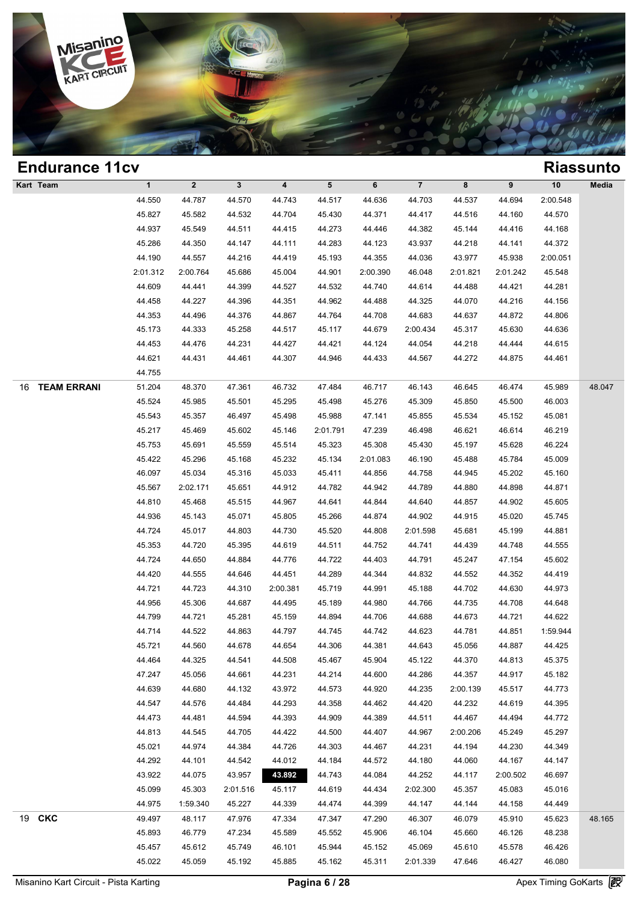# Endurance 11cv

## Riassunto

| Kart | Team | 1 | 2 | 3 | 4 | 5 | 6 | 7 | 8 | 9 | 10 | Media |
|---|---|---|---|---|---|---|---|---|---|---|---|---|
| | | 44.550 | 44.787 | 44.570 | 44.743 | 44.517 | 44.636 | 44.703 | 44.537 | 44.694 | 2:00.548 | |
| | | 45.827 | 45.582 | 44.532 | 44.704 | 45.430 | 44.371 | 44.417 | 44.516 | 44.160 | 44.570 | |
| | | 44.937 | 45.549 | 44.511 | 44.415 | 44.273 | 44.446 | 44.382 | 45.144 | 44.416 | 44.168 | |
| | | 45.286 | 44.350 | 44.147 | 44.111 | 44.283 | 44.123 | 43.937 | 44.218 | 44.141 | 44.372 | |
| | | 44.190 | 44.557 | 44.216 | 44.419 | 45.193 | 44.355 | 44.036 | 43.977 | 45.938 | 2:00.051 | |
| | | 2:01.312 | 2:00.764 | 45.686 | 45.004 | 44.901 | 2:00.390 | 46.048 | 2:01.821 | 2:01.242 | 45.548 | |
| | | 44.609 | 44.441 | 44.399 | 44.527 | 44.532 | 44.740 | 44.614 | 44.488 | 44.421 | 44.281 | |
| | | 44.458 | 44.227 | 44.396 | 44.351 | 44.962 | 44.488 | 44.325 | 44.070 | 44.216 | 44.156 | |
| | | 44.353 | 44.496 | 44.376 | 44.867 | 44.764 | 44.708 | 44.683 | 44.637 | 44.872 | 44.806 | |
| | | 45.173 | 44.333 | 45.258 | 44.517 | 45.117 | 44.679 | 2:00.434 | 45.317 | 45.630 | 44.636 | |
| | | 44.453 | 44.476 | 44.231 | 44.427 | 44.421 | 44.124 | 44.054 | 44.218 | 44.444 | 44.615 | |
| | | 44.621 | 44.431 | 44.461 | 44.307 | 44.946 | 44.433 | 44.567 | 44.272 | 44.875 | 44.461 | |
| | | 44.755 | | | | | | | | | | |
| 16 | **TEAM ERRANI** | 51.204 | 48.370 | 47.361 | 46.732 | 47.484 | 46.717 | 46.143 | 46.645 | 46.474 | 45.989 | 48.047 |
| | | 45.524 | 45.985 | 45.501 | 45.295 | 45.498 | 45.276 | 45.309 | 45.850 | 45.500 | 46.003 | |
| | | 45.543 | 45.357 | 46.497 | 45.498 | 45.988 | 47.141 | 45.855 | 45.534 | 45.152 | 45.081 | |
| | | 45.217 | 45.469 | 45.602 | 45.146 | 2:01.791 | 47.239 | 46.498 | 46.621 | 46.614 | 46.219 | |
| | | 45.753 | 45.691 | 45.559 | 45.514 | 45.323 | 45.308 | 45.430 | 45.197 | 45.628 | 46.224 | |
| | | 45.422 | 45.296 | 45.168 | 45.232 | 45.134 | 2:01.083 | 46.190 | 45.488 | 45.784 | 45.009 | |
| | | 46.097 | 45.034 | 45.316 | 45.033 | 45.411 | 44.856 | 44.758 | 44.945 | 45.202 | 45.160 | |
| | | 45.567 | 2:02.171 | 45.651 | 44.912 | 44.782 | 44.942 | 44.789 | 44.880 | 44.898 | 44.871 | |
| | | 44.810 | 45.468 | 45.515 | 44.967 | 44.641 | 44.844 | 44.640 | 44.857 | 44.902 | 45.605 | |
| | | 44.936 | 45.143 | 45.071 | 45.805 | 45.266 | 44.874 | 44.902 | 44.915 | 45.020 | 45.745 | |
| | | 44.724 | 45.017 | 44.803 | 44.730 | 45.520 | 44.808 | 2:01.598 | 45.681 | 45.199 | 44.881 | |
| | | 45.353 | 44.720 | 45.395 | 44.619 | 44.511 | 44.752 | 44.741 | 44.439 | 44.748 | 44.555 | |
| | | 44.724 | 44.650 | 44.884 | 44.776 | 44.722 | 44.403 | 44.791 | 45.247 | 47.154 | 45.602 | |
| | | 44.420 | 44.555 | 44.646 | 44.451 | 44.289 | 44.344 | 44.832 | 44.552 | 44.352 | 44.419 | |
| | | 44.721 | 44.723 | 44.310 | 2:00.381 | 45.719 | 44.991 | 45.188 | 44.702 | 44.630 | 44.973 | |
| | | 44.956 | 45.306 | 44.687 | 44.495 | 45.189 | 44.980 | 44.766 | 44.735 | 44.708 | 44.648 | |
| | | 44.799 | 44.721 | 45.281 | 45.159 | 44.894 | 44.706 | 44.688 | 44.673 | 44.721 | 44.622 | |
| | | 44.714 | 44.522 | 44.863 | 44.797 | 44.745 | 44.742 | 44.623 | 44.781 | 44.851 | 1:59.944 | |
| | | 45.721 | 44.560 | 44.678 | 44.654 | 44.306 | 44.381 | 44.643 | 45.056 | 44.887 | 44.425 | |
| | | 44.464 | 44.325 | 44.541 | 44.508 | 45.467 | 45.904 | 45.122 | 44.370 | 44.813 | 45.375 | |
| | | 47.247 | 45.056 | 44.661 | 44.231 | 44.214 | 44.600 | 44.286 | 44.357 | 44.917 | 45.182 | |
| | | 44.639 | 44.680 | 44.132 | 43.972 | 44.573 | 44.920 | 44.235 | 2:00.139 | 45.517 | 44.773 | |
| | | 44.547 | 44.576 | 44.484 | 44.293 | 44.358 | 44.462 | 44.420 | 44.232 | 44.619 | 44.395 | |
| | | 44.473 | 44.481 | 44.594 | 44.393 | 44.909 | 44.389 | 44.511 | 44.467 | 44.494 | 44.772 | |
| | | 44.813 | 44.545 | 44.705 | 44.422 | 44.500 | 44.407 | 44.967 | 2:00.206 | 45.249 | 45.297 | |
| | | 45.021 | 44.974 | 44.384 | 44.726 | 44.303 | 44.467 | 44.231 | 44.194 | 44.230 | 44.349 | |
| | | 44.292 | 44.101 | 44.542 | 44.012 | 44.184 | 44.572 | 44.180 | 44.060 | 44.167 | 44.147 | |
| | | 43.922 | 44.075 | 43.957 | **43.892** | 44.743 | 44.084 | 44.252 | 44.117 | 2:00.502 | 46.697 | |
| | | 45.099 | 45.303 | 2:01.516 | 45.117 | 44.619 | 44.434 | 2:02.300 | 45.357 | 45.083 | 45.016 | |
| | | 44.975 | 1:59.340 | 45.227 | 44.339 | 44.474 | 44.399 | 44.147 | 44.144 | 44.158 | 44.449 | |
| 19 | **CKC** | 49.497 | 48.117 | 47.976 | 47.334 | 47.347 | 47.290 | 46.307 | 46.079 | 45.910 | 45.623 | 48.165 |
| | | 45.893 | 46.779 | 47.234 | 45.589 | 45.552 | 45.906 | 46.104 | 45.660 | 46.126 | 48.238 | |
| | | 45.457 | 45.612 | 45.749 | 46.101 | 45.944 | 45.152 | 45.069 | 45.610 | 45.578 | 46.426 | |
| | | 45.022 | 45.059 | 45.192 | 45.885 | 45.162 | 45.311 | 2:01.339 | 47.646 | 46.427 | 46.080 | |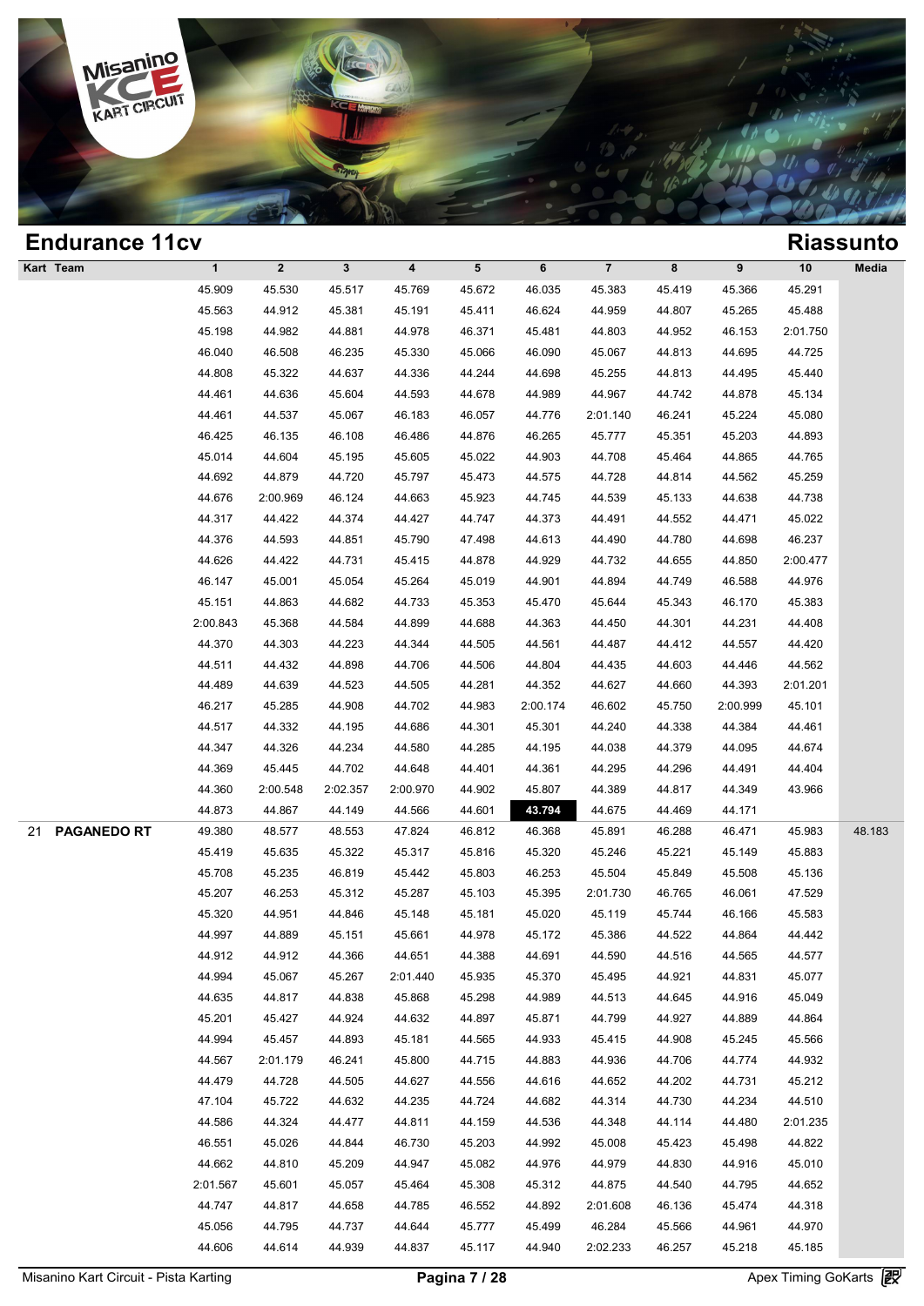## Endurance 11cv

## Riassunto

| Kart | Team | 1 | 2 | 3 | 4 | 5 | 6 | 7 | 8 | 9 | 10 | Media |
|---|---|---|---|---|---|---|---|---|---|---|---|---|
| | | 45.909 | 45.530 | 45.517 | 45.769 | 45.672 | 46.035 | 45.383 | 45.419 | 45.366 | 45.291 | |
| | | 45.563 | 44.912 | 45.381 | 45.191 | 45.411 | 46.624 | 44.959 | 44.807 | 45.265 | 45.488 | |
| | | 45.198 | 44.982 | 44.881 | 44.978 | 46.371 | 45.481 | 44.803 | 44.952 | 46.153 | 2:01.750 | |
| | | 46.040 | 46.508 | 46.235 | 45.330 | 45.066 | 46.090 | 45.067 | 44.813 | 44.695 | 44.725 | |
| | | 44.808 | 45.322 | 44.637 | 44.336 | 44.244 | 44.698 | 45.255 | 44.813 | 44.495 | 45.440 | |
| | | 44.461 | 44.636 | 45.604 | 44.593 | 44.678 | 44.989 | 44.967 | 44.742 | 44.878 | 45.134 | |
| | | 44.461 | 44.537 | 45.067 | 46.183 | 46.057 | 44.776 | 2:01.140 | 46.241 | 45.224 | 45.080 | |
| | | 46.425 | 46.135 | 46.108 | 46.486 | 44.876 | 46.265 | 45.777 | 45.351 | 45.203 | 44.893 | |
| | | 45.014 | 44.604 | 45.195 | 45.605 | 45.022 | 44.903 | 44.708 | 45.464 | 44.865 | 44.765 | |
| | | 44.692 | 44.879 | 44.720 | 45.797 | 45.473 | 44.575 | 44.728 | 44.814 | 44.562 | 45.259 | |
| | | 44.676 | 2:00.969 | 46.124 | 44.663 | 45.923 | 44.745 | 44.539 | 45.133 | 44.638 | 44.738 | |
| | | 44.317 | 44.422 | 44.374 | 44.427 | 44.747 | 44.373 | 44.491 | 44.552 | 44.471 | 45.022 | |
| | | 44.376 | 44.593 | 44.851 | 45.790 | 47.498 | 44.613 | 44.490 | 44.780 | 44.698 | 46.237 | |
| | | 44.626 | 44.422 | 44.731 | 45.415 | 44.878 | 44.929 | 44.732 | 44.655 | 44.850 | 2:00.477 | |
| | | 46.147 | 45.001 | 45.054 | 45.264 | 45.019 | 44.901 | 44.894 | 44.749 | 46.588 | 44.976 | |
| | | 45.151 | 44.863 | 44.682 | 44.733 | 45.353 | 45.470 | 45.644 | 45.343 | 46.170 | 45.383 | |
| | | 2:00.843 | 45.368 | 44.584 | 44.899 | 44.688 | 44.363 | 44.450 | 44.301 | 44.231 | 44.408 | |
| | | 44.370 | 44.303 | 44.223 | 44.344 | 44.505 | 44.561 | 44.487 | 44.412 | 44.557 | 44.420 | |
| | | 44.511 | 44.432 | 44.898 | 44.706 | 44.506 | 44.804 | 44.435 | 44.603 | 44.446 | 44.562 | |
| | | 44.489 | 44.639 | 44.523 | 44.505 | 44.281 | 44.352 | 44.627 | 44.660 | 44.393 | 2:01.201 | |
| | | 46.217 | 45.285 | 44.908 | 44.702 | 44.983 | 2:00.174 | 46.602 | 45.750 | 2:00.999 | 45.101 | |
| | | 44.517 | 44.332 | 44.195 | 44.686 | 44.301 | 45.301 | 44.240 | 44.338 | 44.384 | 44.461 | |
| | | 44.347 | 44.326 | 44.234 | 44.580 | 44.285 | 44.195 | 44.038 | 44.379 | 44.095 | 44.674 | |
| | | 44.369 | 45.445 | 44.702 | 44.648 | 44.401 | 44.361 | 44.295 | 44.296 | 44.491 | 44.404 | |
| | | 44.360 | 2:00.548 | 2:02.357 | 2:00.970 | 44.902 | 45.807 | 44.389 | 44.817 | 44.349 | 43.966 | |
| | | 44.873 | 44.867 | 44.149 | 44.566 | 44.601 | **43.794** | 44.675 | 44.469 | 44.171 | | |
| 21 | **PAGANEDO RT** | 49.380 | 48.577 | 48.553 | 47.824 | 46.812 | 46.368 | 45.891 | 46.288 | 46.471 | 45.983 | 48.183 |
| | | 45.419 | 45.635 | 45.322 | 45.317 | 45.816 | 45.320 | 45.246 | 45.221 | 45.149 | 45.883 | |
| | | 45.708 | 45.235 | 46.819 | 45.442 | 45.803 | 46.253 | 45.504 | 45.849 | 45.508 | 45.136 | |
| | | 45.207 | 46.253 | 45.312 | 45.287 | 45.103 | 45.395 | 2:01.730 | 46.765 | 46.061 | 47.529 | |
| | | 45.320 | 44.951 | 44.846 | 45.148 | 45.181 | 45.020 | 45.119 | 45.744 | 46.166 | 45.583 | |
| | | 44.997 | 44.889 | 45.151 | 45.661 | 44.978 | 45.172 | 45.386 | 44.522 | 44.864 | 44.442 | |
| | | 44.912 | 44.912 | 44.366 | 44.651 | 44.388 | 44.691 | 44.590 | 44.516 | 44.565 | 44.577 | |
| | | 44.994 | 45.067 | 45.267 | 2:01.440 | 45.935 | 45.370 | 45.495 | 44.921 | 44.831 | 45.077 | |
| | | 44.635 | 44.817 | 44.838 | 45.868 | 45.298 | 44.989 | 44.513 | 44.645 | 44.916 | 45.049 | |
| | | 45.201 | 45.427 | 44.924 | 44.632 | 44.897 | 45.871 | 44.799 | 44.927 | 44.889 | 44.864 | |
| | | 44.994 | 45.457 | 44.893 | 45.181 | 44.565 | 44.933 | 45.415 | 44.908 | 45.245 | 45.566 | |
| | | 44.567 | 2:01.179 | 46.241 | 45.800 | 44.715 | 44.883 | 44.936 | 44.706 | 44.774 | 44.932 | |
| | | 44.479 | 44.728 | 44.505 | 44.627 | 44.556 | 44.616 | 44.652 | 44.202 | 44.731 | 45.212 | |
| | | 47.104 | 45.722 | 44.632 | 44.235 | 44.724 | 44.682 | 44.314 | 44.730 | 44.234 | 44.510 | |
| | | 44.586 | 44.324 | 44.477 | 44.811 | 44.159 | 44.536 | 44.348 | 44.114 | 44.480 | 2:01.235 | |
| | | 46.551 | 45.026 | 44.844 | 46.730 | 45.203 | 44.992 | 45.008 | 45.423 | 45.498 | 44.822 | |
| | | 44.662 | 44.810 | 45.209 | 44.947 | 45.082 | 44.976 | 44.979 | 44.830 | 44.916 | 45.010 | |
| | | 2:01.567 | 45.601 | 45.057 | 45.464 | 45.308 | 45.312 | 44.875 | 44.540 | 44.795 | 44.652 | |
| | | 44.747 | 44.817 | 44.658 | 44.785 | 46.552 | 44.892 | 2:01.608 | 46.136 | 45.474 | 44.318 | |
| | | 45.056 | 44.795 | 44.737 | 44.644 | 45.777 | 45.499 | 46.284 | 45.566 | 44.961 | 44.970 | |
| | | 44.606 | 44.614 | 44.939 | 44.837 | 45.117 | 44.940 | 2:02.233 | 46.257 | 45.218 | 45.185 | |

Misanino Kart Circuit - Pista Karting — Apex Timing GoKarts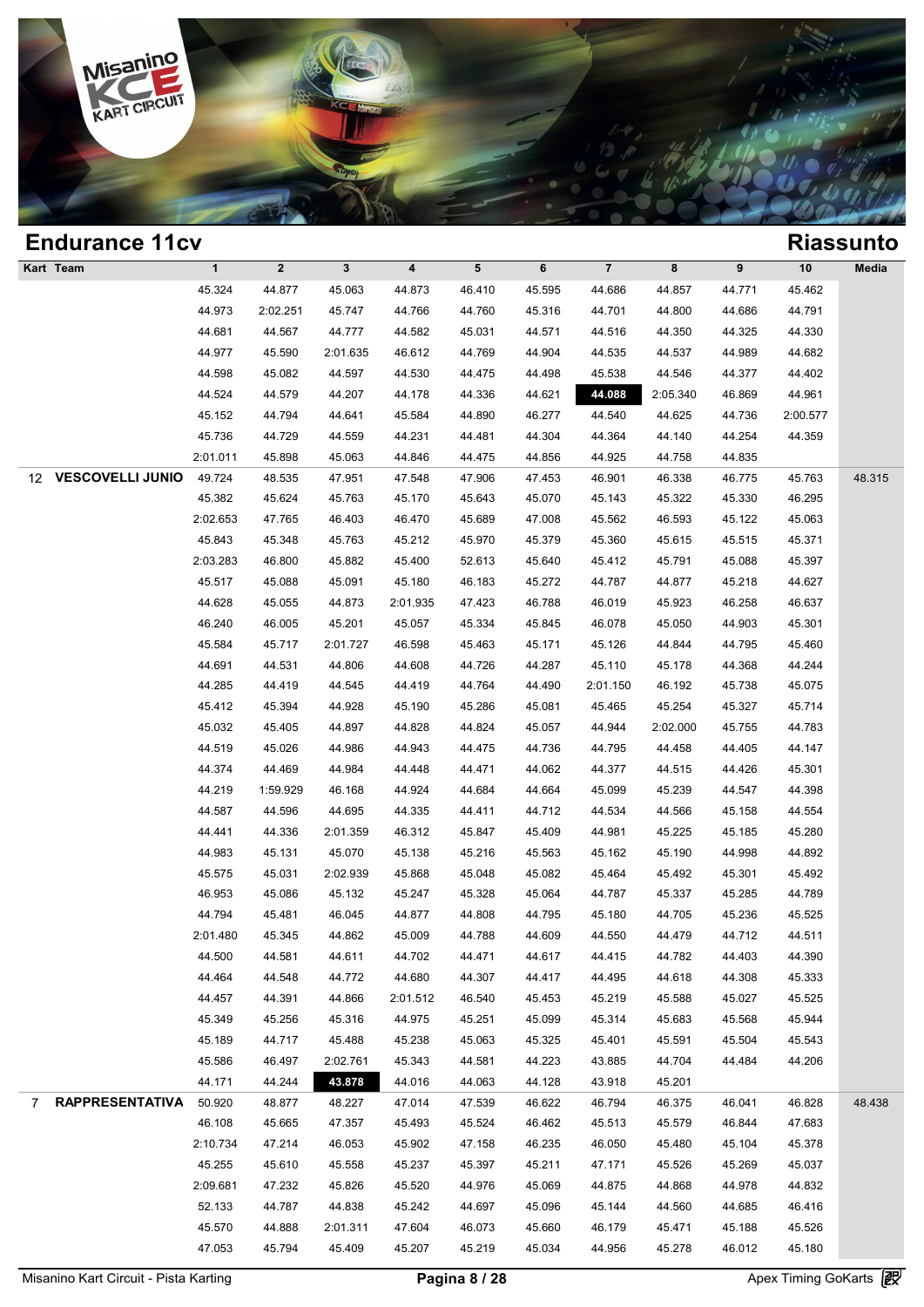## Endurance 11cv

## Riassunto

| Kart | Team | 1 | 2 | 3 | 4 | 5 | 6 | 7 | 8 | 9 | 10 | Media |
|---|---|---|---|---|---|---|---|---|---|---|---|---|
| | | 45.324 | 44.877 | 45.063 | 44.873 | 46.410 | 45.595 | 44.686 | 44.857 | 44.771 | 45.462 | |
| | | 44.973 | 2:02.251 | 45.747 | 44.766 | 44.760 | 45.316 | 44.701 | 44.800 | 44.686 | 44.791 | |
| | | 44.681 | 44.567 | 44.777 | 44.582 | 45.031 | 44.571 | 44.516 | 44.350 | 44.325 | 44.330 | |
| | | 44.977 | 45.590 | 2:01.635 | 46.612 | 44.769 | 44.904 | 44.535 | 44.537 | 44.989 | 44.682 | |
| | | 44.598 | 45.082 | 44.597 | 44.530 | 44.475 | 44.498 | 45.538 | 44.546 | 44.377 | 44.402 | |
| | | 44.524 | 44.579 | 44.207 | 44.178 | 44.336 | 44.621 | **44.088** | 2:05.340 | 46.869 | 44.961 | |
| | | 45.152 | 44.794 | 44.641 | 45.584 | 44.890 | 46.277 | 44.540 | 44.625 | 44.736 | 2:00.577 | |
| | | 45.736 | 44.729 | 44.559 | 44.231 | 44.481 | 44.304 | 44.364 | 44.140 | 44.254 | 44.359 | |
| | | 2:01.011 | 45.898 | 45.063 | 44.846 | 44.475 | 44.856 | 44.925 | 44.758 | 44.835 | | |
| 12 | VESCOVELLI JUNIO | 49.724 | 48.535 | 47.951 | 47.548 | 47.906 | 47.453 | 46.901 | 46.338 | 46.775 | 45.763 | 48.315 |
| | | 45.382 | 45.624 | 45.763 | 45.170 | 45.643 | 45.070 | 45.143 | 45.322 | 45.330 | 46.295 | |
| | | 2:02.653 | 47.765 | 46.403 | 46.470 | 45.689 | 47.008 | 45.562 | 46.593 | 45.122 | 45.063 | |
| | | 45.843 | 45.348 | 45.763 | 45.212 | 45.970 | 45.379 | 45.360 | 45.615 | 45.515 | 45.371 | |
| | | 2:03.283 | 46.800 | 45.882 | 45.400 | 52.613 | 45.640 | 45.412 | 45.791 | 45.088 | 45.397 | |
| | | 45.517 | 45.088 | 45.091 | 45.180 | 46.183 | 45.272 | 44.787 | 44.877 | 45.218 | 44.627 | |
| | | 44.628 | 45.055 | 44.873 | 2:01.935 | 47.423 | 46.788 | 46.019 | 45.923 | 46.258 | 46.637 | |
| | | 46.240 | 46.005 | 45.201 | 45.057 | 45.334 | 45.845 | 46.078 | 45.050 | 44.903 | 45.301 | |
| | | 45.584 | 45.717 | 2:01.727 | 46.598 | 45.463 | 45.171 | 45.126 | 44.844 | 44.795 | 45.460 | |
| | | 44.691 | 44.531 | 44.806 | 44.608 | 44.726 | 44.287 | 45.110 | 45.178 | 44.368 | 44.244 | |
| | | 44.285 | 44.419 | 44.545 | 44.419 | 44.764 | 44.490 | 2:01.150 | 46.192 | 45.738 | 45.075 | |
| | | 45.412 | 45.394 | 44.928 | 45.190 | 45.286 | 45.081 | 45.465 | 45.254 | 45.327 | 45.714 | |
| | | 45.032 | 45.405 | 44.897 | 44.828 | 44.824 | 45.057 | 44.944 | 2:02.000 | 45.755 | 44.783 | |
| | | 44.519 | 45.026 | 44.986 | 44.943 | 44.475 | 44.736 | 44.795 | 44.458 | 44.405 | 44.147 | |
| | | 44.374 | 44.469 | 44.984 | 44.448 | 44.471 | 44.062 | 44.377 | 44.515 | 44.426 | 45.301 | |
| | | 44.219 | 1:59.929 | 46.168 | 44.924 | 44.684 | 44.664 | 45.099 | 45.239 | 44.547 | 44.398 | |
| | | 44.587 | 44.596 | 44.695 | 44.335 | 44.411 | 44.712 | 44.534 | 44.566 | 45.158 | 44.554 | |
| | | 44.441 | 44.336 | 2:01.359 | 46.312 | 45.847 | 45.409 | 44.981 | 45.225 | 45.185 | 45.280 | |
| | | 44.983 | 45.131 | 45.070 | 45.138 | 45.216 | 45.563 | 45.162 | 45.190 | 44.998 | 44.892 | |
| | | 45.575 | 45.031 | 2:02.939 | 45.868 | 45.048 | 45.082 | 45.464 | 45.492 | 45.301 | 45.492 | |
| | | 46.953 | 45.086 | 45.132 | 45.247 | 45.328 | 45.064 | 44.787 | 45.337 | 45.285 | 44.789 | |
| | | 44.794 | 45.481 | 46.045 | 44.877 | 44.808 | 44.795 | 45.180 | 44.705 | 45.236 | 45.525 | |
| | | 2:01.480 | 45.345 | 44.862 | 45.009 | 44.788 | 44.609 | 44.550 | 44.479 | 44.712 | 44.511 | |
| | | 44.500 | 44.581 | 44.611 | 44.702 | 44.471 | 44.617 | 44.415 | 44.782 | 44.403 | 44.390 | |
| | | 44.464 | 44.548 | 44.772 | 44.680 | 44.307 | 44.417 | 44.495 | 44.618 | 44.308 | 45.333 | |
| | | 44.457 | 44.391 | 44.866 | 2:01.512 | 46.540 | 45.453 | 45.219 | 45.588 | 45.027 | 45.525 | |
| | | 45.349 | 45.256 | 45.316 | 44.975 | 45.251 | 45.099 | 45.314 | 45.683 | 45.568 | 45.944 | |
| | | 45.189 | 44.717 | 45.488 | 45.238 | 45.063 | 45.325 | 45.401 | 45.591 | 45.504 | 45.543 | |
| | | 45.586 | 46.497 | 2:02.761 | 45.343 | 44.581 | 44.223 | 43.885 | 44.704 | 44.484 | 44.206 | |
| | | 44.171 | 44.244 | **43.878** | 44.016 | 44.063 | 44.128 | 43.918 | 45.201 | | | |
| 7 | RAPPRESENTATIVA | 50.920 | 48.877 | 48.227 | 47.014 | 47.539 | 46.622 | 46.794 | 46.375 | 46.041 | 46.828 | 48.438 |
| | | 46.108 | 45.665 | 47.357 | 45.493 | 45.524 | 46.462 | 45.513 | 45.579 | 46.844 | 47.683 | |
| | | 2:10.734 | 47.214 | 46.053 | 45.902 | 47.158 | 46.235 | 46.050 | 45.480 | 45.104 | 45.378 | |
| | | 45.255 | 45.610 | 45.558 | 45.237 | 45.397 | 45.211 | 47.171 | 45.526 | 45.269 | 45.037 | |
| | | 2:09.681 | 47.232 | 45.826 | 45.520 | 44.976 | 45.069 | 44.875 | 44.868 | 44.978 | 44.832 | |
| | | 52.133 | 44.787 | 44.838 | 45.242 | 44.697 | 45.096 | 45.144 | 44.560 | 44.685 | 46.416 | |
| | | 45.570 | 44.888 | 2:01.311 | 47.604 | 46.073 | 45.660 | 46.179 | 45.471 | 45.188 | 45.526 | |
| | | 47.053 | 45.794 | 45.409 | 45.207 | 45.219 | 45.034 | 44.956 | 45.278 | 46.012 | 45.180 | |

Misanino Kart Circuit - Pista Karting | Apex Timing GoKarts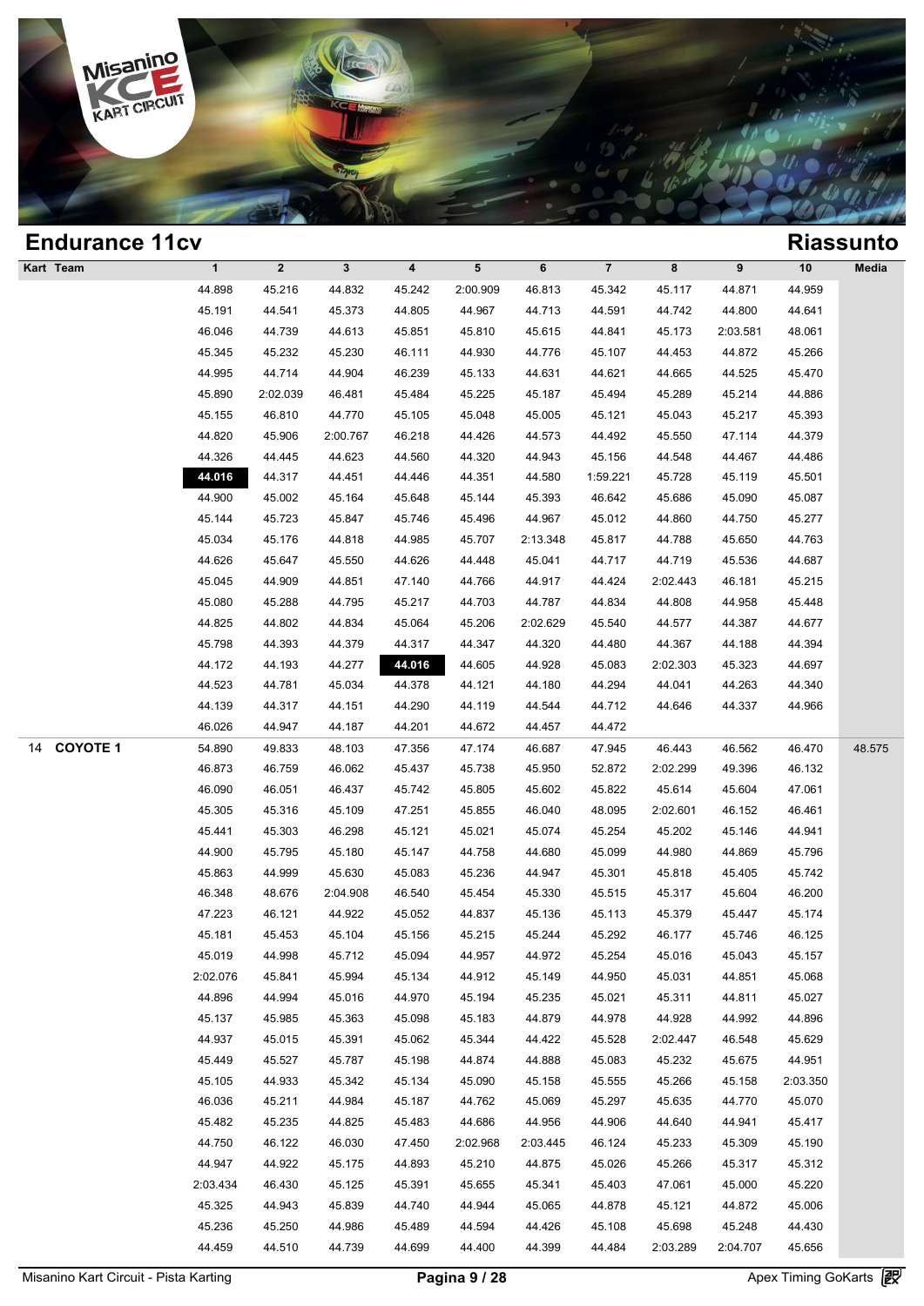## Endurance 11cv

## Riassunto

| Kart | Team | 1 | 2 | 3 | 4 | 5 | 6 | 7 | 8 | 9 | 10 | Media |
|---|---|---|---|---|---|---|---|---|---|---|---|---|
| | | 44.898 | 45.216 | 44.832 | 45.242 | 2:00.909 | 46.813 | 45.342 | 45.117 | 44.871 | 44.959 | |
| | | 45.191 | 44.541 | 45.373 | 44.805 | 44.967 | 44.713 | 44.591 | 44.742 | 44.800 | 44.641 | |
| | | 46.046 | 44.739 | 44.613 | 45.851 | 45.810 | 45.615 | 44.841 | 45.173 | 2:03.581 | 48.061 | |
| | | 45.345 | 45.232 | 45.230 | 46.111 | 44.930 | 44.776 | 45.107 | 44.453 | 44.872 | 45.266 | |
| | | 44.995 | 44.714 | 44.904 | 46.239 | 45.133 | 44.631 | 44.621 | 44.665 | 44.525 | 45.470 | |
| | | 45.890 | 2:02.039 | 46.481 | 45.484 | 45.225 | 45.187 | 45.494 | 45.289 | 45.214 | 44.886 | |
| | | 45.155 | 46.810 | 44.770 | 45.105 | 45.048 | 45.005 | 45.121 | 45.043 | 45.217 | 45.393 | |
| | | 44.820 | 45.906 | 2:00.767 | 46.218 | 44.426 | 44.573 | 44.492 | 45.550 | 47.114 | 44.379 | |
| | | 44.326 | 44.445 | 44.623 | 44.560 | 44.320 | 44.943 | 45.156 | 44.548 | 44.467 | 44.486 | |
| | | **44.016** | 44.317 | 44.451 | 44.446 | 44.351 | 44.580 | 1:59.221 | 45.728 | 45.119 | 45.501 | |
| | | 44.900 | 45.002 | 45.164 | 45.648 | 45.144 | 45.393 | 46.642 | 45.686 | 45.090 | 45.087 | |
| | | 45.144 | 45.723 | 45.847 | 45.746 | 45.496 | 44.967 | 45.012 | 44.860 | 44.750 | 45.277 | |
| | | 45.034 | 45.176 | 44.818 | 44.985 | 45.707 | 2:13.348 | 45.817 | 44.788 | 45.650 | 44.763 | |
| | | 44.626 | 45.647 | 45.550 | 44.626 | 44.448 | 45.041 | 44.717 | 44.719 | 45.536 | 44.687 | |
| | | 45.045 | 44.909 | 44.851 | 47.140 | 44.766 | 44.917 | 44.424 | 2:02.443 | 46.181 | 45.215 | |
| | | 45.080 | 45.288 | 44.795 | 45.217 | 44.703 | 44.787 | 44.834 | 44.808 | 44.958 | 45.448 | |
| | | 44.825 | 44.802 | 44.834 | 45.064 | 45.206 | 2:02.629 | 45.540 | 44.577 | 44.387 | 44.677 | |
| | | 45.798 | 44.393 | 44.379 | 44.317 | 44.347 | 44.320 | 44.480 | 44.367 | 44.188 | 44.394 | |
| | | 44.172 | 44.193 | 44.277 | **44.016** | 44.605 | 44.928 | 45.083 | 2:02.303 | 45.323 | 44.697 | |
| | | 44.523 | 44.781 | 45.034 | 44.378 | 44.121 | 44.180 | 44.294 | 44.041 | 44.263 | 44.340 | |
| | | 44.139 | 44.317 | 44.151 | 44.290 | 44.119 | 44.544 | 44.712 | 44.646 | 44.337 | 44.966 | |
| | | 46.026 | 44.947 | 44.187 | 44.201 | 44.672 | 44.457 | 44.472 | | | | |
| 14 | COYOTE 1 | 54.890 | 49.833 | 48.103 | 47.356 | 47.174 | 46.687 | 47.945 | 46.443 | 46.562 | 46.470 | 48.575 |
| | | 46.873 | 46.759 | 46.062 | 45.437 | 45.738 | 45.950 | 52.872 | 2:02.299 | 49.396 | 46.132 | |
| | | 46.090 | 46.051 | 46.437 | 45.742 | 45.805 | 45.602 | 45.822 | 45.614 | 45.604 | 47.061 | |
| | | 45.305 | 45.316 | 45.109 | 47.251 | 45.855 | 46.040 | 48.095 | 2:02.601 | 46.152 | 46.461 | |
| | | 45.441 | 45.303 | 46.298 | 45.121 | 45.021 | 45.074 | 45.254 | 45.202 | 45.146 | 44.941 | |
| | | 44.900 | 45.795 | 45.180 | 45.147 | 44.758 | 44.680 | 45.099 | 44.980 | 44.869 | 45.796 | |
| | | 45.863 | 44.999 | 45.630 | 45.083 | 45.236 | 44.947 | 45.301 | 45.818 | 45.405 | 45.742 | |
| | | 46.348 | 48.676 | 2:04.908 | 46.540 | 45.454 | 45.330 | 45.515 | 45.317 | 45.604 | 46.200 | |
| | | 47.223 | 46.121 | 44.922 | 45.052 | 44.837 | 45.136 | 45.113 | 45.379 | 45.447 | 45.174 | |
| | | 45.181 | 45.453 | 45.104 | 45.156 | 45.215 | 45.244 | 45.292 | 46.177 | 45.746 | 46.125 | |
| | | 45.019 | 44.998 | 45.712 | 45.094 | 44.957 | 44.972 | 45.254 | 45.016 | 45.043 | 45.157 | |
| | | 2:02.076 | 45.841 | 45.994 | 45.134 | 44.912 | 45.149 | 44.950 | 45.031 | 44.851 | 45.068 | |
| | | 44.896 | 44.994 | 45.016 | 44.970 | 45.194 | 45.235 | 45.021 | 45.311 | 44.811 | 45.027 | |
| | | 45.137 | 45.985 | 45.363 | 45.098 | 45.183 | 44.879 | 44.978 | 44.928 | 44.992 | 44.896 | |
| | | 44.937 | 45.015 | 45.391 | 45.062 | 45.344 | 44.422 | 45.528 | 2:02.447 | 46.548 | 45.629 | |
| | | 45.449 | 45.527 | 45.787 | 45.198 | 44.874 | 44.888 | 45.083 | 45.232 | 45.675 | 44.951 | |
| | | 45.105 | 44.933 | 45.342 | 45.134 | 45.090 | 45.158 | 45.555 | 45.266 | 45.158 | 2:03.350 | |
| | | 46.036 | 45.211 | 44.984 | 45.187 | 44.762 | 45.069 | 45.297 | 45.635 | 44.770 | 45.070 | |
| | | 45.482 | 45.235 | 44.825 | 45.483 | 44.686 | 44.956 | 44.906 | 44.640 | 44.941 | 45.417 | |
| | | 44.750 | 46.122 | 46.030 | 47.450 | 2:02.968 | 2:03.445 | 46.124 | 45.233 | 45.309 | 45.190 | |
| | | 44.947 | 44.922 | 45.175 | 44.893 | 45.210 | 44.875 | 45.026 | 45.266 | 45.317 | 45.312 | |
| | | 2:03.434 | 46.430 | 45.125 | 45.391 | 45.655 | 45.341 | 45.403 | 47.061 | 45.000 | 45.220 | |
| | | 45.325 | 44.943 | 45.839 | 44.740 | 44.944 | 45.065 | 44.878 | 45.121 | 44.872 | 45.006 | |
| | | 45.236 | 45.250 | 44.986 | 45.489 | 44.594 | 44.426 | 45.108 | 45.698 | 45.248 | 44.430 | |
| | | 44.459 | 44.510 | 44.739 | 44.699 | 44.400 | 44.399 | 44.484 | 2:03.289 | 2:04.707 | 45.656 | |

Misanino Kart Circuit - Pista Karting — Apex Timing GoKarts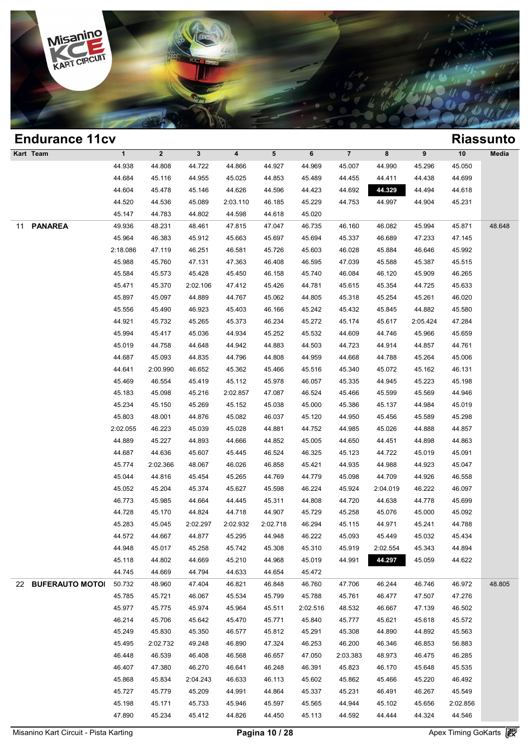## Endurance 11cv

## Riassunto

| Kart | Team | 1 | 2 | 3 | 4 | 5 | 6 | 7 | 8 | 9 | 10 | Media |
|---|---|---|---|---|---|---|---|---|---|---|---|---|
| | | 44.938 | 44.808 | 44.722 | 44.866 | 44.927 | 44.969 | 45.007 | 44.990 | 45.296 | 45.050 | |
| | | 44.684 | 45.116 | 44.955 | 45.025 | 44.853 | 45.489 | 44.455 | 44.411 | 44.438 | 44.699 | |
| | | 44.604 | 45.478 | 45.146 | 44.626 | 44.596 | 44.423 | 44.692 | **44.329** | 44.494 | 44.618 | |
| | | 44.520 | 44.536 | 45.089 | 2:03.110 | 46.185 | 45.229 | 44.753 | 44.997 | 44.904 | 45.231 | |
| | | 45.147 | 44.783 | 44.802 | 44.598 | 44.618 | 45.020 | | | | | |
| 11 | **PANAREA** | 49.936 | 48.231 | 48.461 | 47.815 | 47.047 | 46.735 | 46.160 | 46.082 | 45.994 | 45.871 | 48.648 |
| | | 45.964 | 46.383 | 45.912 | 45.663 | 45.697 | 45.694 | 45.337 | 46.689 | 47.233 | 47.145 | |
| | | 2:18.086 | 47.119 | 46.251 | 46.581 | 45.726 | 45.603 | 46.028 | 45.884 | 46.646 | 45.992 | |
| | | 45.988 | 45.760 | 47.131 | 47.363 | 46.408 | 46.595 | 47.039 | 45.588 | 45.387 | 45.515 | |
| | | 45.584 | 45.573 | 45.428 | 45.450 | 46.158 | 45.740 | 46.084 | 46.120 | 45.909 | 46.265 | |
| | | 45.471 | 45.370 | 2:02.106 | 47.412 | 45.426 | 44.781 | 45.615 | 45.354 | 44.725 | 45.633 | |
| | | 45.897 | 45.097 | 44.889 | 44.767 | 45.062 | 44.805 | 45.318 | 45.254 | 45.261 | 46.020 | |
| | | 45.556 | 45.490 | 46.923 | 45.403 | 46.166 | 45.242 | 45.432 | 45.845 | 44.882 | 45.580 | |
| | | 44.921 | 45.732 | 45.265 | 45.373 | 46.234 | 45.272 | 45.174 | 45.617 | 2:05.424 | 47.284 | |
| | | 45.994 | 45.417 | 45.036 | 44.934 | 45.252 | 45.532 | 44.609 | 44.746 | 45.966 | 45.659 | |
| | | 45.019 | 44.758 | 44.648 | 44.942 | 44.883 | 44.503 | 44.723 | 44.914 | 44.857 | 44.761 | |
| | | 44.687 | 45.093 | 44.835 | 44.796 | 44.808 | 44.959 | 44.668 | 44.788 | 45.264 | 45.006 | |
| | | 44.641 | 2:00.990 | 46.652 | 45.362 | 45.466 | 45.516 | 45.340 | 45.072 | 45.162 | 46.131 | |
| | | 45.469 | 46.554 | 45.419 | 45.112 | 45.978 | 46.057 | 45.335 | 44.945 | 45.223 | 45.198 | |
| | | 45.183 | 45.098 | 45.216 | 2:02.857 | 47.087 | 46.524 | 45.466 | 45.599 | 45.569 | 44.946 | |
| | | 45.234 | 45.150 | 45.269 | 45.152 | 45.038 | 45.000 | 45.386 | 45.137 | 44.984 | 45.019 | |
| | | 45.803 | 48.001 | 44.876 | 45.082 | 46.037 | 45.120 | 44.950 | 45.456 | 45.589 | 45.298 | |
| | | 2:02.055 | 46.223 | 45.039 | 45.028 | 44.881 | 44.752 | 44.985 | 45.026 | 44.888 | 44.857 | |
| | | 44.889 | 45.227 | 44.893 | 44.666 | 44.852 | 45.005 | 44.650 | 44.451 | 44.898 | 44.863 | |
| | | 44.687 | 44.636 | 45.607 | 45.445 | 46.524 | 46.325 | 45.123 | 44.722 | 45.019 | 45.091 | |
| | | 45.774 | 2:02.366 | 48.067 | 46.026 | 46.858 | 45.421 | 44.935 | 44.988 | 44.923 | 45.047 | |
| | | 45.044 | 44.816 | 45.454 | 45.265 | 44.769 | 44.779 | 45.098 | 44.709 | 44.926 | 46.558 | |
| | | 45.052 | 45.204 | 45.374 | 45.627 | 45.598 | 46.224 | 45.924 | 2:04.019 | 46.222 | 46.097 | |
| | | 46.773 | 45.985 | 44.664 | 44.445 | 45.311 | 44.808 | 44.720 | 44.638 | 44.778 | 45.699 | |
| | | 44.728 | 45.170 | 44.824 | 44.718 | 44.907 | 45.729 | 45.258 | 45.076 | 45.000 | 45.092 | |
| | | 45.283 | 45.045 | 2:02.297 | 2:02.932 | 2:02.718 | 46.294 | 45.115 | 44.971 | 45.241 | 44.788 | |
| | | 44.572 | 44.667 | 44.877 | 45.295 | 44.948 | 46.222 | 45.093 | 45.449 | 45.032 | 45.434 | |
| | | 44.948 | 45.017 | 45.258 | 45.742 | 45.308 | 45.310 | 45.919 | 2:02.554 | 45.343 | 44.894 | |
| | | 45.118 | 44.802 | 44.669 | 45.210 | 44.968 | 45.019 | 44.991 | **44.297** | 45.059 | 44.622 | |
| | | 44.745 | 44.669 | 44.794 | 44.633 | 44.654 | 45.472 | | | | | |
| 22 | **BUFERAUTO MOTOI** | 50.732 | 48.960 | 47.404 | 46.821 | 46.848 | 46.760 | 47.706 | 46.244 | 46.746 | 46.972 | 48.805 |
| | | 45.785 | 45.721 | 46.067 | 45.534 | 45.799 | 45.788 | 45.761 | 46.477 | 47.507 | 47.276 | |
| | | 45.977 | 45.775 | 45.974 | 45.964 | 45.511 | 2:02.516 | 48.532 | 46.667 | 47.139 | 46.502 | |
| | | 46.214 | 45.706 | 45.642 | 45.470 | 45.771 | 45.840 | 45.777 | 45.621 | 45.618 | 45.572 | |
| | | 45.249 | 45.830 | 45.350 | 46.577 | 45.812 | 45.291 | 45.308 | 44.890 | 44.892 | 45.563 | |
| | | 45.495 | 2:02.732 | 49.248 | 46.890 | 47.324 | 46.253 | 46.200 | 46.346 | 46.853 | 56.883 | |
| | | 46.448 | 46.539 | 46.408 | 46.568 | 46.657 | 47.050 | 2:03.383 | 48.973 | 46.475 | 46.285 | |
| | | 46.407 | 47.380 | 46.270 | 46.641 | 46.248 | 46.391 | 45.823 | 46.170 | 45.648 | 45.535 | |
| | | 45.868 | 45.834 | 2:04.243 | 46.633 | 46.113 | 45.602 | 45.862 | 45.466 | 45.220 | 46.492 | |
| | | 45.727 | 45.779 | 45.209 | 44.991 | 44.864 | 45.337 | 45.231 | 46.491 | 46.267 | 45.549 | |
| | | 45.198 | 45.171 | 45.733 | 45.946 | 45.597 | 45.565 | 44.944 | 45.102 | 45.656 | 2:02.856 | |
| | | 47.890 | 45.234 | 45.412 | 44.826 | 44.450 | 45.113 | 44.592 | 44.444 | 44.324 | 44.546 | |

Misanino Kart Circuit - Pista Karting

Apex Timing GoKarts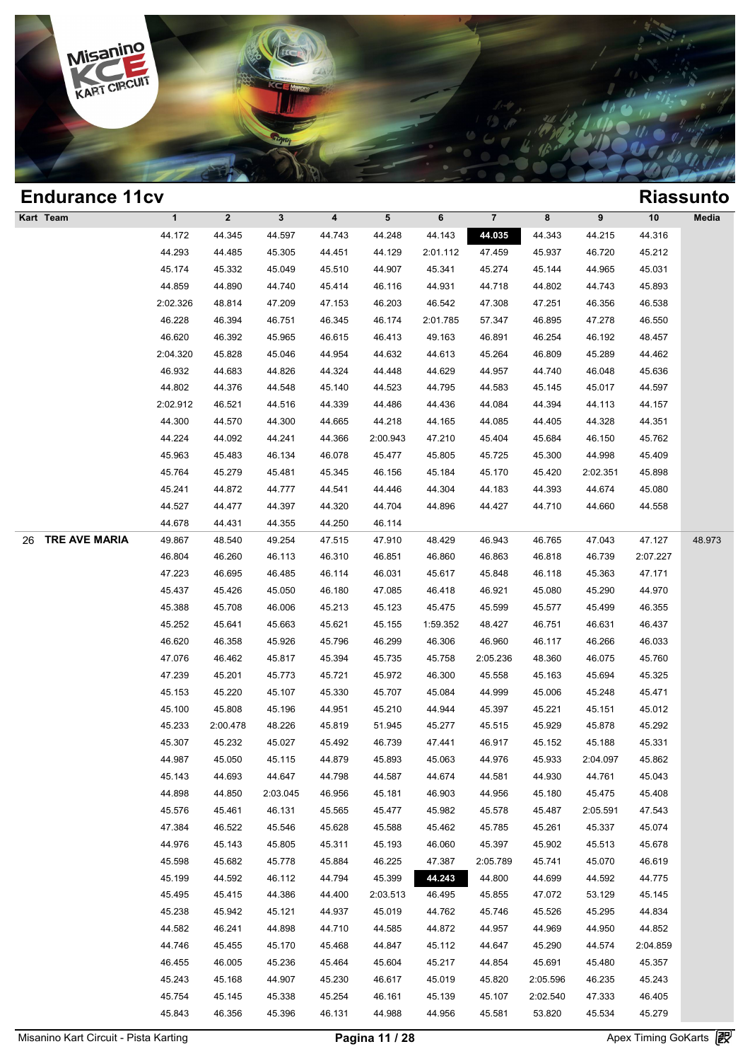# Endurance 11cv

## Riassunto

| Kart | Team | 1 | 2 | 3 | 4 | 5 | 6 | 7 | 8 | 9 | 10 | Media |
|---|---|---|---|---|---|---|---|---|---|---|---|---|
| | | 44.172 | 44.345 | 44.597 | 44.743 | 44.248 | 44.143 | **44.035** | 44.343 | 44.215 | 44.316 | |
| | | 44.293 | 44.485 | 45.305 | 44.451 | 44.129 | 2:01.112 | 47.459 | 45.937 | 46.720 | 45.212 | |
| | | 45.174 | 45.332 | 45.049 | 45.510 | 44.907 | 45.341 | 45.274 | 45.144 | 44.965 | 45.031 | |
| | | 44.859 | 44.890 | 44.740 | 45.414 | 46.116 | 44.931 | 44.718 | 44.802 | 44.743 | 45.893 | |
| | | 2:02.326 | 48.814 | 47.209 | 47.153 | 46.203 | 46.542 | 47.308 | 47.251 | 46.356 | 46.538 | |
| | | 46.228 | 46.394 | 46.751 | 46.345 | 46.174 | 2:01.785 | 57.347 | 46.895 | 47.278 | 46.550 | |
| | | 46.620 | 46.392 | 45.965 | 46.615 | 46.413 | 49.163 | 46.891 | 46.254 | 46.192 | 48.457 | |
| | | 2:04.320 | 45.828 | 45.046 | 44.954 | 44.632 | 44.613 | 45.264 | 46.809 | 45.289 | 44.462 | |
| | | 46.932 | 44.683 | 44.826 | 44.324 | 44.448 | 44.629 | 44.957 | 44.740 | 46.048 | 45.636 | |
| | | 44.802 | 44.376 | 44.548 | 45.140 | 44.523 | 44.795 | 44.583 | 45.145 | 45.017 | 44.597 | |
| | | 2:02.912 | 46.521 | 44.516 | 44.339 | 44.486 | 44.436 | 44.084 | 44.394 | 44.113 | 44.157 | |
| | | 44.300 | 44.570 | 44.300 | 44.665 | 44.218 | 44.165 | 44.085 | 44.405 | 44.328 | 44.351 | |
| | | 44.224 | 44.092 | 44.241 | 44.366 | 2:00.943 | 47.210 | 45.404 | 45.684 | 46.150 | 45.762 | |
| | | 45.963 | 45.483 | 46.134 | 46.078 | 45.477 | 45.805 | 45.725 | 45.300 | 44.998 | 45.409 | |
| | | 45.764 | 45.279 | 45.481 | 45.345 | 46.156 | 45.184 | 45.170 | 45.420 | 2:02.351 | 45.898 | |
| | | 45.241 | 44.872 | 44.777 | 44.541 | 44.446 | 44.304 | 44.183 | 44.393 | 44.674 | 45.080 | |
| | | 44.527 | 44.477 | 44.397 | 44.320 | 44.704 | 44.896 | 44.427 | 44.710 | 44.660 | 44.558 | |
| | | 44.678 | 44.431 | 44.355 | 44.250 | 46.114 | | | | | | |
| 26 | **TRE AVE MARIA** | 49.867 | 48.540 | 49.254 | 47.515 | 47.910 | 48.429 | 46.943 | 46.765 | 47.043 | 47.127 | 48.973 |
| | | 46.804 | 46.260 | 46.113 | 46.310 | 46.851 | 46.860 | 46.863 | 46.818 | 46.739 | 2:07.227 | |
| | | 47.223 | 46.695 | 46.485 | 46.114 | 46.031 | 45.617 | 45.848 | 46.118 | 45.363 | 47.171 | |
| | | 45.437 | 45.426 | 45.050 | 46.180 | 47.085 | 46.418 | 46.921 | 45.080 | 45.290 | 44.970 | |
| | | 45.388 | 45.708 | 46.006 | 45.213 | 45.123 | 45.475 | 45.599 | 45.577 | 45.499 | 46.355 | |
| | | 45.252 | 45.641 | 45.663 | 45.621 | 45.155 | 1:59.352 | 48.427 | 46.751 | 46.631 | 46.437 | |
| | | 46.620 | 46.358 | 45.926 | 45.796 | 46.299 | 46.306 | 46.960 | 46.117 | 46.266 | 46.033 | |
| | | 47.076 | 46.462 | 45.817 | 45.394 | 45.735 | 45.758 | 2:05.236 | 48.360 | 46.075 | 45.760 | |
| | | 47.239 | 45.201 | 45.773 | 45.721 | 45.972 | 46.300 | 45.558 | 45.163 | 45.694 | 45.325 | |
| | | 45.153 | 45.220 | 45.107 | 45.330 | 45.707 | 45.084 | 44.999 | 45.006 | 45.248 | 45.471 | |
| | | 45.100 | 45.808 | 45.196 | 44.951 | 45.210 | 44.944 | 45.397 | 45.221 | 45.151 | 45.012 | |
| | | 45.233 | 2:00.478 | 48.226 | 45.819 | 51.945 | 45.277 | 45.515 | 45.929 | 45.878 | 45.292 | |
| | | 45.307 | 45.232 | 45.027 | 45.492 | 46.739 | 47.441 | 46.917 | 45.152 | 45.188 | 45.331 | |
| | | 44.987 | 45.050 | 45.115 | 44.879 | 45.893 | 45.063 | 44.976 | 45.933 | 2:04.097 | 45.862 | |
| | | 45.143 | 44.693 | 44.647 | 44.798 | 44.587 | 44.674 | 44.581 | 44.930 | 44.761 | 45.043 | |
| | | 44.898 | 44.850 | 2:03.045 | 46.956 | 45.181 | 46.903 | 44.956 | 45.180 | 45.475 | 45.408 | |
| | | 45.576 | 45.461 | 46.131 | 45.565 | 45.477 | 45.982 | 45.578 | 45.487 | 2:05.591 | 47.543 | |
| | | 47.384 | 46.522 | 45.546 | 45.628 | 45.588 | 45.462 | 45.785 | 45.261 | 45.337 | 45.074 | |
| | | 44.976 | 45.143 | 45.805 | 45.311 | 45.193 | 46.060 | 45.397 | 45.902 | 45.513 | 45.678 | |
| | | 45.598 | 45.682 | 45.778 | 45.884 | 46.225 | 47.387 | 2:05.789 | 45.741 | 45.070 | 46.619 | |
| | | 45.199 | 44.592 | 46.112 | 44.794 | 45.399 | **44.243** | 44.800 | 44.699 | 44.592 | 44.775 | |
| | | 45.495 | 45.415 | 44.386 | 44.400 | 2:03.513 | 46.495 | 45.855 | 47.072 | 53.129 | 45.145 | |
| | | 45.238 | 45.942 | 45.121 | 44.937 | 45.019 | 44.762 | 45.746 | 45.526 | 45.295 | 44.834 | |
| | | 44.582 | 46.241 | 44.898 | 44.710 | 44.585 | 44.872 | 44.957 | 44.969 | 44.950 | 44.852 | |
| | | 44.746 | 45.455 | 45.170 | 45.468 | 44.847 | 45.112 | 44.647 | 45.290 | 44.574 | 2:04.859 | |
| | | 46.455 | 46.005 | 45.236 | 45.464 | 45.604 | 45.217 | 44.854 | 45.691 | 45.480 | 45.357 | |
| | | 45.243 | 45.168 | 44.907 | 45.230 | 46.617 | 45.019 | 45.820 | 2:05.596 | 46.235 | 45.243 | |
| | | 45.754 | 45.145 | 45.338 | 45.254 | 46.161 | 45.139 | 45.107 | 2:02.540 | 47.333 | 46.405 | |
| | | 45.843 | 46.356 | 45.396 | 46.131 | 44.988 | 44.956 | 45.581 | 53.820 | 45.534 | 45.279 | |

Misanino Kart Circuit - Pista Karting — Apex Timing GoKarts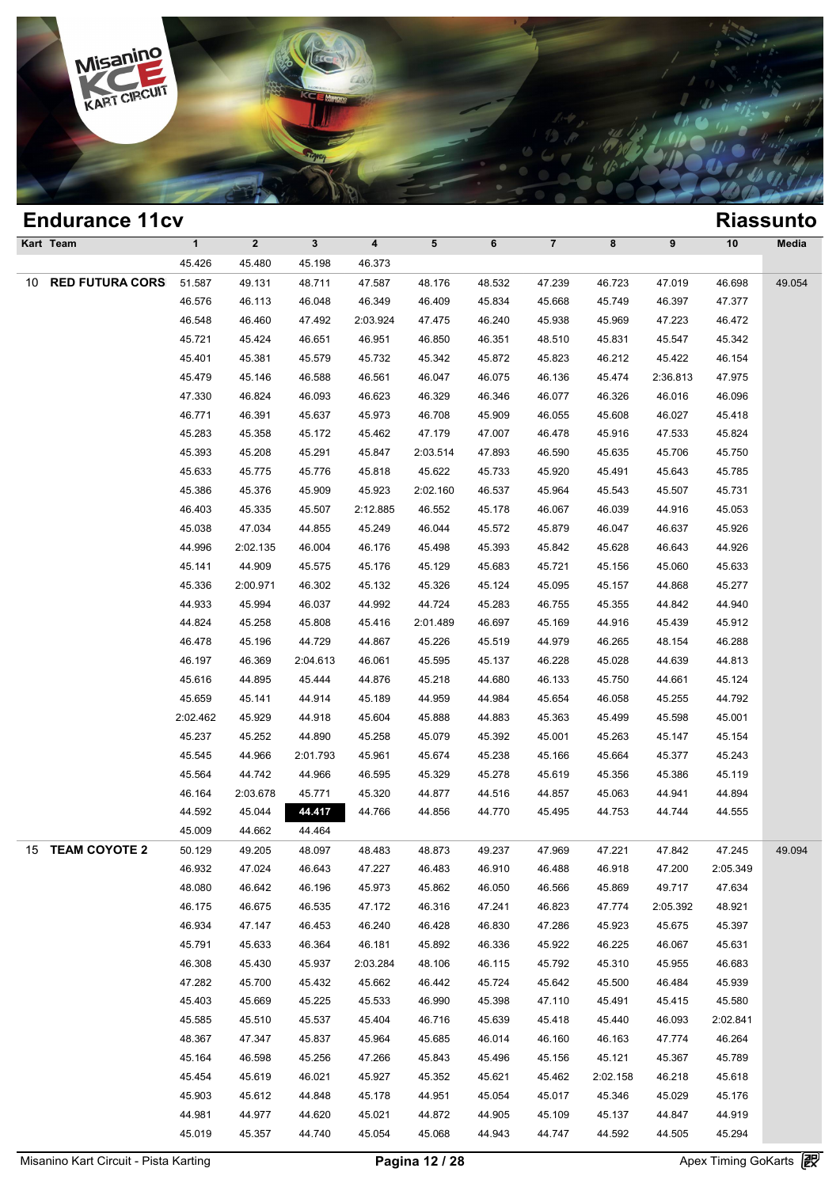## Endurance 11cv

## Riassunto

| Kart | Team | 1 | 2 | 3 | 4 | 5 | 6 | 7 | 8 | 9 | 10 | Media |
|---|---|---|---|---|---|---|---|---|---|---|---|---|
| | | 45.426 | 45.480 | 45.198 | 46.373 | | | | | | | |
| 10 | **RED FUTURA CORS** | 51.587 | 49.131 | 48.711 | 47.587 | 48.176 | 48.532 | 47.239 | 46.723 | 47.019 | 46.698 | 49.054 |
| | | 46.576 | 46.113 | 46.048 | 46.349 | 46.409 | 45.834 | 45.668 | 45.749 | 46.397 | 47.377 | |
| | | 46.548 | 46.460 | 47.492 | 2:03.924 | 47.475 | 46.240 | 45.938 | 45.969 | 47.223 | 46.472 | |
| | | 45.721 | 45.424 | 46.651 | 46.951 | 46.850 | 46.351 | 48.510 | 45.831 | 45.547 | 45.342 | |
| | | 45.401 | 45.381 | 45.579 | 45.732 | 45.342 | 45.872 | 45.823 | 46.212 | 45.422 | 46.154 | |
| | | 45.479 | 45.146 | 46.588 | 46.561 | 46.047 | 46.075 | 46.136 | 45.474 | 2:36.813 | 47.975 | |
| | | 47.330 | 46.824 | 46.093 | 46.623 | 46.329 | 46.346 | 46.077 | 46.326 | 46.016 | 46.096 | |
| | | 46.771 | 46.391 | 45.637 | 45.973 | 46.708 | 45.909 | 46.055 | 45.608 | 46.027 | 45.418 | |
| | | 45.283 | 45.358 | 45.172 | 45.462 | 47.179 | 47.007 | 46.478 | 45.916 | 47.533 | 45.824 | |
| | | 45.393 | 45.208 | 45.291 | 45.847 | 2:03.514 | 47.893 | 46.590 | 45.635 | 45.706 | 45.750 | |
| | | 45.633 | 45.775 | 45.776 | 45.818 | 45.622 | 45.733 | 45.920 | 45.491 | 45.643 | 45.785 | |
| | | 45.386 | 45.376 | 45.909 | 45.923 | 2:02.160 | 46.537 | 45.964 | 45.543 | 45.507 | 45.731 | |
| | | 46.403 | 45.335 | 45.507 | 2:12.885 | 46.552 | 45.178 | 46.067 | 46.039 | 44.916 | 45.053 | |
| | | 45.038 | 47.034 | 44.855 | 45.249 | 46.044 | 45.572 | 45.879 | 46.047 | 46.637 | 45.926 | |
| | | 44.996 | 2:02.135 | 46.004 | 46.176 | 45.498 | 45.393 | 45.842 | 45.628 | 46.643 | 44.926 | |
| | | 45.141 | 44.909 | 45.575 | 45.176 | 45.129 | 45.683 | 45.721 | 45.156 | 45.060 | 45.633 | |
| | | 45.336 | 2:00.971 | 46.302 | 45.132 | 45.326 | 45.124 | 45.095 | 45.157 | 44.868 | 45.277 | |
| | | 44.933 | 45.994 | 46.037 | 44.992 | 44.724 | 45.283 | 46.755 | 45.355 | 44.842 | 44.940 | |
| | | 44.824 | 45.258 | 45.808 | 45.416 | 2:01.489 | 46.697 | 45.169 | 44.916 | 45.439 | 45.912 | |
| | | 46.478 | 45.196 | 44.729 | 44.867 | 45.226 | 45.519 | 44.979 | 46.265 | 48.154 | 46.288 | |
| | | 46.197 | 46.369 | 2:04.613 | 46.061 | 45.595 | 45.137 | 46.228 | 45.028 | 44.639 | 44.813 | |
| | | 45.616 | 44.895 | 45.444 | 44.876 | 45.218 | 44.680 | 46.133 | 45.750 | 44.661 | 45.124 | |
| | | 45.659 | 45.141 | 44.914 | 45.189 | 44.959 | 44.984 | 45.654 | 46.058 | 45.255 | 44.792 | |
| | | 2:02.462 | 45.929 | 44.918 | 45.604 | 45.888 | 44.883 | 45.363 | 45.499 | 45.598 | 45.001 | |
| | | 45.237 | 45.252 | 44.890 | 45.258 | 45.079 | 45.392 | 45.001 | 45.263 | 45.147 | 45.154 | |
| | | 45.545 | 44.966 | 2:01.793 | 45.961 | 45.674 | 45.238 | 45.166 | 45.664 | 45.377 | 45.243 | |
| | | 45.564 | 44.742 | 44.966 | 46.595 | 45.329 | 45.278 | 45.619 | 45.356 | 45.386 | 45.119 | |
| | | 46.164 | 2:03.678 | 45.771 | 45.320 | 44.877 | 44.516 | 44.857 | 45.063 | 44.941 | 44.894 | |
| | | 44.592 | 45.044 | **44.417** | 44.766 | 44.856 | 44.770 | 45.495 | 44.753 | 44.744 | 44.555 | |
| | | 45.009 | 44.662 | 44.464 | | | | | | | | |
| 15 | **TEAM COYOTE 2** | 50.129 | 49.205 | 48.097 | 48.483 | 48.873 | 49.237 | 47.969 | 47.221 | 47.842 | 47.245 | 49.094 |
| | | 46.932 | 47.024 | 46.643 | 47.227 | 46.483 | 46.910 | 46.488 | 46.918 | 47.200 | 2:05.349 | |
| | | 48.080 | 46.642 | 46.196 | 45.973 | 45.862 | 46.050 | 46.566 | 45.869 | 49.717 | 47.634 | |
| | | 46.175 | 46.675 | 46.535 | 47.172 | 46.316 | 47.241 | 46.823 | 47.774 | 2:05.392 | 48.921 | |
| | | 46.934 | 47.147 | 46.453 | 46.240 | 46.428 | 46.830 | 47.286 | 45.923 | 45.675 | 45.397 | |
| | | 45.791 | 45.633 | 46.364 | 46.181 | 45.892 | 46.336 | 45.922 | 46.225 | 46.067 | 45.631 | |
| | | 46.308 | 45.430 | 45.937 | 2:03.284 | 48.106 | 46.115 | 45.792 | 45.310 | 45.955 | 46.683 | |
| | | 47.282 | 45.700 | 45.432 | 45.662 | 46.442 | 45.724 | 45.642 | 45.500 | 46.484 | 45.939 | |
| | | 45.403 | 45.669 | 45.225 | 45.533 | 46.990 | 45.398 | 47.110 | 45.491 | 45.415 | 45.580 | |
| | | 45.585 | 45.510 | 45.537 | 45.404 | 46.716 | 45.639 | 45.418 | 45.440 | 46.093 | 2:02.841 | |
| | | 48.367 | 47.347 | 45.837 | 45.964 | 45.685 | 46.014 | 46.160 | 46.163 | 47.774 | 46.264 | |
| | | 45.164 | 46.598 | 45.256 | 47.266 | 45.843 | 45.496 | 45.156 | 45.121 | 45.367 | 45.789 | |
| | | 45.454 | 45.619 | 46.021 | 45.927 | 45.352 | 45.621 | 45.462 | 2:02.158 | 46.218 | 45.618 | |
| | | 45.903 | 45.612 | 44.848 | 45.178 | 44.951 | 45.054 | 45.017 | 45.346 | 45.029 | 45.176 | |
| | | 44.981 | 44.977 | 44.620 | 45.021 | 44.872 | 44.905 | 45.109 | 45.137 | 44.847 | 44.919 | |
| | | 45.019 | 45.357 | 44.740 | 45.054 | 45.068 | 44.943 | 44.747 | 44.592 | 44.505 | 45.294 | |

Misanino Kart Circuit - Pista Karting

Apex Timing GoKarts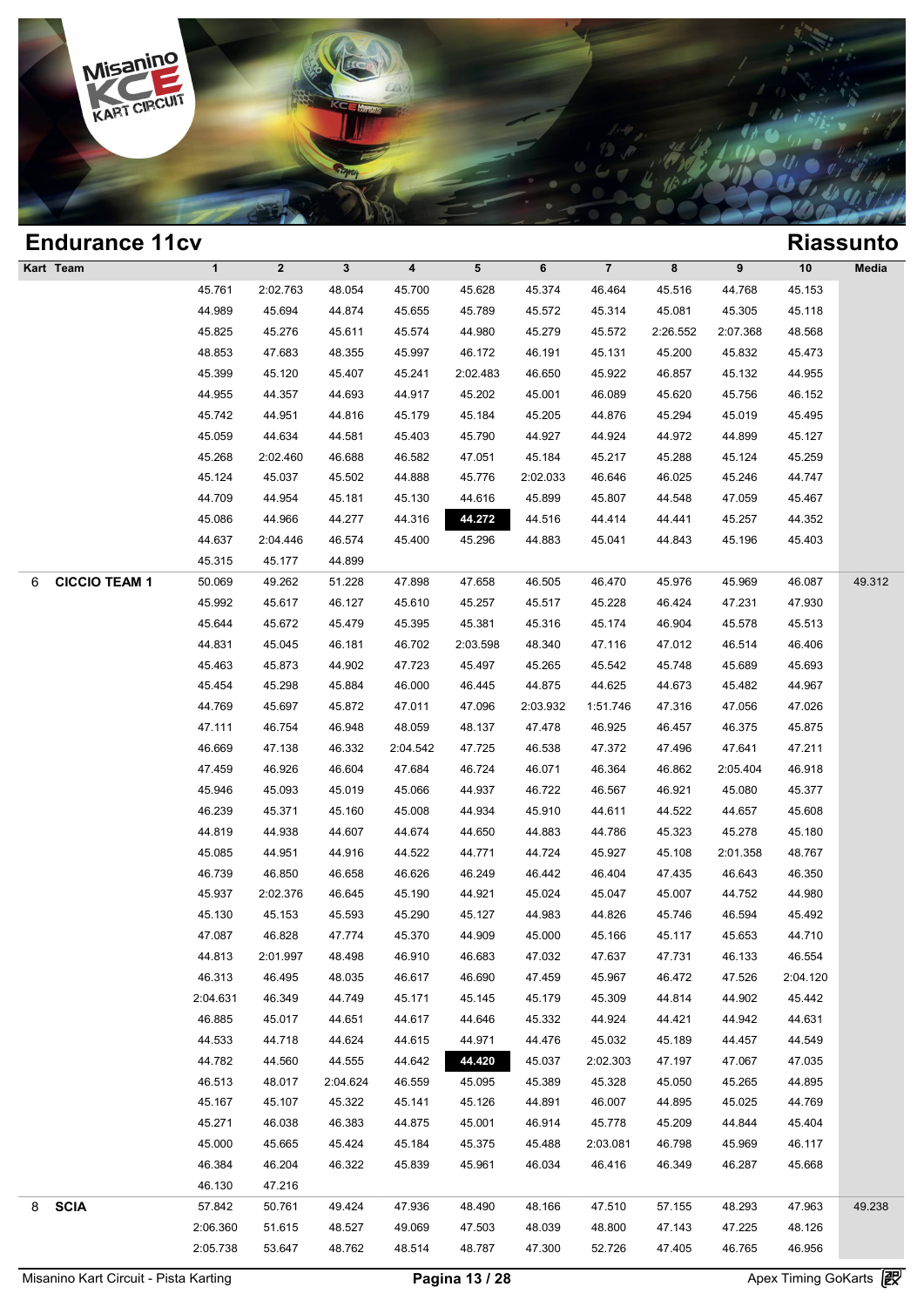## Endurance 11cv

## Riassunto

| Kart | Team | 1 | 2 | 3 | 4 | 5 | 6 | 7 | 8 | 9 | 10 | Media |
|---|---|---|---|---|---|---|---|---|---|---|---|---|
| | | 45.761 | 2:02.763 | 48.054 | 45.700 | 45.628 | 45.374 | 46.464 | 45.516 | 44.768 | 45.153 | |
| | | 44.989 | 45.694 | 44.874 | 45.655 | 45.789 | 45.572 | 45.314 | 45.081 | 45.305 | 45.118 | |
| | | 45.825 | 45.276 | 45.611 | 45.574 | 44.980 | 45.279 | 45.572 | 2:26.552 | 2:07.368 | 48.568 | |
| | | 48.853 | 47.683 | 48.355 | 45.997 | 46.172 | 46.191 | 45.131 | 45.200 | 45.832 | 45.473 | |
| | | 45.399 | 45.120 | 45.407 | 45.241 | 2:02.483 | 46.650 | 45.922 | 46.857 | 45.132 | 44.955 | |
| | | 44.955 | 44.357 | 44.693 | 44.917 | 45.202 | 45.001 | 46.089 | 45.620 | 45.756 | 46.152 | |
| | | 45.742 | 44.951 | 44.816 | 45.179 | 45.184 | 45.205 | 44.876 | 45.294 | 45.019 | 45.495 | |
| | | 45.059 | 44.634 | 44.581 | 45.403 | 45.790 | 44.927 | 44.924 | 44.972 | 44.899 | 45.127 | |
| | | 45.268 | 2:02.460 | 46.688 | 46.582 | 47.051 | 45.184 | 45.217 | 45.288 | 45.124 | 45.259 | |
| | | 45.124 | 45.037 | 45.502 | 44.888 | 45.776 | 2:02.033 | 46.646 | 46.025 | 45.246 | 44.747 | |
| | | 44.709 | 44.954 | 45.181 | 45.130 | 44.616 | 45.899 | 45.807 | 44.548 | 47.059 | 45.467 | |
| | | 45.086 | 44.966 | 44.277 | 44.316 | **44.272** | 44.516 | 44.414 | 44.441 | 45.257 | 44.352 | |
| | | 44.637 | 2:04.446 | 46.574 | 45.400 | 45.296 | 44.883 | 45.041 | 44.843 | 45.196 | 45.403 | |
| | | 45.315 | 45.177 | 44.899 | | | | | | | | |
| 6 | **CICCIO TEAM 1** | 50.069 | 49.262 | 51.228 | 47.898 | 47.658 | 46.505 | 46.470 | 45.976 | 45.969 | 46.087 | 49.312 |
| | | 45.992 | 45.617 | 46.127 | 45.610 | 45.257 | 45.517 | 45.228 | 46.424 | 47.231 | 47.930 | |
| | | 45.644 | 45.672 | 45.479 | 45.395 | 45.381 | 45.316 | 45.174 | 46.904 | 45.578 | 45.513 | |
| | | 44.831 | 45.045 | 46.181 | 46.702 | 2:03.598 | 48.340 | 47.116 | 47.012 | 46.514 | 46.406 | |
| | | 45.463 | 45.873 | 44.902 | 47.723 | 45.497 | 45.265 | 45.542 | 45.748 | 45.689 | 45.693 | |
| | | 45.454 | 45.298 | 45.884 | 46.000 | 46.445 | 44.875 | 44.625 | 44.673 | 45.482 | 44.967 | |
| | | 44.769 | 45.697 | 45.872 | 47.011 | 47.096 | 2:03.932 | 1:51.746 | 47.316 | 47.056 | 47.026 | |
| | | 47.111 | 46.754 | 46.948 | 48.059 | 48.137 | 47.478 | 46.925 | 46.457 | 46.375 | 45.875 | |
| | | 46.669 | 47.138 | 46.332 | 2:04.542 | 47.725 | 46.538 | 47.372 | 47.496 | 47.641 | 47.211 | |
| | | 47.459 | 46.926 | 46.604 | 47.684 | 46.724 | 46.071 | 46.364 | 46.862 | 2:05.404 | 46.918 | |
| | | 45.946 | 45.093 | 45.019 | 45.066 | 44.937 | 46.722 | 46.567 | 46.921 | 45.080 | 45.377 | |
| | | 46.239 | 45.371 | 45.160 | 45.008 | 44.934 | 45.910 | 44.611 | 44.522 | 44.657 | 45.608 | |
| | | 44.819 | 44.938 | 44.607 | 44.674 | 44.650 | 44.883 | 44.786 | 45.323 | 45.278 | 45.180 | |
| | | 45.085 | 44.951 | 44.916 | 44.522 | 44.771 | 44.724 | 45.927 | 45.108 | 2:01.358 | 48.767 | |
| | | 46.739 | 46.850 | 46.658 | 46.626 | 46.249 | 46.442 | 46.404 | 47.435 | 46.643 | 46.350 | |
| | | 45.937 | 2:02.376 | 46.645 | 45.190 | 44.921 | 45.024 | 45.047 | 45.007 | 44.752 | 44.980 | |
| | | 45.130 | 45.153 | 45.593 | 45.290 | 45.127 | 44.983 | 44.826 | 45.746 | 46.594 | 45.492 | |
| | | 47.087 | 46.828 | 47.774 | 45.370 | 44.909 | 45.000 | 45.166 | 45.117 | 45.653 | 44.710 | |
| | | 44.813 | 2:01.997 | 48.498 | 46.910 | 46.683 | 47.032 | 47.637 | 47.731 | 46.133 | 46.554 | |
| | | 46.313 | 46.495 | 48.035 | 46.617 | 46.690 | 47.459 | 45.967 | 46.472 | 47.526 | 2:04.120 | |
| | | 2:04.631 | 46.349 | 44.749 | 45.171 | 45.145 | 45.179 | 45.309 | 44.814 | 44.902 | 45.442 | |
| | | 46.885 | 45.017 | 44.651 | 44.617 | 44.646 | 45.332 | 44.924 | 44.421 | 44.942 | 44.631 | |
| | | 44.533 | 44.718 | 44.624 | 44.615 | 44.971 | 44.476 | 45.032 | 45.189 | 44.457 | 44.549 | |
| | | 44.782 | 44.560 | 44.555 | 44.642 | **44.420** | 45.037 | 2:02.303 | 47.197 | 47.067 | 47.035 | |
| | | 46.513 | 48.017 | 2:04.624 | 46.559 | 45.095 | 45.389 | 45.328 | 45.050 | 45.265 | 44.895 | |
| | | 45.167 | 45.107 | 45.322 | 45.141 | 45.126 | 44.891 | 46.007 | 44.895 | 45.025 | 44.769 | |
| | | 45.271 | 46.038 | 46.383 | 44.875 | 45.001 | 46.914 | 45.778 | 45.209 | 44.844 | 45.404 | |
| | | 45.000 | 45.665 | 45.424 | 45.184 | 45.375 | 45.488 | 2:03.081 | 46.798 | 45.969 | 46.117 | |
| | | 46.384 | 46.204 | 46.322 | 45.839 | 45.961 | 46.034 | 46.416 | 46.349 | 46.287 | 45.668 | |
| | | 46.130 | 47.216 | | | | | | | | | |
| 8 | **SCIA** | 57.842 | 50.761 | 49.424 | 47.936 | 48.490 | 48.166 | 47.510 | 57.155 | 48.293 | 47.963 | 49.238 |
| | | 2:06.360 | 51.615 | 48.527 | 49.069 | 47.503 | 48.039 | 48.800 | 47.143 | 47.225 | 48.126 | |
| | | 2:05.738 | 53.647 | 48.762 | 48.514 | 48.787 | 47.300 | 52.726 | 47.405 | 46.765 | 46.956 | |

Misanino Kart Circuit - Pista Karting — Apex Timing GoKarts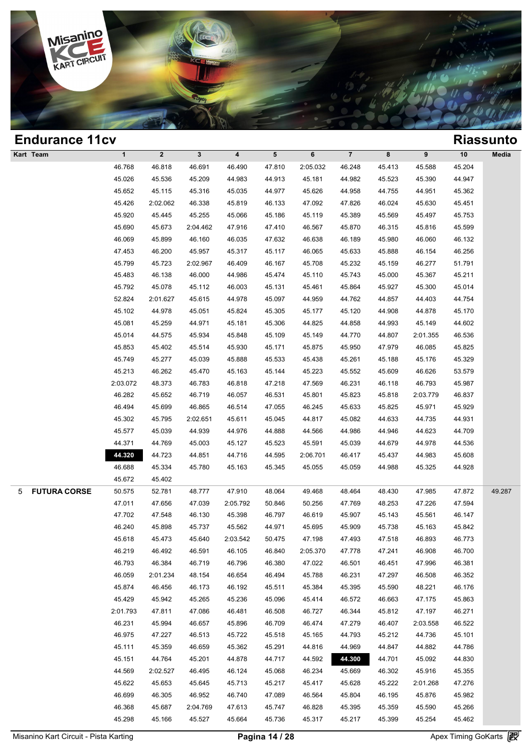## Endurance 11cv

## Riassunto

| Kart | Team | 1 | 2 | 3 | 4 | 5 | 6 | 7 | 8 | 9 | 10 | Media |
|---|---|---|---|---|---|---|---|---|---|---|---|---|
| | | 46.768 | 46.818 | 46.691 | 46.490 | 47.810 | 2:05.032 | 46.248 | 45.413 | 45.588 | 45.204 | |
| | | 45.026 | 45.536 | 45.209 | 44.983 | 44.913 | 45.181 | 44.982 | 45.523 | 45.390 | 44.947 | |
| | | 45.652 | 45.115 | 45.316 | 45.035 | 44.977 | 45.626 | 44.958 | 44.755 | 44.951 | 45.362 | |
| | | 45.426 | 2:02.062 | 46.338 | 45.819 | 46.133 | 47.092 | 47.826 | 46.024 | 45.630 | 45.451 | |
| | | 45.920 | 45.445 | 45.255 | 45.066 | 45.186 | 45.119 | 45.389 | 45.569 | 45.497 | 45.753 | |
| | | 45.690 | 45.673 | 2:04.462 | 47.916 | 47.410 | 46.567 | 45.870 | 46.315 | 45.816 | 45.599 | |
| | | 46.069 | 45.899 | 46.160 | 46.035 | 47.632 | 46.638 | 46.189 | 45.980 | 46.060 | 46.132 | |
| | | 47.453 | 46.200 | 45.957 | 45.317 | 45.117 | 46.065 | 45.633 | 45.888 | 46.154 | 46.256 | |
| | | 45.799 | 45.723 | 2:02.967 | 46.409 | 46.167 | 45.708 | 45.232 | 45.159 | 46.277 | 51.791 | |
| | | 45.483 | 46.138 | 46.000 | 44.986 | 45.474 | 45.110 | 45.743 | 45.000 | 45.367 | 45.211 | |
| | | 45.792 | 45.078 | 45.112 | 46.003 | 45.131 | 45.461 | 45.864 | 45.927 | 45.300 | 45.014 | |
| | | 52.824 | 2:01.627 | 45.615 | 44.978 | 45.097 | 44.959 | 44.762 | 44.857 | 44.403 | 44.754 | |
| | | 45.102 | 44.978 | 45.051 | 45.824 | 45.305 | 45.177 | 45.120 | 44.908 | 44.878 | 45.170 | |
| | | 45.081 | 45.259 | 44.971 | 45.181 | 45.306 | 44.825 | 44.858 | 44.993 | 45.149 | 44.602 | |
| | | 45.014 | 44.575 | 45.934 | 45.848 | 45.109 | 45.149 | 44.770 | 44.807 | 2:01.355 | 46.536 | |
| | | 45.853 | 45.402 | 45.514 | 45.930 | 45.171 | 45.875 | 45.950 | 47.979 | 46.085 | 45.825 | |
| | | 45.749 | 45.277 | 45.039 | 45.888 | 45.533 | 45.438 | 45.261 | 45.188 | 45.176 | 45.329 | |
| | | 45.213 | 46.262 | 45.470 | 45.163 | 45.144 | 45.223 | 45.552 | 45.609 | 46.626 | 53.579 | |
| | | 2:03.072 | 48.373 | 46.783 | 46.818 | 47.218 | 47.569 | 46.231 | 46.118 | 46.793 | 45.987 | |
| | | 46.282 | 45.652 | 46.719 | 46.057 | 46.531 | 45.801 | 45.823 | 45.818 | 2:03.779 | 46.837 | |
| | | 46.494 | 45.699 | 46.865 | 46.514 | 47.055 | 46.245 | 45.633 | 45.825 | 45.971 | 45.929 | |
| | | 45.302 | 45.795 | 2:02.651 | 45.611 | 45.045 | 44.817 | 45.082 | 44.633 | 44.735 | 44.931 | |
| | | 45.577 | 45.039 | 44.939 | 44.976 | 44.888 | 44.566 | 44.986 | 44.946 | 44.623 | 44.709 | |
| | | 44.371 | 44.769 | 45.003 | 45.127 | 45.523 | 45.591 | 45.039 | 44.679 | 44.978 | 44.536 | |
| | | **44.320** | 44.723 | 44.851 | 44.716 | 44.595 | 2:06.701 | 46.417 | 45.437 | 44.983 | 45.608 | |
| | | 46.688 | 45.334 | 45.780 | 45.163 | 45.345 | 45.055 | 45.059 | 44.988 | 45.325 | 44.928 | |
| | | 45.672 | 45.402 | | | | | | | | | |
| 5 | **FUTURA CORSE** | 50.575 | 52.781 | 48.777 | 47.910 | 48.064 | 49.468 | 48.464 | 48.430 | 47.985 | 47.872 | 49.287 |
| | | 47.011 | 47.656 | 47.039 | 2:05.792 | 50.846 | 50.256 | 47.769 | 48.253 | 47.226 | 47.594 | |
| | | 47.702 | 47.548 | 46.130 | 45.398 | 46.797 | 46.619 | 45.907 | 45.143 | 45.561 | 46.147 | |
| | | 46.240 | 45.898 | 45.737 | 45.562 | 44.971 | 45.695 | 45.909 | 45.738 | 45.163 | 45.842 | |
| | | 45.618 | 45.473 | 45.640 | 2:03.542 | 50.475 | 47.198 | 47.493 | 47.518 | 46.893 | 46.773 | |
| | | 46.219 | 46.492 | 46.591 | 46.105 | 46.840 | 2:05.370 | 47.778 | 47.241 | 46.908 | 46.700 | |
| | | 46.793 | 46.384 | 46.719 | 46.796 | 46.380 | 47.022 | 46.501 | 46.451 | 47.996 | 46.381 | |
| | | 46.059 | 2:01.234 | 48.154 | 46.654 | 46.494 | 45.788 | 46.231 | 47.297 | 46.508 | 46.352 | |
| | | 45.874 | 46.456 | 46.173 | 46.192 | 45.511 | 45.384 | 45.395 | 45.590 | 48.221 | 46.176 | |
| | | 45.429 | 45.942 | 45.265 | 45.236 | 45.096 | 45.414 | 46.572 | 46.663 | 47.175 | 45.863 | |
| | | 2:01.793 | 47.811 | 47.086 | 46.481 | 46.508 | 46.727 | 46.344 | 45.812 | 47.197 | 46.271 | |
| | | 46.231 | 45.994 | 46.657 | 45.896 | 46.709 | 46.474 | 47.279 | 46.407 | 2:03.558 | 46.522 | |
| | | 46.975 | 47.227 | 46.513 | 45.722 | 45.518 | 45.165 | 44.793 | 45.212 | 44.736 | 45.101 | |
| | | 45.111 | 45.359 | 46.659 | 45.362 | 45.291 | 44.816 | 44.969 | 44.847 | 44.882 | 44.786 | |
| | | 45.151 | 44.764 | 45.201 | 44.878 | 44.717 | 44.592 | **44.300** | 44.701 | 45.092 | 44.830 | |
| | | 44.569 | 2:02.527 | 46.495 | 46.124 | 45.068 | 46.234 | 45.669 | 46.302 | 45.916 | 45.355 | |
| | | 45.622 | 45.653 | 45.645 | 45.713 | 45.217 | 45.417 | 45.628 | 45.222 | 2:01.268 | 47.276 | |
| | | 46.699 | 46.305 | 46.952 | 46.740 | 47.089 | 46.564 | 45.804 | 46.195 | 45.876 | 45.982 | |
| | | 46.368 | 45.687 | 2:04.769 | 47.613 | 45.747 | 46.828 | 45.395 | 45.359 | 45.590 | 45.266 | |
| | | 45.298 | 45.166 | 45.527 | 45.664 | 45.736 | 45.317 | 45.217 | 45.399 | 45.254 | 45.462 | |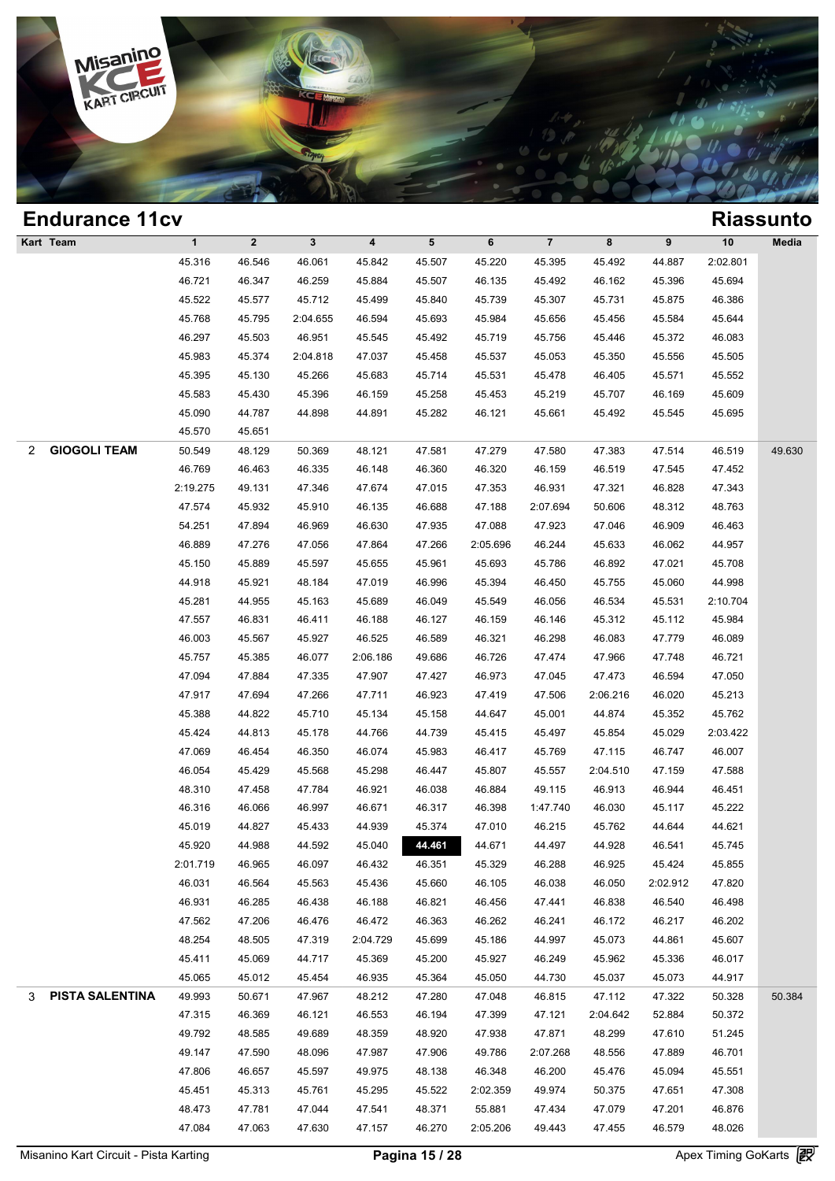## Endurance 11cv

## Riassunto

| Kart | Team | 1 | 2 | 3 | 4 | 5 | 6 | 7 | 8 | 9 | 10 | Media |
|---|---|---|---|---|---|---|---|---|---|---|---|---|
| | | 45.316 | 46.546 | 46.061 | 45.842 | 45.507 | 45.220 | 45.395 | 45.492 | 44.887 | 2:02.801 | |
| | | 46.721 | 46.347 | 46.259 | 45.884 | 45.507 | 46.135 | 45.492 | 46.162 | 45.396 | 45.694 | |
| | | 45.522 | 45.577 | 45.712 | 45.499 | 45.840 | 45.739 | 45.307 | 45.731 | 45.875 | 46.386 | |
| | | 45.768 | 45.795 | 2:04.655 | 46.594 | 45.693 | 45.984 | 45.656 | 45.456 | 45.584 | 45.644 | |
| | | 46.297 | 45.503 | 46.951 | 45.545 | 45.492 | 45.719 | 45.756 | 45.446 | 45.372 | 46.083 | |
| | | 45.983 | 45.374 | 2:04.818 | 47.037 | 45.458 | 45.537 | 45.053 | 45.350 | 45.556 | 45.505 | |
| | | 45.395 | 45.130 | 45.266 | 45.683 | 45.714 | 45.531 | 45.478 | 46.405 | 45.571 | 45.552 | |
| | | 45.583 | 45.430 | 45.396 | 46.159 | 45.258 | 45.453 | 45.219 | 45.707 | 46.169 | 45.609 | |
| | | 45.090 | 44.787 | 44.898 | 44.891 | 45.282 | 46.121 | 45.661 | 45.492 | 45.545 | 45.695 | |
| | | 45.570 | 45.651 | | | | | | | | | |
| 2 | **GIOGOLI TEAM** | 50.549 | 48.129 | 50.369 | 48.121 | 47.581 | 47.279 | 47.580 | 47.383 | 47.514 | 46.519 | 49.630 |
| | | 46.769 | 46.463 | 46.335 | 46.148 | 46.360 | 46.320 | 46.159 | 46.519 | 47.545 | 47.452 | |
| | | 2:19.275 | 49.131 | 47.346 | 47.674 | 47.015 | 47.353 | 46.931 | 47.321 | 46.828 | 47.343 | |
| | | 47.574 | 45.932 | 45.910 | 46.135 | 46.688 | 47.188 | 2:07.694 | 50.606 | 48.312 | 48.763 | |
| | | 54.251 | 47.894 | 46.969 | 46.630 | 47.935 | 47.088 | 47.923 | 47.046 | 46.909 | 46.463 | |
| | | 46.889 | 47.276 | 47.056 | 47.864 | 47.266 | 2:05.696 | 46.244 | 45.633 | 46.062 | 44.957 | |
| | | 45.150 | 45.889 | 45.597 | 45.655 | 45.961 | 45.693 | 45.786 | 46.892 | 47.021 | 45.708 | |
| | | 44.918 | 45.921 | 48.184 | 47.019 | 46.996 | 45.394 | 46.450 | 45.755 | 45.060 | 44.998 | |
| | | 45.281 | 44.955 | 45.163 | 45.689 | 46.049 | 45.549 | 46.056 | 46.534 | 45.531 | 2:10.704 | |
| | | 47.557 | 46.831 | 46.411 | 46.188 | 46.127 | 46.159 | 46.146 | 45.312 | 45.112 | 45.984 | |
| | | 46.003 | 45.567 | 45.927 | 46.525 | 46.589 | 46.321 | 46.298 | 46.083 | 47.779 | 46.089 | |
| | | 45.757 | 45.385 | 46.077 | 2:06.186 | 49.686 | 46.726 | 47.474 | 47.966 | 47.748 | 46.721 | |
| | | 47.094 | 47.884 | 47.335 | 47.907 | 47.427 | 46.973 | 47.045 | 47.473 | 46.594 | 47.050 | |
| | | 47.917 | 47.694 | 47.266 | 47.711 | 46.923 | 47.419 | 47.506 | 2:06.216 | 46.020 | 45.213 | |
| | | 45.388 | 44.822 | 45.710 | 45.134 | 45.158 | 44.647 | 45.001 | 44.874 | 45.352 | 45.762 | |
| | | 45.424 | 44.813 | 45.178 | 44.766 | 44.739 | 45.415 | 45.497 | 45.854 | 45.029 | 2:03.422 | |
| | | 47.069 | 46.454 | 46.350 | 46.074 | 45.983 | 46.417 | 45.769 | 47.115 | 46.747 | 46.007 | |
| | | 46.054 | 45.429 | 45.568 | 45.298 | 46.447 | 45.807 | 45.557 | 2:04.510 | 47.159 | 47.588 | |
| | | 48.310 | 47.458 | 47.784 | 46.921 | 46.038 | 46.884 | 49.115 | 46.913 | 46.944 | 46.451 | |
| | | 46.316 | 46.066 | 46.997 | 46.671 | 46.317 | 46.398 | 1:47.740 | 46.030 | 45.117 | 45.222 | |
| | | 45.019 | 44.827 | 45.433 | 44.939 | 45.374 | 47.010 | 46.215 | 45.762 | 44.644 | 44.621 | |
| | | 45.920 | 44.988 | 44.592 | 45.040 | **44.461** | 44.671 | 44.497 | 44.928 | 46.541 | 45.745 | |
| | | 2:01.719 | 46.965 | 46.097 | 46.432 | 46.351 | 45.329 | 46.288 | 46.925 | 45.424 | 45.855 | |
| | | 46.031 | 46.564 | 45.563 | 45.436 | 45.660 | 46.105 | 46.038 | 46.050 | 2:02.912 | 47.820 | |
| | | 46.931 | 46.285 | 46.438 | 46.188 | 46.821 | 46.456 | 47.441 | 46.838 | 46.540 | 46.498 | |
| | | 47.562 | 47.206 | 46.476 | 46.472 | 46.363 | 46.262 | 46.241 | 46.172 | 46.217 | 46.202 | |
| | | 48.254 | 48.505 | 47.319 | 2:04.729 | 45.699 | 45.186 | 44.997 | 45.073 | 44.861 | 45.607 | |
| | | 45.411 | 45.069 | 44.717 | 45.369 | 45.200 | 45.927 | 46.249 | 45.962 | 45.336 | 46.017 | |
| | | 45.065 | 45.012 | 45.454 | 46.935 | 45.364 | 45.050 | 44.730 | 45.037 | 45.073 | 44.917 | |
| 3 | **PISTA SALENTINA** | 49.993 | 50.671 | 47.967 | 48.212 | 47.280 | 47.048 | 46.815 | 47.112 | 47.322 | 50.328 | 50.384 |
| | | 47.315 | 46.369 | 46.121 | 46.553 | 46.194 | 47.399 | 47.121 | 2:04.642 | 52.884 | 50.372 | |
| | | 49.792 | 48.585 | 49.689 | 48.359 | 48.920 | 47.938 | 47.871 | 48.299 | 47.610 | 51.245 | |
| | | 49.147 | 47.590 | 48.096 | 47.987 | 47.906 | 49.786 | 2:07.268 | 48.556 | 47.889 | 46.701 | |
| | | 47.806 | 46.657 | 45.597 | 49.975 | 48.138 | 46.348 | 46.200 | 45.476 | 45.094 | 45.551 | |
| | | 45.451 | 45.313 | 45.761 | 45.295 | 45.522 | 2:02.359 | 49.974 | 50.375 | 47.651 | 47.308 | |
| | | 48.473 | 47.781 | 47.044 | 47.541 | 48.371 | 55.881 | 47.434 | 47.079 | 47.201 | 46.876 | |
| | | 47.084 | 47.063 | 47.630 | 47.157 | 46.270 | 2:05.206 | 49.443 | 47.455 | 46.579 | 48.026 | |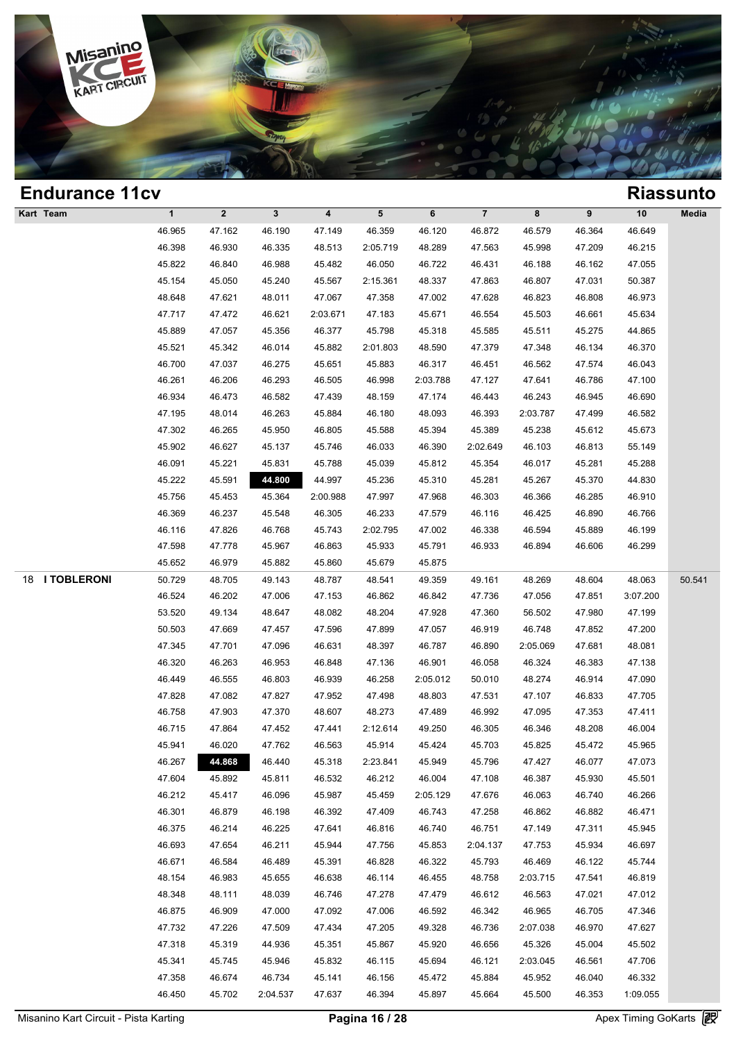## Endurance 11cv

## Riassunto

| Kart | Team | 1 | 2 | 3 | 4 | 5 | 6 | 7 | 8 | 9 | 10 | Media |
|---|---|---|---|---|---|---|---|---|---|---|---|---|
| | | 46.965 | 47.162 | 46.190 | 47.149 | 46.359 | 46.120 | 46.872 | 46.579 | 46.364 | 46.649 | |
| | | 46.398 | 46.930 | 46.335 | 48.513 | 2:05.719 | 48.289 | 47.563 | 45.998 | 47.209 | 46.215 | |
| | | 45.822 | 46.840 | 46.988 | 45.482 | 46.050 | 46.722 | 46.431 | 46.188 | 46.162 | 47.055 | |
| | | 45.154 | 45.050 | 45.240 | 45.567 | 2:15.361 | 48.337 | 47.863 | 46.807 | 47.031 | 50.387 | |
| | | 48.648 | 47.621 | 48.011 | 47.067 | 47.358 | 47.002 | 47.628 | 46.823 | 46.808 | 46.973 | |
| | | 47.717 | 47.472 | 46.621 | 2:03.671 | 47.183 | 45.671 | 46.554 | 45.503 | 46.661 | 45.634 | |
| | | 45.889 | 47.057 | 45.356 | 46.377 | 45.798 | 45.318 | 45.585 | 45.511 | 45.275 | 44.865 | |
| | | 45.521 | 45.342 | 46.014 | 45.882 | 2:01.803 | 48.590 | 47.379 | 47.348 | 46.134 | 46.370 | |
| | | 46.700 | 47.037 | 46.275 | 45.651 | 45.883 | 46.317 | 46.451 | 46.562 | 47.574 | 46.043 | |
| | | 46.261 | 46.206 | 46.293 | 46.505 | 46.998 | 2:03.788 | 47.127 | 47.641 | 46.786 | 47.100 | |
| | | 46.934 | 46.473 | 46.582 | 47.439 | 48.159 | 47.174 | 46.443 | 46.243 | 46.945 | 46.690 | |
| | | 47.195 | 48.014 | 46.263 | 45.884 | 46.180 | 48.093 | 46.393 | 2:03.787 | 47.499 | 46.582 | |
| | | 47.302 | 46.265 | 45.950 | 46.805 | 45.588 | 45.394 | 45.389 | 45.238 | 45.612 | 45.673 | |
| | | 45.902 | 46.627 | 45.137 | 45.746 | 46.033 | 46.390 | 2:02.649 | 46.103 | 46.813 | 55.149 | |
| | | 46.091 | 45.221 | 45.831 | 45.788 | 45.039 | 45.812 | 45.354 | 46.017 | 45.281 | 45.288 | |
| | | 45.222 | 45.591 | **44.800** | 44.997 | 45.236 | 45.310 | 45.281 | 45.267 | 45.370 | 44.830 | |
| | | 45.756 | 45.453 | 45.364 | 2:00.988 | 47.997 | 47.968 | 46.303 | 46.366 | 46.285 | 46.910 | |
| | | 46.369 | 46.237 | 45.548 | 46.305 | 46.233 | 47.579 | 46.116 | 46.425 | 46.890 | 46.766 | |
| | | 46.116 | 47.826 | 46.768 | 45.743 | 2:02.795 | 47.002 | 46.338 | 46.594 | 45.889 | 46.199 | |
| | | 47.598 | 47.778 | 45.967 | 46.863 | 45.933 | 45.791 | 46.933 | 46.894 | 46.606 | 46.299 | |
| | | 45.652 | 46.979 | 45.882 | 45.860 | 45.679 | 45.875 | | | | | |
| 18 | I TOBLERONI | 50.729 | 48.705 | 49.143 | 48.787 | 48.541 | 49.359 | 49.161 | 48.269 | 48.604 | 48.063 | 50.541 |
| | | 46.524 | 46.202 | 47.006 | 47.153 | 46.862 | 46.842 | 47.736 | 47.056 | 47.851 | 3:07.200 | |
| | | 53.520 | 49.134 | 48.647 | 48.082 | 48.204 | 47.928 | 47.360 | 56.502 | 47.980 | 47.199 | |
| | | 50.503 | 47.669 | 47.457 | 47.596 | 47.899 | 47.057 | 46.919 | 46.748 | 47.852 | 47.200 | |
| | | 47.345 | 47.701 | 47.096 | 46.631 | 48.397 | 46.787 | 46.890 | 2:05.069 | 47.681 | 48.081 | |
| | | 46.320 | 46.263 | 46.953 | 46.848 | 47.136 | 46.901 | 46.058 | 46.324 | 46.383 | 47.138 | |
| | | 46.449 | 46.555 | 46.803 | 46.939 | 46.258 | 2:05.012 | 50.010 | 48.274 | 46.914 | 47.090 | |
| | | 47.828 | 47.082 | 47.827 | 47.952 | 47.498 | 48.803 | 47.531 | 47.107 | 46.833 | 47.705 | |
| | | 46.758 | 47.903 | 47.370 | 48.607 | 48.273 | 47.489 | 46.992 | 47.095 | 47.353 | 47.411 | |
| | | 46.715 | 47.864 | 47.452 | 47.441 | 2:12.614 | 49.250 | 46.305 | 46.346 | 48.208 | 46.004 | |
| | | 45.941 | 46.020 | 47.762 | 46.563 | 45.914 | 45.424 | 45.703 | 45.825 | 45.472 | 45.965 | |
| | | 46.267 | **44.868** | 46.440 | 45.318 | 2:23.841 | 45.949 | 45.796 | 47.427 | 46.077 | 47.073 | |
| | | 47.604 | 45.892 | 45.811 | 46.532 | 46.212 | 46.004 | 47.108 | 46.387 | 45.930 | 45.501 | |
| | | 46.212 | 45.417 | 46.096 | 45.987 | 45.459 | 2:05.129 | 47.676 | 46.063 | 46.740 | 46.266 | |
| | | 46.301 | 46.879 | 46.198 | 46.392 | 47.409 | 46.743 | 47.258 | 46.862 | 46.882 | 46.471 | |
| | | 46.375 | 46.214 | 46.225 | 47.641 | 46.816 | 46.740 | 46.751 | 47.149 | 47.311 | 45.945 | |
| | | 46.693 | 47.654 | 46.211 | 45.944 | 47.756 | 45.853 | 2:04.137 | 47.753 | 45.934 | 46.697 | |
| | | 46.671 | 46.584 | 46.489 | 45.391 | 46.828 | 46.322 | 45.793 | 46.469 | 46.122 | 45.744 | |
| | | 48.154 | 46.983 | 45.655 | 46.638 | 46.114 | 46.455 | 48.758 | 2:03.715 | 47.541 | 46.819 | |
| | | 48.348 | 48.111 | 48.039 | 46.746 | 47.278 | 47.479 | 46.612 | 46.563 | 47.021 | 47.012 | |
| | | 46.875 | 46.909 | 47.000 | 47.092 | 47.006 | 46.592 | 46.342 | 46.965 | 46.705 | 47.346 | |
| | | 47.732 | 47.226 | 47.509 | 47.434 | 47.205 | 49.328 | 46.736 | 2:07.038 | 46.970 | 47.627 | |
| | | 47.318 | 45.319 | 44.936 | 45.351 | 45.867 | 45.920 | 46.656 | 45.326 | 45.004 | 45.502 | |
| | | 45.341 | 45.745 | 45.946 | 45.832 | 46.115 | 45.694 | 46.121 | 2:03.045 | 46.561 | 47.706 | |
| | | 47.358 | 46.674 | 46.734 | 45.141 | 46.156 | 45.472 | 45.884 | 45.952 | 46.040 | 46.332 | |
| | | 46.450 | 45.702 | 2:04.537 | 47.637 | 46.394 | 45.897 | 45.664 | 45.500 | 46.353 | 1:09.055 | |

Misanino Kart Circuit - Pista Karting | Apex Timing GoKarts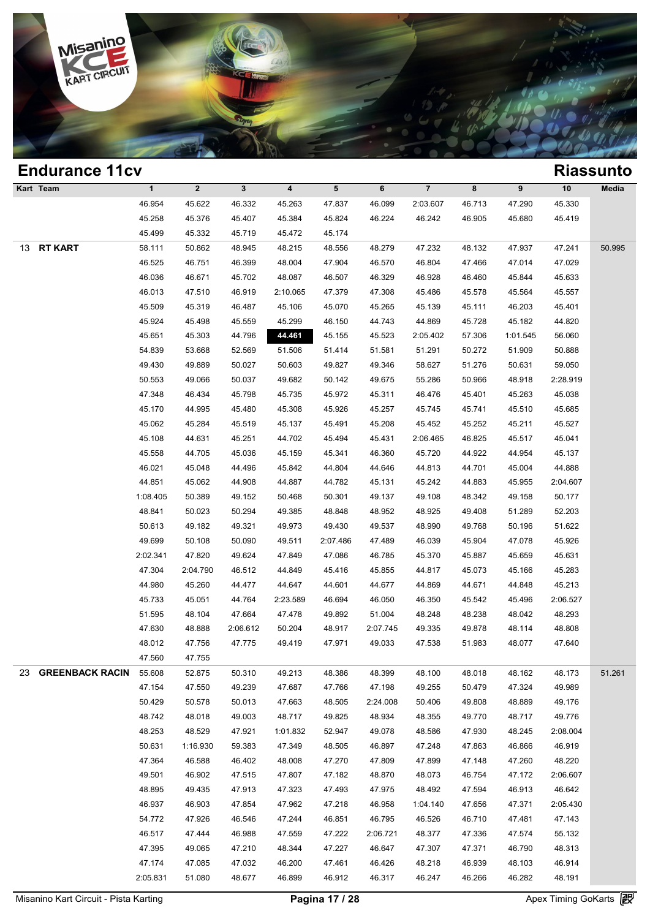## Endurance 11cv

## Riassunto

| Kart | Team | 1 | 2 | 3 | 4 | 5 | 6 | 7 | 8 | 9 | 10 | Media |
|---|---|---|---|---|---|---|---|---|---|---|---|---|
| | | 46.954 | 45.622 | 46.332 | 45.263 | 47.837 | 46.099 | 2:03.607 | 46.713 | 47.290 | 45.330 | |
| | | 45.258 | 45.376 | 45.407 | 45.384 | 45.824 | 46.224 | 46.242 | 46.905 | 45.680 | 45.419 | |
| | | 45.499 | 45.332 | 45.719 | 45.472 | 45.174 | | | | | | |
| 13 | RT KART | 58.111 | 50.862 | 48.945 | 48.215 | 48.556 | 48.279 | 47.232 | 48.132 | 47.937 | 47.241 | 50.995 |
| | | 46.525 | 46.751 | 46.399 | 48.004 | 47.904 | 46.570 | 46.804 | 47.466 | 47.014 | 47.029 | |
| | | 46.036 | 46.671 | 45.702 | 48.087 | 46.507 | 46.329 | 46.928 | 46.460 | 45.844 | 45.633 | |
| | | 46.013 | 47.510 | 46.919 | 2:10.065 | 47.379 | 47.308 | 45.486 | 45.578 | 45.564 | 45.557 | |
| | | 45.509 | 45.319 | 46.487 | 45.106 | 45.070 | 45.265 | 45.139 | 45.111 | 46.203 | 45.401 | |
| | | 45.924 | 45.498 | 45.559 | 45.299 | 46.150 | 44.743 | 44.869 | 45.728 | 45.182 | 44.820 | |
| | | 45.651 | 45.303 | 44.796 | **44.461** | 45.155 | 45.523 | 2:05.402 | 57.306 | 1:01.545 | 56.060 | |
| | | 54.839 | 53.668 | 52.569 | 51.506 | 51.414 | 51.581 | 51.291 | 50.272 | 51.909 | 50.888 | |
| | | 49.430 | 49.889 | 50.027 | 50.603 | 49.827 | 49.346 | 58.627 | 51.276 | 50.631 | 59.050 | |
| | | 50.553 | 49.066 | 50.037 | 49.682 | 50.142 | 49.675 | 55.286 | 50.966 | 48.918 | 2:28.919 | |
| | | 47.348 | 46.434 | 45.798 | 45.735 | 45.972 | 45.311 | 46.476 | 45.401 | 45.263 | 45.038 | |
| | | 45.170 | 44.995 | 45.480 | 45.308 | 45.926 | 45.257 | 45.745 | 45.741 | 45.510 | 45.685 | |
| | | 45.062 | 45.284 | 45.519 | 45.137 | 45.491 | 45.208 | 45.452 | 45.252 | 45.211 | 45.527 | |
| | | 45.108 | 44.631 | 45.251 | 44.702 | 45.494 | 45.431 | 2:06.465 | 46.825 | 45.517 | 45.041 | |
| | | 45.558 | 44.705 | 45.036 | 45.159 | 45.341 | 46.360 | 45.720 | 44.922 | 44.954 | 45.137 | |
| | | 46.021 | 45.048 | 44.496 | 45.842 | 44.804 | 44.646 | 44.813 | 44.701 | 45.004 | 44.888 | |
| | | 44.851 | 45.062 | 44.908 | 44.887 | 44.782 | 45.131 | 45.242 | 44.883 | 45.955 | 2:04.607 | |
| | | 1:08.405 | 50.389 | 49.152 | 50.468 | 50.301 | 49.137 | 49.108 | 48.342 | 49.158 | 50.177 | |
| | | 48.841 | 50.023 | 50.294 | 49.385 | 48.848 | 48.952 | 48.925 | 49.408 | 51.289 | 52.203 | |
| | | 50.613 | 49.182 | 49.321 | 49.973 | 49.430 | 49.537 | 48.990 | 49.768 | 50.196 | 51.622 | |
| | | 49.699 | 50.108 | 50.090 | 49.511 | 2:07.486 | 47.489 | 46.039 | 45.904 | 47.078 | 45.926 | |
| | | 2:02.341 | 47.820 | 49.624 | 47.849 | 47.086 | 46.785 | 45.370 | 45.887 | 45.659 | 45.631 | |
| | | 47.304 | 2:04.790 | 46.512 | 44.849 | 45.416 | 45.855 | 44.817 | 45.073 | 45.166 | 45.283 | |
| | | 44.980 | 45.260 | 44.477 | 44.647 | 44.601 | 44.677 | 44.869 | 44.671 | 44.848 | 45.213 | |
| | | 45.733 | 45.051 | 44.764 | 2:23.589 | 46.694 | 46.050 | 46.350 | 45.542 | 45.496 | 2:06.527 | |
| | | 51.595 | 48.104 | 47.664 | 47.478 | 49.892 | 51.004 | 48.248 | 48.238 | 48.042 | 48.293 | |
| | | 47.630 | 48.888 | 2:06.612 | 50.204 | 48.917 | 2:07.745 | 49.335 | 49.878 | 48.114 | 48.808 | |
| | | 48.012 | 47.756 | 47.775 | 49.419 | 47.971 | 49.033 | 47.538 | 51.983 | 48.077 | 47.640 | |
| | | 47.560 | 47.755 | | | | | | | | | |
| 23 | GREENBACK RACIN | 55.608 | 52.875 | 50.310 | 49.213 | 48.386 | 48.399 | 48.100 | 48.018 | 48.162 | 48.173 | 51.261 |
| | | 47.154 | 47.550 | 49.239 | 47.687 | 47.766 | 47.198 | 49.255 | 50.479 | 47.324 | 49.989 | |
| | | 50.429 | 50.578 | 50.013 | 47.663 | 48.505 | 2:24.008 | 50.406 | 49.808 | 48.889 | 49.176 | |
| | | 48.742 | 48.018 | 49.003 | 48.717 | 49.825 | 48.934 | 48.355 | 49.770 | 48.717 | 49.776 | |
| | | 48.253 | 48.529 | 47.921 | 1:01.832 | 52.947 | 49.078 | 48.586 | 47.930 | 48.245 | 2:08.004 | |
| | | 50.631 | 1:16.930 | 59.383 | 47.349 | 48.505 | 46.897 | 47.248 | 47.863 | 46.866 | 46.919 | |
| | | 47.364 | 46.588 | 46.402 | 48.008 | 47.270 | 47.809 | 47.899 | 47.148 | 47.260 | 48.220 | |
| | | 49.501 | 46.902 | 47.515 | 47.807 | 47.182 | 48.870 | 48.073 | 46.754 | 47.172 | 2:06.607 | |
| | | 48.895 | 49.435 | 47.913 | 47.323 | 47.493 | 47.975 | 48.492 | 47.594 | 46.913 | 46.642 | |
| | | 46.937 | 46.903 | 47.854 | 47.962 | 47.218 | 46.958 | 1:04.140 | 47.656 | 47.371 | 2:05.430 | |
| | | 54.772 | 47.926 | 46.546 | 47.244 | 46.851 | 46.795 | 46.526 | 46.710 | 47.481 | 47.143 | |
| | | 46.517 | 47.444 | 46.988 | 47.559 | 47.222 | 2:06.721 | 48.377 | 47.336 | 47.574 | 55.132 | |
| | | 47.395 | 49.065 | 47.210 | 48.344 | 47.227 | 46.647 | 47.307 | 47.371 | 46.790 | 48.313 | |
| | | 47.174 | 47.085 | 47.032 | 46.200 | 47.461 | 46.426 | 48.218 | 46.939 | 48.103 | 46.914 | |
| | | 2:05.831 | 51.080 | 48.677 | 46.899 | 46.912 | 46.317 | 46.247 | 46.266 | 46.282 | 48.191 | |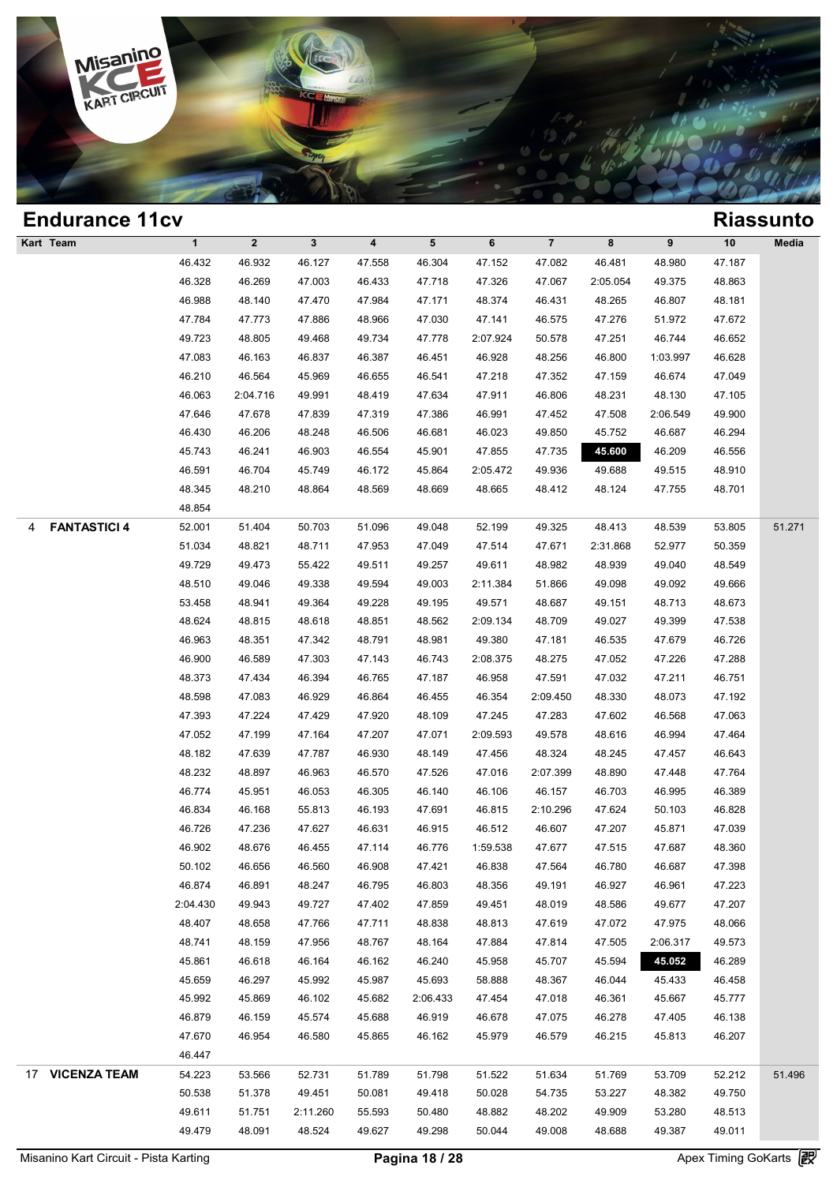## Endurance 11cv

## Riassunto

| Kart | Team | 1 | 2 | 3 | 4 | 5 | 6 | 7 | 8 | 9 | 10 | Media |
|---|---|---|---|---|---|---|---|---|---|---|---|---|
| | | 46.432 | 46.932 | 46.127 | 47.558 | 46.304 | 47.152 | 47.082 | 46.481 | 48.980 | 47.187 | |
| | | 46.328 | 46.269 | 47.003 | 46.433 | 47.718 | 47.326 | 47.067 | 2:05.054 | 49.375 | 48.863 | |
| | | 46.988 | 48.140 | 47.470 | 47.984 | 47.171 | 48.374 | 46.431 | 48.265 | 46.807 | 48.181 | |
| | | 47.784 | 47.773 | 47.886 | 48.966 | 47.030 | 47.141 | 46.575 | 47.276 | 51.972 | 47.672 | |
| | | 49.723 | 48.805 | 49.468 | 49.734 | 47.778 | 2:07.924 | 50.578 | 47.251 | 46.744 | 46.652 | |
| | | 47.083 | 46.163 | 46.837 | 46.387 | 46.451 | 46.928 | 48.256 | 46.800 | 1:03.997 | 46.628 | |
| | | 46.210 | 46.564 | 45.969 | 46.655 | 46.541 | 47.218 | 47.352 | 47.159 | 46.674 | 47.049 | |
| | | 46.063 | 2:04.716 | 49.991 | 48.419 | 47.634 | 47.911 | 46.806 | 48.231 | 48.130 | 47.105 | |
| | | 47.646 | 47.678 | 47.839 | 47.319 | 47.386 | 46.991 | 47.452 | 47.508 | 2:06.549 | 49.900 | |
| | | 46.430 | 46.206 | 48.248 | 46.506 | 46.681 | 46.023 | 49.850 | 45.752 | 46.687 | 46.294 | |
| | | 45.743 | 46.241 | 46.903 | 46.554 | 45.901 | 47.855 | 47.735 | **45.600** | 46.209 | 46.556 | |
| | | 46.591 | 46.704 | 45.749 | 46.172 | 45.864 | 2:05.472 | 49.936 | 49.688 | 49.515 | 48.910 | |
| | | 48.345 | 48.210 | 48.864 | 48.569 | 48.669 | 48.665 | 48.412 | 48.124 | 47.755 | 48.701 | |
| | | 48.854 | | | | | | | | | | |
| 4 | **FANTASTICI 4** | 52.001 | 51.404 | 50.703 | 51.096 | 49.048 | 52.199 | 49.325 | 48.413 | 48.539 | 53.805 | 51.271 |
| | | 51.034 | 48.821 | 48.711 | 47.953 | 47.049 | 47.514 | 47.671 | 2:31.868 | 52.977 | 50.359 | |
| | | 49.729 | 49.473 | 55.422 | 49.511 | 49.257 | 49.611 | 48.982 | 48.939 | 49.040 | 48.549 | |
| | | 48.510 | 49.046 | 49.338 | 49.594 | 49.003 | 2:11.384 | 51.866 | 49.098 | 49.092 | 49.666 | |
| | | 53.458 | 48.941 | 49.364 | 49.228 | 49.195 | 49.571 | 48.687 | 49.151 | 48.713 | 48.673 | |
| | | 48.624 | 48.815 | 48.618 | 48.851 | 48.562 | 2:09.134 | 48.709 | 49.027 | 49.399 | 47.538 | |
| | | 46.963 | 48.351 | 47.342 | 48.791 | 48.981 | 49.380 | 47.181 | 46.535 | 47.679 | 46.726 | |
| | | 46.900 | 46.589 | 47.303 | 47.143 | 46.743 | 2:08.375 | 48.275 | 47.052 | 47.226 | 47.288 | |
| | | 48.373 | 47.434 | 46.394 | 46.765 | 47.187 | 46.958 | 47.591 | 47.032 | 47.211 | 46.751 | |
| | | 48.598 | 47.083 | 46.929 | 46.864 | 46.455 | 46.354 | 2:09.450 | 48.330 | 48.073 | 47.192 | |
| | | 47.393 | 47.224 | 47.429 | 47.920 | 48.109 | 47.245 | 47.283 | 47.602 | 46.568 | 47.063 | |
| | | 47.052 | 47.199 | 47.164 | 47.207 | 47.071 | 2:09.593 | 49.578 | 48.616 | 46.994 | 47.464 | |
| | | 48.182 | 47.639 | 47.787 | 46.930 | 48.149 | 47.456 | 48.324 | 48.245 | 47.457 | 46.643 | |
| | | 48.232 | 48.897 | 46.963 | 46.570 | 47.526 | 47.016 | 2:07.399 | 48.890 | 47.448 | 47.764 | |
| | | 46.774 | 45.951 | 46.053 | 46.305 | 46.140 | 46.106 | 46.157 | 46.703 | 46.995 | 46.389 | |
| | | 46.834 | 46.168 | 55.813 | 46.193 | 47.691 | 46.815 | 2:10.296 | 47.624 | 50.103 | 46.828 | |
| | | 46.726 | 47.236 | 47.627 | 46.631 | 46.915 | 46.512 | 46.607 | 47.207 | 45.871 | 47.039 | |
| | | 46.902 | 48.676 | 46.455 | 47.114 | 46.776 | 1:59.538 | 47.677 | 47.515 | 47.687 | 48.360 | |
| | | 50.102 | 46.656 | 46.560 | 46.908 | 47.421 | 46.838 | 47.564 | 46.780 | 46.687 | 47.398 | |
| | | 46.874 | 46.891 | 48.247 | 46.795 | 46.803 | 48.356 | 49.191 | 46.927 | 46.961 | 47.223 | |
| | | 2:04.430 | 49.943 | 49.727 | 47.402 | 47.859 | 49.451 | 48.019 | 48.586 | 49.677 | 47.207 | |
| | | 48.407 | 48.658 | 47.766 | 47.711 | 48.838 | 48.813 | 47.619 | 47.072 | 47.975 | 48.066 | |
| | | 48.741 | 48.159 | 47.956 | 48.767 | 48.164 | 47.884 | 47.814 | 47.505 | 2:06.317 | 49.573 | |
| | | 45.861 | 46.618 | 46.164 | 46.162 | 46.240 | 45.958 | 45.707 | 45.594 | **45.052** | 46.289 | |
| | | 45.659 | 46.297 | 45.992 | 45.987 | 45.693 | 58.888 | 48.367 | 46.044 | 45.433 | 46.458 | |
| | | 45.992 | 45.869 | 46.102 | 45.682 | 2:06.433 | 47.454 | 47.018 | 46.361 | 45.667 | 45.777 | |
| | | 46.879 | 46.159 | 45.574 | 45.688 | 46.919 | 46.678 | 47.075 | 46.278 | 47.405 | 46.138 | |
| | | 47.670 | 46.954 | 46.580 | 45.865 | 46.162 | 45.979 | 46.579 | 46.215 | 45.813 | 46.207 | |
| | | 46.447 | | | | | | | | | | |
| 17 | **VICENZA TEAM** | 54.223 | 53.566 | 52.731 | 51.789 | 51.798 | 51.522 | 51.634 | 51.769 | 53.709 | 52.212 | 51.496 |
| | | 50.538 | 51.378 | 49.451 | 50.081 | 49.418 | 50.028 | 54.735 | 53.227 | 48.382 | 49.750 | |
| | | 49.611 | 51.751 | 2:11.260 | 55.593 | 50.480 | 48.882 | 48.202 | 49.909 | 53.280 | 48.513 | |
| | | 49.479 | 48.091 | 48.524 | 49.627 | 49.298 | 50.044 | 49.008 | 48.688 | 49.387 | 49.011 | |

Misanino Kart Circuit - Pista Karting — Apex Timing GoKarts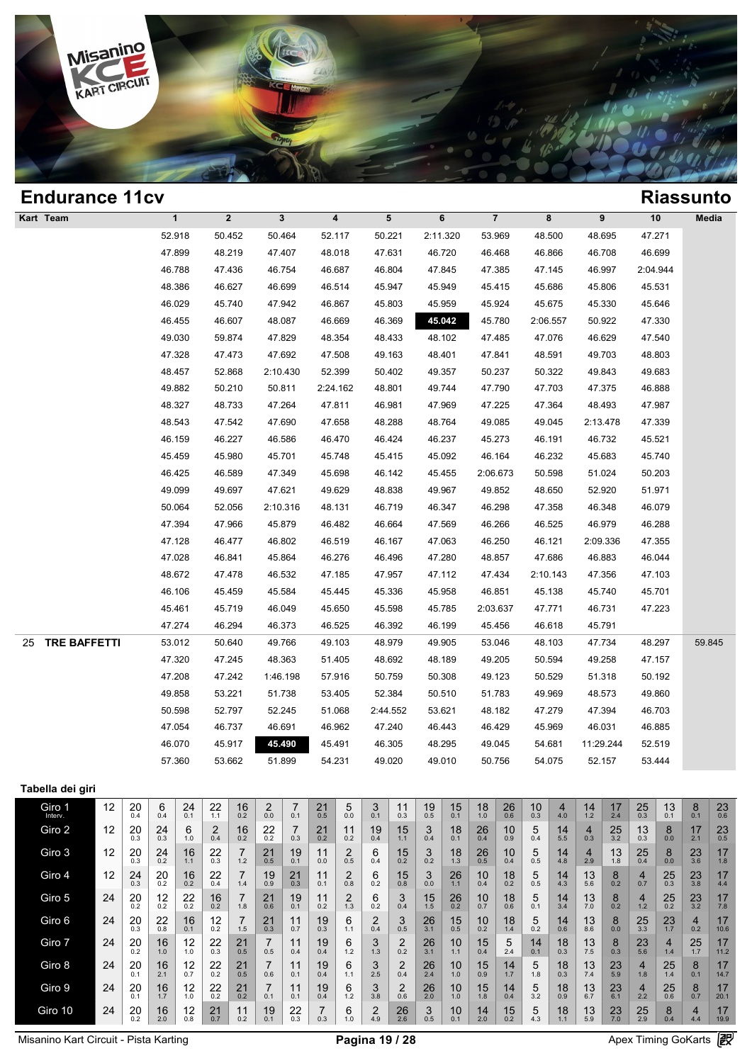## Endurance 11cv

## Riassunto

| Kart | Team | 1 | 2 | 3 | 4 | 5 | 6 | 7 | 8 | 9 | 10 | Media |
|---|---|---|---|---|---|---|---|---|---|---|---|---|
| | | 52.918 | 50.452 | 50.464 | 52.117 | 50.221 | 2:11.320 | 53.969 | 48.500 | 48.695 | 47.271 | |
| | | 47.899 | 48.219 | 47.407 | 48.018 | 47.631 | 46.720 | 46.468 | 46.866 | 46.708 | 46.699 | |
| | | 46.788 | 47.436 | 46.754 | 46.687 | 46.804 | 47.845 | 47.385 | 47.145 | 46.997 | 2:04.944 | |
| | | 48.386 | 46.627 | 46.699 | 46.514 | 45.947 | 45.949 | 45.415 | 45.686 | 45.806 | 45.531 | |
| | | 46.029 | 45.740 | 47.942 | 46.867 | 45.803 | 45.959 | 45.924 | 45.675 | 45.330 | 45.646 | |
| | | 46.455 | 46.607 | 48.087 | 46.669 | 46.369 | **45.042** | 45.780 | 2:06.557 | 50.922 | 47.330 | |
| | | 49.030 | 59.874 | 47.829 | 48.354 | 48.433 | 48.102 | 47.485 | 47.076 | 46.629 | 47.540 | |
| | | 47.328 | 47.473 | 47.692 | 47.508 | 49.163 | 48.401 | 47.841 | 48.591 | 49.703 | 48.803 | |
| | | 48.457 | 52.868 | 2:10.430 | 52.399 | 50.402 | 49.357 | 50.237 | 50.322 | 49.843 | 49.683 | |
| | | 49.882 | 50.210 | 50.811 | 2:24.162 | 48.801 | 49.744 | 47.790 | 47.703 | 47.375 | 46.888 | |
| | | 48.327 | 48.733 | 47.264 | 47.811 | 46.981 | 47.969 | 47.225 | 47.364 | 48.493 | 47.987 | |
| | | 48.543 | 47.542 | 47.690 | 47.658 | 48.288 | 48.764 | 49.085 | 49.045 | 2:13.478 | 47.339 | |
| | | 46.159 | 46.227 | 46.586 | 46.470 | 46.424 | 46.237 | 45.273 | 46.191 | 46.732 | 45.521 | |
| | | 45.459 | 45.980 | 45.701 | 45.748 | 45.415 | 45.092 | 46.164 | 46.232 | 45.683 | 45.740 | |
| | | 46.425 | 46.589 | 47.349 | 45.698 | 46.142 | 45.455 | 2:06.673 | 50.598 | 51.024 | 50.203 | |
| | | 49.099 | 49.697 | 47.621 | 49.629 | 48.838 | 49.967 | 49.852 | 48.650 | 52.920 | 51.971 | |
| | | 50.064 | 52.056 | 2:10.316 | 48.131 | 46.719 | 46.347 | 46.298 | 47.358 | 46.348 | 46.079 | |
| | | 47.394 | 47.966 | 45.879 | 46.482 | 46.664 | 47.569 | 46.266 | 46.525 | 46.979 | 46.288 | |
| | | 47.128 | 46.477 | 46.802 | 46.519 | 46.167 | 47.063 | 46.250 | 46.121 | 2:09.336 | 47.355 | |
| | | 47.028 | 46.841 | 45.864 | 46.276 | 46.496 | 47.280 | 48.857 | 47.686 | 46.883 | 46.044 | |
| | | 48.672 | 47.478 | 46.532 | 47.185 | 47.957 | 47.112 | 47.434 | 2:10.143 | 47.356 | 47.103 | |
| | | 46.106 | 45.459 | 45.584 | 45.445 | 45.336 | 45.958 | 46.851 | 45.138 | 45.740 | 45.701 | |
| | | 45.461 | 45.719 | 46.049 | 45.650 | 45.598 | 45.785 | 2:03.637 | 47.771 | 46.731 | 47.223 | |
| | | 47.274 | 46.294 | 46.373 | 46.525 | 46.392 | 46.199 | 45.456 | 46.618 | 45.791 | | |
| 25 | TRE BAFFETTI | 53.012 | 50.640 | 49.766 | 49.103 | 48.979 | 49.905 | 53.046 | 48.103 | 47.734 | 48.297 | 59.845 |
| | | 47.320 | 47.245 | 48.363 | 51.405 | 48.692 | 48.189 | 49.205 | 50.594 | 49.258 | 47.157 | |
| | | 47.208 | 47.242 | 1:46.198 | 57.916 | 50.759 | 50.308 | 49.123 | 50.529 | 51.318 | 50.192 | |
| | | 49.858 | 53.221 | 51.738 | 53.405 | 52.384 | 50.510 | 51.783 | 49.969 | 48.573 | 49.860 | |
| | | 50.598 | 52.797 | 52.245 | 51.068 | 2:44.552 | 53.621 | 48.182 | 47.279 | 47.394 | 46.703 | |
| | | 47.054 | 46.737 | 46.691 | 46.962 | 47.240 | 46.443 | 46.429 | 45.969 | 46.031 | 46.885 | |
| | | 46.070 | 45.917 | **45.490** | 45.491 | 46.305 | 48.295 | 49.045 | 54.681 | 11:29.244 | 52.519 | |
| | | 57.360 | 53.662 | 51.899 | 54.231 | 49.020 | 49.010 | 50.756 | 54.075 | 52.157 | 53.444 | |

### Tabella dei giri

| Giro | | | | | | | | | | | | | | | | | | | | | | | | | |
|---|---|---|---|---|---|---|---|---|---|---|---|---|---|---|---|---|---|---|---|---|---|---|---|---|---|
| Giro 1 Interv. | 12 | 20 0.4 | 6 0.4 | 24 0.1 | 22 1.1 | 16 0.2 | 2 0.0 | 7 0.1 | 21 0.5 | 5 0.0 | 3 0.1 | 11 0.3 | 19 0.5 | 15 0.1 | 18 1.0 | 26 0.6 | 10 0.3 | 4 4.0 | 14 1.2 | 17 2.4 | 25 0.3 | 13 0.1 | 8 0.1 | 23 0.6 |
| Giro 2 | 12 | 20 0.3 | 24 0.3 | 6 1.0 | 2 0.4 | 16 0.2 | 22 0.2 | 7 0.3 | 21 0.2 | 11 0.2 | 19 0.4 | 15 1.1 | 3 0.4 | 18 0.1 | 26 0.4 | 10 0.9 | 5 0.4 | 14 5.5 | 4 0.3 | 25 3.2 | 13 0.3 | 8 0.0 | 17 2.1 | 23 0.5 |
| Giro 3 | 12 | 20 0.3 | 24 0.2 | 16 1.1 | 22 0.3 | 7 1.2 | 21 0.5 | 19 0.1 | 11 0.0 | 2 0.5 | 6 0.4 | 15 0.2 | 3 0.2 | 18 1.3 | 26 0.5 | 10 0.4 | 5 0.5 | 14 4.8 | 4 2.9 | 13 1.8 | 25 0.4 | 8 0.0 | 23 3.6 | 17 1.8 |
| Giro 4 | 12 | 24 0.3 | 20 0.2 | 16 0.2 | 22 0.4 | 7 1.4 | 19 0.9 | 21 0.3 | 11 0.1 | 2 0.8 | 6 0.2 | 15 0.8 | 3 0.0 | 26 1.1 | 10 0.4 | 18 0.2 | 5 0.5 | 14 4.3 | 13 5.6 | 8 0.2 | 4 0.7 | 25 0.3 | 23 3.8 | 17 4.4 |
| Giro 5 | 24 | 20 0.2 | 12 0.2 | 22 0.2 | 16 0.2 | 7 1.8 | 21 0.6 | 19 0.1 | 11 0.2 | 2 1.3 | 6 0.2 | 3 0.4 | 15 1.5 | 26 0.2 | 10 0.7 | 18 0.6 | 5 0.1 | 14 3.4 | 13 7.0 | 8 0.2 | 4 1.2 | 25 0.2 | 23 3.2 | 17 7.8 |
| Giro 6 | 24 | 20 0.3 | 22 0.8 | 16 0.1 | 12 0.2 | 7 1.5 | 21 0.3 | 11 0.7 | 19 0.3 | 6 1.1 | 2 0.4 | 3 0.5 | 26 3.1 | 15 0.5 | 10 0.2 | 18 1.4 | 5 0.2 | 14 0.6 | 13 8.6 | 8 0.0 | 25 3.3 | 23 1.7 | 4 0.2 | 17 10.6 |
| Giro 7 | 24 | 20 0.2 | 16 1.0 | 12 1.0 | 22 0.3 | 21 0.5 | 7 0.5 | 11 0.4 | 19 0.4 | 6 1.2 | 3 1.3 | 2 0.2 | 26 3.1 | 10 1.1 | 15 0.4 | 5 2.4 | 14 0.1 | 18 0.3 | 13 7.5 | 8 0.3 | 23 5.6 | 4 1.4 | 25 1.7 | 17 11.2 |
| Giro 8 | 24 | 20 0.1 | 16 2.1 | 12 0.7 | 22 0.2 | 21 0.5 | 7 0.6 | 11 0.1 | 19 0.4 | 6 1.1 | 3 2.5 | 2 0.4 | 26 2.4 | 10 1.0 | 15 0.9 | 14 1.7 | 5 1.8 | 18 0.3 | 13 7.4 | 23 5.9 | 4 1.8 | 25 1.4 | 8 0.1 | 17 14.7 |
| Giro 9 | 24 | 20 0.1 | 16 1.7 | 12 1.0 | 22 0.2 | 21 0.2 | 7 0.1 | 11 0.1 | 19 0.4 | 6 1.2 | 3 3.8 | 2 0.6 | 26 2.0 | 10 1.0 | 15 1.8 | 14 0.4 | 5 3.2 | 18 0.9 | 13 6.7 | 23 6.1 | 4 2.2 | 25 0.6 | 8 0.7 | 17 20.1 |
| Giro 10 | 24 | 20 0.2 | 16 2.0 | 12 0.8 | 21 0.7 | 11 0.2 | 19 0.1 | 22 0.3 | 7 0.3 | 6 1.0 | 2 4.9 | 26 2.6 | 3 0.5 | 10 0.1 | 14 2.0 | 15 0.2 | 5 4.3 | 18 1.1 | 13 5.9 | 23 7.0 | 25 2.9 | 8 0.4 | 4 4.4 | 17 19.9 |

Misanino Kart Circuit - Pista Karting | Apex Timing GoKarts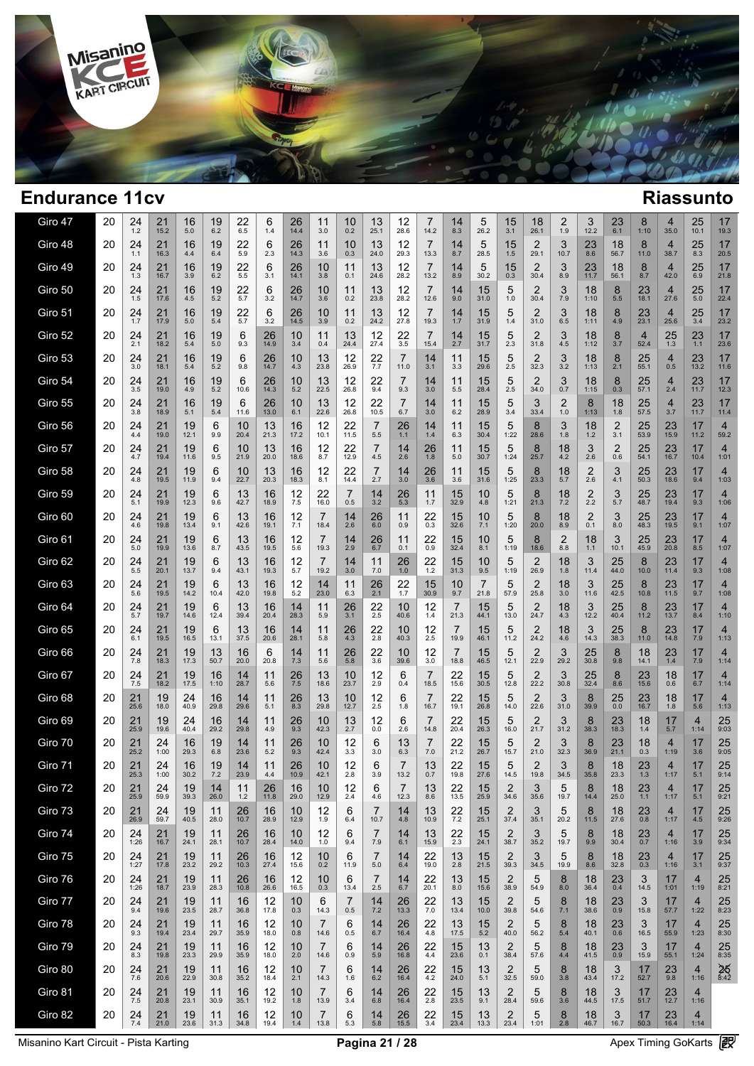## Endurance 11cv

## Riassunto

| | | | | | | | | | | | | | | | | | | | | | | | | |
|---|---|---|---|---|---|---|---|---|---|---|---|---|---|---|---|---|---|---|---|---|---|---|---|---|
| Giro 47 | 20 | 24 1.2 | 21 15.2 | 16 5.0 | 19 6.2 | 22 6.5 | 6 1.4 | 26 14.4 | 11 3.0 | 10 0.2 | 13 25.1 | 12 28.6 | 7 14.2 | 14 8.3 | 5 26.2 | 15 3.1 | 18 26.1 | 2 1.9 | 3 12.2 | 23 6.1 | 8 1:10 | 4 35.0 | 25 10.1 | 17 19.3 |
| Giro 48 | 20 | 24 1.1 | 21 16.3 | 16 4.4 | 19 6.4 | 22 5.9 | 6 2.3 | 26 14.3 | 11 3.6 | 10 0.3 | 13 24.0 | 12 29.3 | 7 13.3 | 14 8.7 | 5 28.5 | 15 1.5 | 2 29.1 | 3 10.7 | 23 8.6 | 18 56.7 | 8 11.0 | 4 38.7 | 25 8.3 | 17 20.5 |
| Giro 49 | 20 | 24 1.3 | 21 16.7 | 16 3.9 | 19 6.2 | 22 5.5 | 6 3.1 | 26 14.1 | 10 3.8 | 11 0.1 | 13 24.6 | 12 28.2 | 7 13.2 | 14 8.9 | 5 30.2 | 15 0.3 | 2 30.4 | 3 8.9 | 23 11.7 | 18 56.1 | 8 8.7 | 4 42.0 | 25 6.9 | 17 21.8 |
| Giro 50 | 20 | 24 1.5 | 21 17.6 | 16 4.5 | 19 5.2 | 22 5.7 | 6 3.2 | 26 14.7 | 10 3.6 | 11 0.2 | 13 23.8 | 12 28.2 | 7 12.6 | 14 9.0 | 15 31.0 | 5 1.0 | 2 30.4 | 3 7.9 | 18 1:10 | 8 5.5 | 23 18.1 | 4 27.6 | 25 5.0 | 17 22.4 |
| Giro 51 | 20 | 24 1.7 | 21 17.9 | 16 5.0 | 19 5.4 | 22 5.7 | 6 3.2 | 26 14.5 | 10 3.9 | 11 0.2 | 13 24.2 | 12 27.8 | 7 19.3 | 14 1.7 | 15 31.9 | 5 1.4 | 2 31.0 | 3 6.5 | 18 1:11 | 8 4.9 | 23 23.1 | 4 25.6 | 25 3.4 | 17 23.2 |
| Giro 52 | 20 | 24 2.1 | 21 18.2 | 16 5.4 | 19 5.0 | 6 9.3 | 26 14.9 | 10 3.4 | 11 0.4 | 13 24.4 | 12 27.4 | 22 3.5 | 7 15.4 | 14 2.7 | 15 31.7 | 5 2.3 | 2 31.8 | 3 4.5 | 18 1:12 | 8 3.7 | 4 52.4 | 25 1.3 | 23 1.1 | 17 23.6 |
| Giro 53 | 20 | 24 3.0 | 21 18.1 | 16 5.4 | 19 5.2 | 6 9.8 | 26 14.7 | 10 4.3 | 13 23.8 | 12 26.9 | 22 7.7 | 7 11.0 | 14 3.1 | 11 3.3 | 15 29.6 | 5 2.5 | 2 32.3 | 3 3.2 | 18 1:13 | 8 2.1 | 25 55.1 | 4 0.5 | 23 13.2 | 17 11.6 |
| Giro 54 | 20 | 24 3.5 | 21 19.0 | 16 4.9 | 19 5.2 | 6 10.6 | 26 14.3 | 10 5.2 | 13 22.5 | 12 26.8 | 22 9.4 | 7 9.3 | 14 3.0 | 11 5.5 | 15 28.4 | 5 2.5 | 2 34.0 | 3 0.7 | 18 1:15 | 8 0.3 | 25 57.1 | 4 2.4 | 23 11.7 | 17 12.3 |
| Giro 55 | 20 | 24 3.8 | 21 18.9 | 16 5.1 | 19 5.4 | 6 11.6 | 26 13.0 | 10 6.1 | 13 22.6 | 12 26.8 | 22 10.5 | 7 6.7 | 14 3.0 | 11 6.2 | 15 28.9 | 5 3.4 | 3 33.4 | 2 1.0 | 8 1:13 | 18 1.8 | 25 57.5 | 4 3.7 | 23 11.7 | 17 11.4 |
| Giro 56 | 20 | 24 4.4 | 21 19.0 | 19 12.1 | 6 9.9 | 10 20.4 | 13 21.3 | 16 17.2 | 12 10.1 | 22 11.5 | 7 5.5 | 26 1.1 | 14 1.4 | 11 6.3 | 15 30.4 | 5 1:22 | 8 28.6 | 3 1.8 | 18 1.2 | 2 3.1 | 25 53.9 | 23 15.9 | 17 11.2 | 4 59.2 |
| Giro 57 | 20 | 24 4.7 | 21 19.4 | 19 11.6 | 6 9.5 | 10 21.9 | 13 20.0 | 16 18.6 | 12 8.7 | 22 12.9 | 7 4.5 | 14 2.6 | 26 1.8 | 11 5.0 | 15 30.7 | 5 1:24 | 8 25.7 | 18 4.2 | 3 2.6 | 2 0.6 | 25 54.1 | 23 16.7 | 17 10.4 | 4 1:01 |
| Giro 58 | 20 | 24 4.8 | 21 19.5 | 19 11.9 | 6 9.4 | 10 22.7 | 13 20.3 | 16 18.3 | 12 8.1 | 22 14.4 | 7 2.7 | 14 3.0 | 26 3.6 | 11 3.6 | 15 31.6 | 5 1:25 | 8 23.3 | 18 5.7 | 2 2.6 | 3 4.1 | 25 50.3 | 23 18.6 | 17 9.4 | 4 1:03 |
| Giro 59 | 20 | 24 5.1 | 21 19.9 | 19 12.3 | 6 9.6 | 13 42.7 | 16 18.9 | 12 7.5 | 22 16.0 | 7 0.5 | 14 3.2 | 26 5.3 | 11 1.7 | 15 32.9 | 10 4.8 | 5 1:21 | 8 21.3 | 18 7.2 | 2 2.2 | 3 5.7 | 25 48.7 | 23 19.4 | 17 9.3 | 4 1:06 |
| Giro 60 | 20 | 24 4.6 | 21 19.8 | 19 13.4 | 6 9.1 | 13 42.6 | 16 19.1 | 12 7.1 | 7 18.4 | 14 2.6 | 26 6.0 | 11 0.9 | 22 0.3 | 15 32.6 | 10 7.1 | 5 1:20 | 8 20.0 | 18 8.9 | 2 0.1 | 3 8.0 | 25 48.3 | 23 19.5 | 17 9.1 | 4 1:07 |
| Giro 61 | 20 | 24 5.0 | 21 19.9 | 19 13.6 | 6 8.7 | 13 43.5 | 16 19.5 | 12 5.6 | 7 19.3 | 14 2.9 | 26 6.7 | 11 0.1 | 22 0.9 | 15 32.4 | 10 8.1 | 5 1:19 | 8 18.6 | 2 8.8 | 18 1.1 | 3 10.1 | 25 45.9 | 23 20.8 | 17 8.5 | 4 1:07 |
| Giro 62 | 20 | 24 5.5 | 21 20.1 | 19 13.7 | 6 9.4 | 13 43.1 | 16 19.3 | 12 5.7 | 7 19.2 | 14 3.0 | 11 7.0 | 26 1.0 | 22 1.2 | 15 31.3 | 10 9.5 | 5 1:19 | 2 26.9 | 18 1.8 | 3 11.4 | 25 44.0 | 8 10.0 | 23 11.4 | 17 9.3 | 4 1:08 |
| Giro 63 | 20 | 24 5.6 | 21 19.5 | 19 14.2 | 6 10.4 | 13 42.0 | 16 19.8 | 12 5.2 | 14 23.0 | 11 6.3 | 26 2.1 | 22 1.7 | 15 30.9 | 10 9.7 | 7 21.8 | 5 57.9 | 2 25.8 | 18 3.0 | 3 11.6 | 25 42.5 | 8 10.8 | 23 11.5 | 17 9.7 | 4 1:08 |
| Giro 64 | 20 | 24 5.7 | 21 19.7 | 19 14.6 | 6 12.4 | 13 39.4 | 16 20.4 | 14 28.3 | 11 5.9 | 26 3.1 | 22 2.5 | 10 40.6 | 12 1.4 | 7 21.3 | 15 44.1 | 5 13.0 | 2 24.7 | 18 4.3 | 3 12.2 | 25 40.4 | 8 11.2 | 23 13.7 | 17 8.4 | 4 1:10 |
| Giro 65 | 20 | 24 6.1 | 21 19.5 | 19 16.5 | 6 13.1 | 13 37.5 | 16 20.6 | 14 28.1 | 11 5.8 | 26 4.3 | 22 2.8 | 10 40.3 | 12 2.5 | 7 19.9 | 15 46.1 | 5 11.2 | 2 24.2 | 18 4.6 | 3 14.3 | 25 38.3 | 8 11.0 | 23 14.8 | 17 7.9 | 4 1:13 |
| Giro 66 | 20 | 24 7.8 | 21 18.3 | 19 17.3 | 13 50.7 | 16 20.0 | 6 20.8 | 14 7.3 | 11 5.6 | 26 5.8 | 22 3.6 | 10 39.6 | 12 3.0 | 7 18.8 | 15 46.5 | 5 12.1 | 2 22.9 | 3 29.2 | 25 35.5 | 8 9.8 | 18 14.1 | 23 1.4 | 17 7.9 | 4 1:14 |
| Giro 67 | 20 | 24 7.5 | 21 18.2 | 19 17.5 | 16 1:10 | 14 28.7 | 11 5.6 | 26 7.5 | 13 18.6 | 10 23.7 | 12 2.9 | 6 0.4 | 7 18.5 | 22 15.6 | 15 30.5 | 5 12.8 | 2 22.2 | 3 30.8 | 25 32.4 | 8 8.6 | 23 15.6 | 18 0.6 | 17 6.7 | 4 1:14 |
| Giro 68 | 20 | 21 25.6 | 19 18.0 | 24 40.9 | 16 29.8 | 14 29.6 | 11 5.1 | 26 8.3 | 13 29.8 | 10 12.7 | 12 2.5 | 6 1.8 | 7 16.7 | 22 19.1 | 15 26.8 | 5 14.0 | 2 22.6 | 3 31.0 | 8 39.9 | 25 0.0 | 23 16.7 | 18 1.8 | 17 5.6 | 4 1:13 |
| Giro 69 | 20 | 21 25.9 | 19 19.6 | 24 40.4 | 16 29.2 | 14 29.8 | 11 4.9 | 26 9.3 | 10 42.3 | 13 2.7 | 12 0.0 | 6 2.6 | 7 14.8 | 22 20.4 | 15 26.3 | 5 16.0 | 2 21.7 | 3 31.2 | 8 38.3 | 23 18.3 | 18 1.4 | 17 5.7 | 4 1:14 | 25 9:03 |
| Giro 70 | 20 | 21 25.2 | 24 1:00 | 16 29.3 | 19 6.8 | 14 23.6 | 11 5.2 | 26 9.3 | 10 42.4 | 12 3.3 | 6 3.0 | 13 6.3 | 7 7.0 | 22 21.2 | 15 26.7 | 5 15.7 | 2 21.0 | 3 32.3 | 8 36.9 | 18 21.1 | 23 0.3 | 4 1:19 | 17 3.6 | 25 9:05 |
| Giro 71 | 20 | 21 25.3 | 24 1:00 | 16 30.2 | 19 7.2 | 14 23.9 | 11 4.4 | 26 10.9 | 10 42.1 | 12 2.8 | 6 3.9 | 7 13.2 | 13 0.7 | 22 19.8 | 15 27.6 | 5 14.5 | 2 19.8 | 3 34.5 | 8 35.8 | 18 23.3 | 23 1.3 | 4 1:17 | 17 5.1 | 25 9:14 |
| Giro 72 | 20 | 21 25.9 | 24 59.9 | 19 39.3 | 14 26.0 | 11 1.2 | 26 11.8 | 16 29.0 | 10 12.9 | 12 2.4 | 6 4.6 | 7 12.3 | 13 8.6 | 22 13.5 | 15 25.9 | 2 34.6 | 3 35.6 | 5 19.7 | 8 14.4 | 18 25.0 | 23 1.1 | 4 1:17 | 17 5.1 | 25 9:21 |
| Giro 73 | 20 | 21 26.9 | 24 59.7 | 19 40.5 | 11 28.0 | 26 10.7 | 16 28.9 | 10 12.9 | 12 1.9 | 6 6.4 | 7 10.7 | 14 4.8 | 13 10.9 | 22 7.2 | 15 25.1 | 2 37.4 | 3 35.1 | 5 20.2 | 8 11.5 | 18 27.6 | 23 0.8 | 4 1:17 | 17 4.5 | 25 9:26 |
| Giro 74 | 20 | 24 1:26 | 21 16.7 | 19 24.1 | 11 28.1 | 26 10.7 | 16 28.4 | 10 14.0 | 12 1.0 | 6 9.4 | 7 7.9 | 14 6.1 | 13 15.9 | 22 2.3 | 15 24.1 | 2 38.7 | 3 35.2 | 5 19.7 | 8 9.9 | 18 30.4 | 23 0.7 | 4 1:16 | 17 3.9 | 25 9:34 |
| Giro 75 | 20 | 24 1:27 | 21 17.8 | 19 23.2 | 11 29.2 | 26 10.3 | 16 27.4 | 12 15.6 | 10 0.2 | 6 11.9 | 7 5.0 | 14 6.4 | 22 19.0 | 13 2.8 | 15 21.5 | 2 39.3 | 3 34.5 | 5 19.9 | 8 8.6 | 18 32.8 | 23 0.3 | 4 1:16 | 17 3.1 | 25 9:37 |
| Giro 76 | 20 | 24 1:26 | 21 18.7 | 19 23.9 | 11 28.3 | 26 10.8 | 16 26.6 | 12 16.5 | 10 0.3 | 6 13.4 | 7 2.5 | 14 6.7 | 22 20.1 | 13 8.0 | 15 15.6 | 2 38.9 | 5 54.9 | 8 8.0 | 18 36.4 | 23 0.4 | 3 14.5 | 17 1:01 | 4 1:19 | 25 8:21 |
| Giro 77 | 20 | 24 9.4 | 21 19.6 | 19 23.5 | 11 28.7 | 16 36.8 | 12 17.8 | 10 0.3 | 6 14.3 | 7 0.5 | 14 7.2 | 26 13.3 | 22 7.0 | 13 13.4 | 15 10.0 | 2 39.8 | 5 54.6 | 8 7.1 | 18 38.6 | 23 0.9 | 3 15.8 | 17 57.7 | 4 1:22 | 25 8:23 |
| Giro 78 | 20 | 24 9.3 | 21 19.4 | 19 23.4 | 11 29.7 | 16 35.9 | 12 18.0 | 10 0.8 | 7 14.6 | 6 0.5 | 14 6.7 | 26 16.4 | 22 4.8 | 13 17.5 | 15 5.2 | 2 40.0 | 5 56.2 | 8 5.4 | 18 40.1 | 23 0.6 | 3 16.5 | 17 55.9 | 4 1:23 | 25 8:30 |
| Giro 79 | 20 | 24 8.3 | 21 19.8 | 19 23.3 | 11 29.9 | 16 35.9 | 12 18.0 | 10 2.0 | 7 14.6 | 6 0.9 | 14 5.9 | 26 16.8 | 22 4.4 | 15 23.6 | 13 0.1 | 2 38.4 | 5 57.6 | 8 4.6 | 18 41.5 | 23 0.9 | 3 15.9 | 17 55.1 | 4 1:24 | 25 8:35 |
| Giro 80 | 20 | 24 7.6 | 21 20.6 | 19 22.9 | 11 30.8 | 16 35.2 | 12 18.4 | 10 2.1 | 7 14.3 | 6 1.6 | 14 6.2 | 26 16.4 | 22 4.2 | 15 24.0 | 13 5.1 | 2 32.5 | 5 59.0 | 8 3.8 | 18 43.4 | 3 17.2 | 17 52.7 | 23 9.8 | 4 1:16 | 25 8:42 |
| Giro 81 | 20 | 24 7.5 | 21 20.8 | 19 23.1 | 11 30.9 | 16 35.1 | 12 19.2 | 10 1.8 | 7 13.9 | 6 3.4 | 14 6.8 | 26 16.4 | 22 2.8 | 15 23.5 | 13 9.1 | 2 28.4 | 5 59.6 | 8 3.6 | 18 44.5 | 3 17.5 | 17 51.7 | 23 12.7 | 4 1:16 | |
| Giro 82 | 20 | 24 7.4 | 21 21.0 | 19 23.6 | 11 31.3 | 16 34.8 | 12 19.4 | 10 1.4 | 7 13.8 | 6 5.3 | 14 5.8 | 26 15.5 | 22 3.4 | 15 23.4 | 13 13.3 | 2 23.4 | 5 1:01 | 8 2.8 | 18 46.7 | 3 16.7 | 17 50.3 | 23 16.4 | 4 1:14 | |

Misanino Kart Circuit - Pista Karting

Apex Timing GoKarts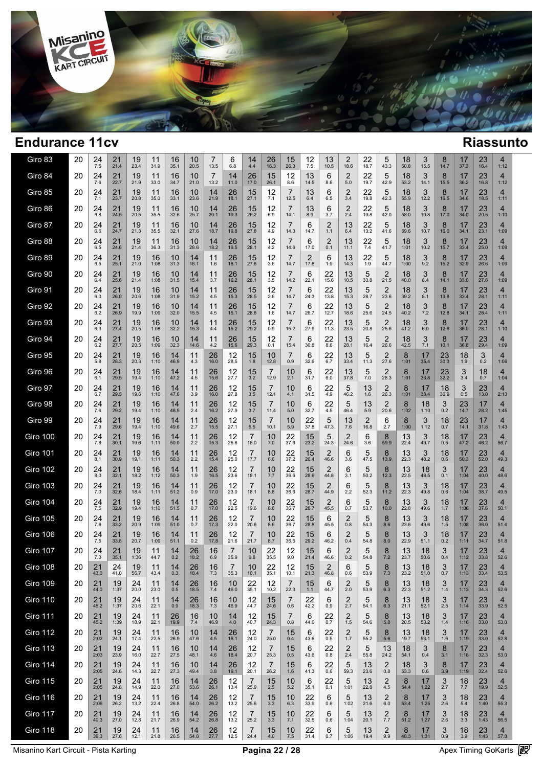## Endurance 11cv

## Riassunto

| Giro | | | | | | | | | | | | | | | | | | | | | | | | |
|---|---|---|---|---|---|---|---|---|---|---|---|---|---|---|---|---|---|---|---|---|---|---|---|---|
| Giro 83 | 20 | 24 7.5 | 21 21.4 | 19 23.4 | 11 31.9 | 16 35.1 | 10 20.5 | 7 13.5 | 6 6.8 | 14 4.4 | 26 16.3 | 15 26.3 | 12 7.5 | 13 10.5 | 2 18.6 | 22 18.7 | 5 43.3 | 18 50.8 | 3 15.5 | 8 14.7 | 17 37.3 | 23 16.4 | 4 1:12 |
| Giro 84 | 20 | 24 7.6 | 21 22.7 | 19 21.9 | 11 33.0 | 16 34.7 | 10 21.0 | 7 13.2 | 14 11.0 | 26 17.0 | 15 26.1 | 12 8.6 | 13 14.5 | 6 8.6 | 2 5.0 | 22 19.7 | 5 42.9 | 18 53.2 | 3 14.1 | 8 15.5 | 17 36.2 | 23 16.8 | 4 1:12 |
| Giro 85 | 20 | 24 7.1 | 21 23.7 | 19 20.8 | 11 35.0 | 16 33.1 | 10 23.6 | 14 21.9 | 26 18.1 | 15 27.1 | 12 7.1 | 7 12.5 | 13 6.4 | 6 6.5 | 2 3.4 | 22 19.8 | 5 42.3 | 18 55.9 | 3 12.2 | 8 16.5 | 17 34.6 | 23 18.5 | 4 1:11 |
| Giro 86 | 20 | 24 6.8 | 21 24.5 | 19 20.5 | 11 35.5 | 16 32.6 | 10 25.7 | 14 20.1 | 26 19.3 | 15 26.2 | 12 6.9 | 7 14.1 | 13 8.9 | 6 3.7 | 2 2.4 | 22 19.8 | 5 42.0 | 18 58.0 | 3 10.8 | 8 17.0 | 17 34.0 | 23 20.5 | 4 1:10 |
| Giro 87 | 20 | 24 6.6 | 21 24.7 | 19 21.3 | 11 35.5 | 16 32.1 | 10 27.6 | 14 18.7 | 26 19.8 | 15 27.8 | 12 4.9 | 7 14.3 | 6 14.7 | 2 1.1 | 13 6.4 | 22 13.2 | 5 41.6 | 18 59.6 | 3 10.7 | 8 16.0 | 17 34.1 | 23 23.1 | 4 1:09 |
| Giro 88 | 20 | 24 6.5 | 21 24.6 | 19 21.4 | 11 36.3 | 16 31.3 | 10 28.6 | 14 18.2 | 26 19.5 | 15 28.1 | 12 4.2 | 7 14.6 | 6 17.0 | 2 0.1 | 13 11.1 | 22 7.4 | 5 41.7 | 18 1:01 | 3 10.2 | 8 15.7 | 17 33.4 | 23 25.0 | 4 1:09 |
| Giro 89 | 20 | 24 6.5 | 21 25.1 | 19 21.0 | 16 1:08 | 10 31.3 | 14 16.1 | 11 1.6 | 26 18.1 | 15 27.8 | 12 3.6 | 7 14.7 | 2 17.8 | 6 1.9 | 13 14.3 | 22 1.9 | 5 44.7 | 18 1:00 | 3 9.2 | 8 15.2 | 17 32.9 | 23 26.6 | 4 1:09 |
| Giro 90 | 20 | 24 6.4 | 21 25.6 | 19 21.4 | 16 1:08 | 10 31.5 | 14 15.4 | 11 3.7 | 26 16.2 | 15 28.1 | 12 3.5 | 7 14.2 | 6 22.1 | 22 15.6 | 13 10.5 | 5 33.8 | 2 21.5 | 18 40.0 | 3 8.4 | 8 14.1 | 17 33.0 | 23 27.6 | 4 1:09 |
| Giro 91 | 20 | 24 6.0 | 21 26.0 | 19 20.6 | 16 1:08 | 10 31.9 | 14 15.2 | 11 4.5 | 26 15.3 | 15 28.5 | 12 2.6 | 7 14.7 | 6 24.3 | 22 13.8 | 13 15.3 | 5 28.7 | 2 23.6 | 18 39.2 | 3 8.1 | 8 13.8 | 17 33.4 | 23 28.1 | 4 1:11 |
| Giro 92 | 20 | 24 6.2 | 21 26.9 | 19 19.9 | 16 1:09 | 10 32.0 | 14 15.5 | 11 4.5 | 26 15.1 | 15 28.8 | 12 1.6 | 7 14.7 | 6 26.7 | 22 12.7 | 13 18.6 | 5 25.6 | 2 24.5 | 18 40.2 | 3 7.2 | 8 12.8 | 17 34.1 | 23 28.4 | 4 1:11 |
| Giro 93 | 20 | 24 6.3 | 21 27.4 | 19 20.5 | 16 1:08 | 10 32.2 | 14 15.3 | 11 4.4 | 26 15.2 | 15 29.2 | 12 0.9 | 7 15.2 | 6 27.9 | 22 11.3 | 13 23.5 | 5 20.8 | 2 25.6 | 18 41.2 | 3 6.0 | 8 12.6 | 17 36.0 | 23 28.1 | 4 1:10 |
| Giro 94 | 20 | 24 6.2 | 21 27.7 | 19 20.5 | 16 1:09 | 10 32.3 | 14 14.6 | 11 4.2 | 26 15.6 | 15 29.3 | 12 0.1 | 7 15.4 | 6 30.8 | 22 8.6 | 13 28.1 | 5 16.4 | 2 26.6 | 18 42.5 | 3 7.1 | 8 10.1 | 17 36.6 | 23 29.4 | 4 1:09 |
| Giro 95 | 20 | 24 5.8 | 21 28.3 | 19 20.3 | 16 1:10 | 14 46.9 | 11 4.3 | 26 16.0 | 12 28.5 | 15 1.8 | 10 12.8 | 7 0.9 | 6 32.6 | 22 6.7 | 13 33.4 | 5 11.3 | 2 27.6 | 8 1:01 | 17 35.4 | 23 30.3 | 18 1.9 | 3 0.2 | 4 1:06 |
| Giro 96 | 20 | 24 6.1 | 21 29.5 | 19 19.4 | 16 1:10 | 14 47.2 | 11 4.5 | 26 15.6 | 12 27.7 | 15 3.2 | 7 12.9 | 10 2.1 | 6 31.7 | 22 6.0 | 13 37.8 | 5 7.0 | 2 28.3 | 8 1:01 | 17 33.8 | 23 32.2 | 3 3.4 | 18 0.7 | 4 1:04 |
| Giro 97 | 20 | 24 6.7 | 21 29.5 | 19 19.6 | 16 1:10 | 14 47.6 | 11 3.9 | 26 16.0 | 12 27.8 | 15 3.5 | 7 12.1 | 10 4.1 | 6 31.5 | 22 4.9 | 5 46.2 | 13 1.6 | 2 26.3 | 8 1:01 | 17 33.4 | 18 36.9 | 3 0.5 | 23 13.0 | 4 2:13 |
| Giro 98 | 20 | 24 7.6 | 21 29.2 | 19 19.4 | 16 1:10 | 14 48.9 | 11 2.4 | 26 16.2 | 12 27.9 | 15 3.7 | 7 11.4 | 10 5.0 | 6 32.7 | 22 4.5 | 5 46.4 | 13 5.9 | 2 20.6 | 8 1:02 | 18 1:10 | 3 0.2 | 23 14.7 | 17 28.2 | 4 1:45 |
| Giro 99 | 20 | 24 7.9 | 21 29.6 | 19 19.4 | 16 1:10 | 14 49.6 | 11 2.7 | 26 15.5 | 12 27.1 | 15 5.5 | 7 10.1 | 10 5.9 | 22 37.8 | 5 47.3 | 13 7.6 | 2 16.8 | 6 2.7 | 8 1:00 | 3 1:12 | 18 0.7 | 23 14.1 | 17 31.8 | 4 1:43 |
| Giro 100 | 20 | 24 7.8 | 21 30.1 | 19 19.6 | 16 1:11 | 14 50.0 | 11 2.2 | 26 15.3 | 12 25.8 | 7 16.0 | 10 7.0 | 22 37.6 | 15 23.2 | 5 24.3 | 2 24.6 | 6 3.6 | 8 59.9 | 13 22.4 | 3 49.7 | 18 0.5 | 17 47.2 | 23 46.2 | 4 56.7 |
| Giro 101 | 20 | 24 8.1 | 21 30.9 | 19 19.1 | 16 1:11 | 14 50.3 | 11 2.2 | 26 15.4 | 12 25.0 | 7 17.7 | 10 6.6 | 22 37.2 | 15 26.4 | 2 46.6 | 6 3.6 | 5 47.5 | 8 13.9 | 13 22.3 | 3 48.2 | 18 0.6 | 17 50.3 | 23 52.0 | 4 49.3 |
| Giro 102 | 20 | 24 8.0 | 21 32.1 | 19 18.2 | 16 1:12 | 14 50.3 | 11 1.9 | 26 16.5 | 12 23.6 | 7 18.1 | 10 7.7 | 22 36.6 | 15 28.6 | 2 44.8 | 6 3.1 | 5 50.2 | 8 12.3 | 13 22.5 | 18 48.5 | 3 0.1 | 17 1:04 | 23 40.0 | 4 48.6 |
| Giro 103 | 20 | 24 7.0 | 21 32.6 | 19 18.4 | 16 1:11 | 14 51.2 | 11 0.9 | 26 17.0 | 12 23.0 | 7 18.1 | 10 8.8 | 22 36.6 | 15 28.7 | 2 44.9 | 6 2.2 | 5 52.3 | 8 11.2 | 13 22.3 | 3 49.8 | 18 0.6 | 17 1:04 | 23 38.7 | 4 49.5 |
| Giro 104 | 20 | 24 7.5 | 21 32.9 | 19 19.4 | 16 1:10 | 14 51.5 | 11 0.7 | 26 17.0 | 12 22.5 | 7 19.6 | 10 8.8 | 22 36.7 | 15 28.7 | 2 45.5 | 6 0.7 | 5 53.7 | 8 10.0 | 13 22.8 | 3 49.6 | 18 1.7 | 17 1:06 | 23 37.6 | 4 50.1 |
| Giro 105 | 20 | 24 7.6 | 21 33.2 | 19 20.9 | 16 1:10 | 14 51.0 | 11 0.7 | 26 17.3 | 12 22.0 | 7 20.6 | 10 8.6 | 22 36.7 | 15 28.8 | 6 45.5 | 2 0.8 | 5 54.3 | 8 8.6 | 13 23.6 | 3 49.6 | 18 1.5 | 17 1:08 | 23 36.0 | 4 51.4 |
| Giro 106 | 20 | 24 7.5 | 21 33.8 | 19 20.7 | 16 1:09 | 14 51.1 | 11 0.2 | 26 17.8 | 12 21.6 | 7 21.7 | 10 8.7 | 22 36.5 | 15 29.2 | 6 46.2 | 2 0.4 | 5 54.8 | 8 8.0 | 13 22.9 | 3 51.1 | 18 0.2 | 17 1:11 | 23 34.7 | 4 51.8 |
| Giro 107 | 20 | 24 7.3 | 21 35.1 | 19 1:36 | 11 44.7 | 14 0.2 | 26 18.2 | 16 6.9 | 7 35.9 | 10 9.8 | 22 35.5 | 12 9.0 | 15 21.4 | 6 46.6 | 2 0.2 | 5 54.8 | 8 7.2 | 13 23.7 | 18 50.6 | 3 0.4 | 17 1:12 | 23 33.8 | 4 52.6 |
| Giro 108 | 20 | 21 43.0 | 24 41.0 | 19 56.7 | 11 43.4 | 14 0.3 | 26 18.4 | 16 7.3 | 7 35.3 | 10 10.1 | 22 35.1 | 12 10.1 | 15 21.3 | 2 46.8 | 6 0.6 | 5 53.9 | 8 7.3 | 13 23.2 | 18 51.0 | 3 0.7 | 17 1:13 | 23 33.4 | 4 53.5 |
| Giro 109 | 20 | 21 44.0 | 19 1:37 | 24 20.0 | 11 23.0 | 14 0.5 | 26 18.5 | 16 7.4 | 10 46.0 | 22 35.1 | 12 10.2 | 7 22.3 | 15 1.1 | 6 44.7 | 2 2.0 | 5 53.9 | 8 6.3 | 13 22.3 | 18 51.2 | 3 1.4 | 17 1:13 | 23 34.3 | 4 52.6 |
| Giro 110 | 20 | 21 45.2 | 19 1:37 | 24 20.6 | 11 22.1 | 14 0.9 | 26 18.3 | 16 7.3 | 10 46.9 | 12 44.7 | 15 24.6 | 7 0.6 | 22 42.2 | 6 0.9 | 2 2.7 | 5 54.1 | 8 6.3 | 13 21.1 | 18 52.1 | 3 2.5 | 17 1:14 | 23 33.9 | 4 52.5 |
| Giro 111 | 20 | 21 45.2 | 19 1:39 | 24 18.9 | 11 22.1 | 26 19.9 | 16 7.4 | 10 46.9 | 14 4.0 | 12 40.7 | 15 24.3 | 7 0.8 | 6 44.0 | 22 0.7 | 2 1.5 | 5 54.6 | 8 5.8 | 13 20.5 | 18 53.2 | 3 1.4 | 17 1:16 | 23 33.0 | 4 53.0 |
| Giro 112 | 20 | 21 2:02 | 19 24.1 | 24 17.4 | 11 22.5 | 16 26.9 | 10 47.6 | 14 4.5 | 26 16.1 | 12 24.0 | 7 25.0 | 15 0.4 | 6 43.6 | 22 0.5 | 2 1.7 | 5 55.2 | 8 5.6 | 13 19.7 | 18 53.1 | 3 1.6 | 17 1:19 | 23 33.0 | 4 52.8 |
| Giro 113 | 20 | 21 2:03 | 19 23.9 | 24 16.0 | 11 22.7 | 16 27.5 | 10 48.1 | 14 4.6 | 26 18.4 | 12 20.7 | 7 25.3 | 15 0.5 | 6 43.6 | 22 0.8 | 2 2.4 | 5 55.8 | 13 24.2 | 18 54.1 | 3 0.4 | 8 3.1 | 17 1:18 | 23 32.3 | 4 53.0 |
| Giro 114 | 20 | 21 2:05 | 19 24.6 | 24 14.3 | 11 22.7 | 16 27.3 | 10 49.4 | 14 3.8 | 26 19.1 | 12 20.1 | 7 26.2 | 15 1.6 | 6 41.3 | 22 0.6 | 5 59.3 | 13 23.6 | 2 0.8 | 18 53.3 | 3 0.6 | 8 3.9 | 17 1:19 | 23 32.4 | 4 52.6 |
| Giro 115 | 20 | 21 2:05 | 19 24.8 | 24 14.9 | 11 22.0 | 16 27.0 | 14 53.6 | 26 26.1 | 12 13.4 | 7 25.9 | 15 2.5 | 10 5.2 | 6 35.1 | 22 0.1 | 5 1:01 | 13 22.8 | 2 4.5 | 8 54.4 | 17 1:22 | 3 2.7 | 18 7.7 | 23 19.9 | 4 52.5 |
| Giro 116 | 20 | 21 2:06 | 19 26.2 | 24 13.2 | 11 22.4 | 16 26.8 | 14 54.0 | 26 26.2 | 12 13.2 | 7 25.6 | 15 3.3 | 10 6.3 | 22 33.9 | 6 0.6 | 5 1:02 | 13 21.6 | 2 6.0 | 8 53.4 | 17 1:25 | 3 2.6 | 18 5.4 | 23 1:40 | 4 55.3 |
| Giro 117 | 20 | 21 40.3 | 19 27.0 | 24 12.8 | 11 21.7 | 16 26.9 | 14 54.2 | 26 26.8 | 12 13.2 | 7 25.2 | 15 3.3 | 10 7.1 | 22 32.5 | 6 0.6 | 5 1:04 | 13 20.1 | 2 7.7 | 8 51.2 | 17 1:27 | 3 2.6 | 18 3.3 | 23 1:43 | 4 56.5 |
| Giro 118 | 20 | 21 39.3 | 19 27.6 | 24 12.1 | 11 21.8 | 16 26.5 | 14 54.8 | 26 27.7 | 12 12.5 | 7 24.4 | 15 4.0 | 10 7.5 | 22 31.4 | 6 0.7 | 5 1:06 | 13 19.4 | 2 9.9 | 8 48.3 | 17 1:31 | 3 0.9 | 18 3.9 | 23 1:43 | 4 57.8 |

Misanino Kart Circuit - Pista Karting

Apex Timing GoKarts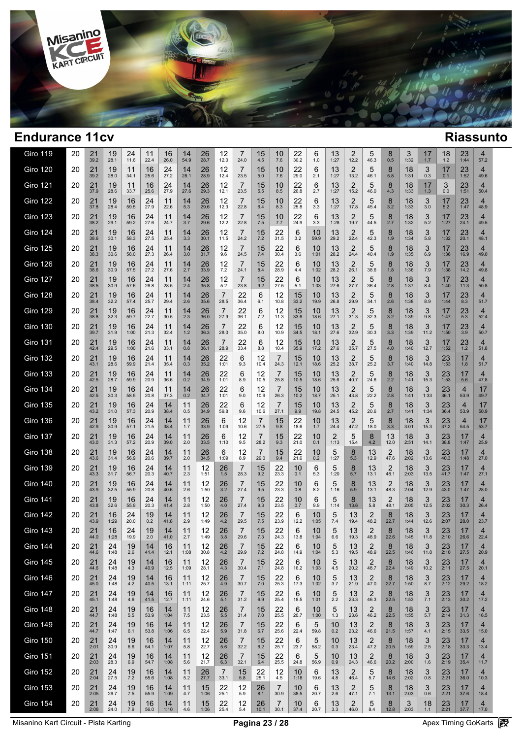# Endurance 11cv

## Riassunto

| Giro | | 1 | 2 | 3 | 4 | 5 | 6 | 7 | 8 | 9 | 10 | 11 | 12 | 13 | 14 | 15 | 16 | 17 | 18 | 19 | 20 | 21 | 22 | 23 |
|---|---|---|---|---|---|---|---|---|---|---|---|---|---|---|---|---|---|---|---|---|---|---|---|---|
| Giro 119 | 20 | 21 39.2 | 19 28.1 | 24 11.6 | 11 22.4 | 16 26.0 | 14 54.9 | 26 28.7 | 12 12.0 | 7 24.0 | 15 4.5 | 10 7.6 | 22 30.2 | 6 1.0 | 13 1:27 | 2 12.2 | 5 46.3 | 8 0.5 | 3 1:32 | 17 1.7 | 18 1.2 | 23 1:44 | 4 57.2 | |
| Giro 120 | 20 | 21 39.2 | 19 28.0 | 11 34.1 | 16 25.6 | 24 27.2 | 14 28.1 | 26 28.9 | 12 12.4 | 7 23.5 | 15 5.0 | 10 7.6 | 22 29.0 | 6 2.1 | 13 1:27 | 2 13.2 | 5 46.1 | 8 5.8 | 18 1:31 | 3 0.3 | 17 0.1 | 23 1:52 | 4 49.6 | |
| Giro 121 | 20 | 21 37.9 | 19 28.6 | 11 33.7 | 16 25.6 | 24 27.9 | 14 27.6 | 26 29.3 | 12 12.1 | 7 23.5 | 15 5.5 | 10 8.5 | 22 26.8 | 6 2.7 | 13 1:27 | 2 15.2 | 5 46.0 | 8 4.3 | 18 1:33 | 17 1.3 | 3 0.0 | 23 1:51 | 4 50.4 | |
| Giro 122 | 20 | 21 37.8 | 19 28.4 | 16 59.5 | 24 27.9 | 11 22.6 | 14 5.3 | 26 29.6 | 12 12.3 | 7 22.8 | 15 6.4 | 10 8.3 | 22 25.8 | 6 3.3 | 13 1:27 | 2 17.8 | 5 45.4 | 8 3.2 | 18 1:33 | 3 3.0 | 17 5.2 | 23 1:47 | 4 48.9 | |
| Giro 123 | 20 | 21 38.2 | 19 29.1 | 16 59.2 | 24 27.6 | 11 24.7 | 14 3.7 | 26 29.6 | 12 12.2 | 7 22.8 | 15 7.5 | 10 7.7 | 22 24.9 | 6 3.3 | 13 1:28 | 2 19.7 | 5 44.5 | 8 2.7 | 18 1:32 | 3 5.2 | 17 1:27 | 23 24.1 | 4 49.5 | |
| Giro 124 | 20 | 21 38.6 | 19 30.1 | 16 58.3 | 24 27.5 | 11 25.4 | 14 3.3 | 26 30.1 | 12 11.5 | 7 24.2 | 15 7.2 | 22 31.5 | 6 3.2 | 10 59.9 | 13 29.2 | 2 22.4 | 5 42.3 | 8 1.9 | 18 1:34 | 3 5.8 | 17 1:32 | 23 20.1 | 4 48.1 | |
| Giro 125 | 20 | 21 38.3 | 19 30.6 | 16 58.0 | 24 27.3 | 11 26.4 | 14 3.0 | 26 31.7 | 12 9.6 | 7 24.5 | 15 7.4 | 22 30.4 | 6 3.6 | 10 1:01 | 13 28.2 | 2 24.4 | 5 40.4 | 8 1.9 | 18 1:35 | 3 6.9 | 17 1:36 | 23 16.9 | 4 49.0 | |
| Giro 126 | 20 | 21 38.6 | 19 30.9 | 16 57.5 | 24 27.2 | 11 27.6 | 14 2.7 | 26 33.9 | 12 7.2 | 7 24.1 | 15 8.4 | 22 28.9 | 6 4.4 | 10 1:02 | 13 28.2 | 2 26.1 | 5 38.6 | 8 1.8 | 18 1:36 | 3 7.9 | 17 1:38 | 23 14.2 | 4 49.8 | |
| Giro 127 | 20 | 21 38.5 | 19 30.9 | 16 57.6 | 24 26.8 | 11 28.5 | 14 2.4 | 26 35.8 | 12 5.2 | 7 23.8 | 15 9.2 | 22 27.5 | 6 5.1 | 10 1:03 | 13 27.6 | 2 27.7 | 5 36.4 | 8 2.8 | 18 1:37 | 3 8.4 | 17 1:40 | 23 11.3 | 4 50.8 | |
| Giro 128 | 20 | 21 38.4 | 19 32.2 | 16 57.4 | 24 25.7 | 11 29.4 | 14 2.6 | 26 35.6 | 7 28.5 | 22 36.4 | 6 6.1 | 12 10.8 | 15 33.2 | 10 19.9 | 13 26.8 | 2 29.9 | 5 34.1 | 8 2.6 | 18 1:38 | 3 8.9 | 17 1:44 | 23 8.3 | 4 51.7 | |
| Giro 129 | 20 | 21 38.8 | 19 32.3 | 16 59.7 | 24 22.7 | 11 30.5 | 14 2.3 | 26 36.0 | 7 27.9 | 22 36.1 | 6 7.2 | 12 11.3 | 15 33.6 | 10 18.6 | 13 27.1 | 2 31.3 | 5 32.3 | 8 3.2 | 18 1:39 | 3 9.8 | 17 1:47 | 23 5.3 | 4 52.4 | |
| Giro 130 | 20 | 21 39.7 | 19 31.9 | 16 1:00 | 24 21.3 | 11 32.4 | 14 1.2 | 26 36.3 | 7 28.0 | 22 35.0 | 6 8.0 | 12 10.9 | 15 34.5 | 10 18.1 | 13 27.6 | 2 32.9 | 5 30.3 | 8 3.3 | 18 1:39 | 3 11.2 | 17 1:50 | 23 3.9 | 4 50.7 | |
| Giro 131 | 20 | 21 42.4 | 19 29.5 | 16 1:00 | 24 21.6 | 11 33.1 | 14 0.8 | 26 36.1 | 7 28.9 | 22 33.4 | 6 8.8 | 12 10.4 | 15 35.9 | 10 17.2 | 13 27.6 | 2 35.7 | 5 27.5 | 8 4.0 | 18 1:40 | 3 12.7 | 17 1:52 | 23 1.2 | 4 51.8 | |
| Giro 132 | 20 | 21 43.1 | 19 28.6 | 16 59.9 | 24 21.4 | 11 35.4 | 14 0.3 | 26 35.2 | 22 1:01 | 6 9.3 | 12 10.4 | 7 24.3 | 15 12.1 | 10 18.6 | 13 25.2 | 2 38.7 | 5 25.2 | 8 3.7 | 18 1:40 | 3 14.8 | 23 1:53 | 17 1.8 | 4 51.7 | |
| Giro 133 | 20 | 21 42.5 | 19 28.7 | 16 59.9 | 24 20.9 | 11 36.6 | 14 0.2 | 26 34.9 | 22 1:01 | 6 8.9 | 12 10.5 | 7 25.8 | 15 10.5 | 10 18.6 | 13 25.6 | 2 40.7 | 5 24.6 | 8 2.2 | 18 1:41 | 3 15.3 | 23 1:53 | 17 5.6 | 4 47.8 | |
| Giro 134 | 20 | 21 42.5 | 19 30.3 | 16 58.5 | 24 20.8 | 11 37.3 | 14 0.2 | 26 34.7 | 22 1:01 | 6 9.0 | 12 10.9 | 7 26.3 | 15 10.2 | 10 18.7 | 13 25.1 | 2 43.8 | 5 22.2 | 8 2.8 | 18 1:41 | 3 1:33 | 23 36.1 | 4 53.9 | 17 49.7 | |
| Giro 135 | 20 | 21 43.2 | 19 31.0 | 16 57.3 | 24 20.9 | 11 38.4 | 14 0.5 | 26 34.9 | 22 59.8 | 6 9.6 | 12 10.6 | 7 27.1 | 15 9.9 | 10 19.8 | 13 24.5 | 2 45.2 | 5 20.6 | 8 2.7 | 18 1:41 | 3 1:34 | 23 36.4 | 4 53.9 | 17 50.9 | |
| Giro 136 | 20 | 21 42.9 | 19 30.9 | 16 57.1 | 24 21.5 | 14 38.4 | 11 1.7 | 26 33.9 | 6 1:09 | 12 10.6 | 7 27.5 | 15 9.8 | 22 18.6 | 10 1.7 | 13 24.4 | 2 47.2 | 5 18.0 | 8 3.3 | 18 3:01 | 3 15.3 | 23 37.2 | 4 54.5 | 17 53.7 | |
| Giro 137 | 20 | 21 43.0 | 19 31.3 | 16 57.2 | 24 20.9 | 14 39.0 | 11 2.0 | 26 33.5 | 6 1:10 | 12 9.5 | 7 28.2 | 15 9.3 | 22 21.0 | 10 0.1 | 2 1:13 | 5 15.4 | 8 4.2 | 13 12.0 | 18 2:51 | 3 14.1 | 23 38.8 | 17 1:47 | 4 25.9 | |
| Giro 138 | 20 | 21 43.6 | 19 31.4 | 16 56.9 | 24 20.6 | 14 39.7 | 11 2.0 | 26 34.5 | 6 1:09 | 12 8.9 | 7 29.0 | 15 9.4 | 22 21.6 | 10 0.2 | 5 1:27 | 8 5.3 | 13 12.9 | 2 47.6 | 18 2:02 | 3 13.6 | 23 40.3 | 17 1:48 | 4 27.0 | |
| Giro 139 | 20 | 21 43.3 | 19 31.7 | 16 56.7 | 24 20.3 | 14 40.7 | 11 2.3 | 12 1:51 | 26 1.5 | 7 28.3 | 15 9.2 | 22 23.3 | 10 0.1 | 6 5.3 | 5 1:20 | 8 5.7 | 13 13.1 | 2 48.1 | 18 2:03 | 3 13.5 | 23 41.7 | 17 1:47 | 4 27.1 | |
| Giro 140 | 20 | 21 43.9 | 19 32.5 | 16 55.9 | 24 20.8 | 14 40.6 | 11 2.6 | 12 1:50 | 26 3.2 | 7 27.4 | 15 9.5 | 22 23.3 | 10 0.8 | 6 8.2 | 5 1:16 | 8 5.9 | 13 13.1 | 2 48.3 | 18 2:04 | 3 12.9 | 23 43.0 | 17 1:47 | 4 28.0 | |
| Giro 141 | 20 | 21 43.8 | 19 32.6 | 16 55.9 | 24 20.3 | 14 41.4 | 11 2.8 | 12 1:50 | 26 4.0 | 7 27.4 | 15 9.3 | 22 23.5 | 10 0.7 | 6 9.9 | 5 1:14 | 8 13.6 | 13 5.8 | 2 48.1 | 18 2:05 | 3 12.5 | 23 2:02 | 17 30.3 | 4 26.4 | |
| Giro 142 | 20 | 21 43.9 | 16 1:29 | 24 20.0 | 19 0.2 | 14 41.8 | 11 2.9 | 12 1:49 | 26 4.2 | 7 29.5 | 15 7.5 | 22 23.9 | 6 12.2 | 10 1:05 | 5 7.4 | 13 19.4 | 2 48.2 | 8 22.7 | 18 1:44 | 3 12.6 | 23 2:07 | 17 28.0 | 4 23.7 | |
| Giro 143 | 20 | 21 44.0 | 16 1:28 | 24 19.9 | 19 2.0 | 14 41.0 | 11 2.7 | 12 1:49 | 26 3.8 | 7 29.6 | 15 7.3 | 22 24.3 | 6 13.8 | 10 1:04 | 5 6.6 | 13 19.3 | 2 48.9 | 8 22.6 | 18 1:45 | 3 11.8 | 23 2:10 | 17 26.6 | 4 22.4 | |
| Giro 144 | 20 | 21 44.6 | 24 1:48 | 19 2.6 | 14 41.4 | 16 12.1 | 11 1:08 | 12 30.8 | 26 4.2 | 7 29.9 | 15 7.2 | 22 24.8 | 6 14.9 | 10 1:04 | 5 5.3 | 13 19.5 | 2 48.9 | 8 22.5 | 18 1:46 | 3 11.8 | 23 2:10 | 17 27.5 | 4 20.9 | |
| Giro 145 | 20 | 21 44.6 | 24 1:48 | 19 3.5 | 14 40.9 | 16 12.5 | 11 1:09 | 12 28.1 | 26 4.3 | 7 30.4 | 15 7.1 | 22 24.8 | 6 16.2 | 10 1:03 | 5 4.5 | 13 20.2 | 2 48.7 | 8 22.4 | 18 1:49 | 3 10.2 | 23 2:11 | 17 27.5 | 4 20.1 | |
| Giro 146 | 20 | 21 45.0 | 24 1:48 | 19 4.2 | 14 40.5 | 16 13.1 | 11 1:11 | 12 25.7 | 26 4.9 | 7 30.7 | 15 7.0 | 22 25.3 | 6 17.3 | 10 1:02 | 5 3.7 | 13 21.9 | 2 47.0 | 8 22.7 | 18 1:50 | 3 8.7 | 23 2:12 | 17 29.2 | 4 18.2 | |
| Giro 147 | 20 | 21 45.1 | 24 1:48 | 19 4.6 | 14 41.5 | 16 12.7 | 11 1:11 | 12 24.6 | 26 5.1 | 7 31.2 | 15 6.9 | 22 25.4 | 6 18.5 | 10 1:01 | 5 2.2 | 13 23.3 | 2 46.3 | 8 22.5 | 18 1:53 | 3 7.1 | 23 2:13 | 17 30.2 | 4 17.2 | |
| Giro 148 | 20 | 21 44.7 | 24 1:48 | 19 5.5 | 16 53.9 | 14 1:04 | 11 7.5 | 12 23.5 | 26 5.5 | 7 31.4 | 15 7.0 | 22 25.5 | 6 20.7 | 10 1:00 | 5 1.3 | 13 23.6 | 2 46.2 | 8 22.5 | 18 1:55 | 3 5.7 | 23 2:14 | 17 31.3 | 4 16.5 | |
| Giro 149 | 20 | 21 44.7 | 24 1:47 | 19 6.1 | 16 53.8 | 14 1:06 | 11 6.5 | 12 22.4 | 26 5.9 | 7 31.8 | 15 6.7 | 22 25.6 | 6 22.4 | 5 59.8 | 10 0.2 | 13 23.2 | 2 46.6 | 8 21.5 | 18 1:57 | 3 4.1 | 23 2:15 | 17 33.5 | 4 15.0 | |
| Giro 150 | 20 | 21 2:01 | 24 30.9 | 19 6.6 | 16 54.1 | 14 1:07 | 11 5.8 | 12 22.7 | 26 5.6 | 7 32.2 | 15 6.2 | 22 25.7 | 6 23.7 | 5 58.2 | 10 0.3 | 13 23.4 | 2 47.2 | 8 20.5 | 18 1:59 | 3 2.5 | 23 2:18 | 17 33.3 | 4 13.4 | |
| Giro 151 | 20 | 21 2:03 | 24 28.3 | 19 6.9 | 16 54.7 | 14 1:08 | 11 5.6 | 12 21.7 | 26 6.3 | 7 32.1 | 15 6.4 | 22 25.5 | 6 24.8 | 5 56.9 | 10 0.9 | 13 24.3 | 2 46.6 | 8 20.2 | 18 2:00 | 3 1.6 | 23 2:19 | 17 35.4 | 4 11.7 | |
| Giro 152 | 20 | 21 2:04 | 24 27.5 | 19 7.2 | 16 55.6 | 14 1:08 | 11 5.2 | 26 27.7 | 7 33.1 | 15 5.8 | 22 25.1 | 12 4.5 | 10 1:18 | 6 19.6 | 13 4.8 | 2 46.4 | 5 5.7 | 8 14.6 | 18 2:02 | 3 0.8 | 23 2:21 | 17 36.0 | 4 10.3 | |
| Giro 153 | 20 | 21 2:05 | 24 26.7 | 19 7.5 | 16 55.9 | 14 1:09 | 11 4.7 | 15 1:06 | 22 25.1 | 12 5.9 | 26 8.1 | 7 30.9 | 10 38.5 | 6 20.7 | 13 2.6 | 2 47.1 | 5 7.1 | 8 13.1 | 18 2:03 | 3 0.6 | 23 2:21 | 17 37.6 | 4 18.4 | |
| Giro 154 | 20 | 21 2:08 | 24 24.0 | 19 7.9 | 16 56.0 | 14 1:10 | 11 4.6 | 15 1:06 | 22 25.4 | 12 5.4 | 26 10.1 | 7 30.1 | 10 37.4 | 6 20.7 | 13 3.3 | 2 46.0 | 5 8.4 | 8 12.8 | 3 2:03 | 18 1.1 | 23 2:21 | 17 37.7 | 4 17.0 | |

Misanino Kart Circuit - Pista Karting

Apex Timing GoKarts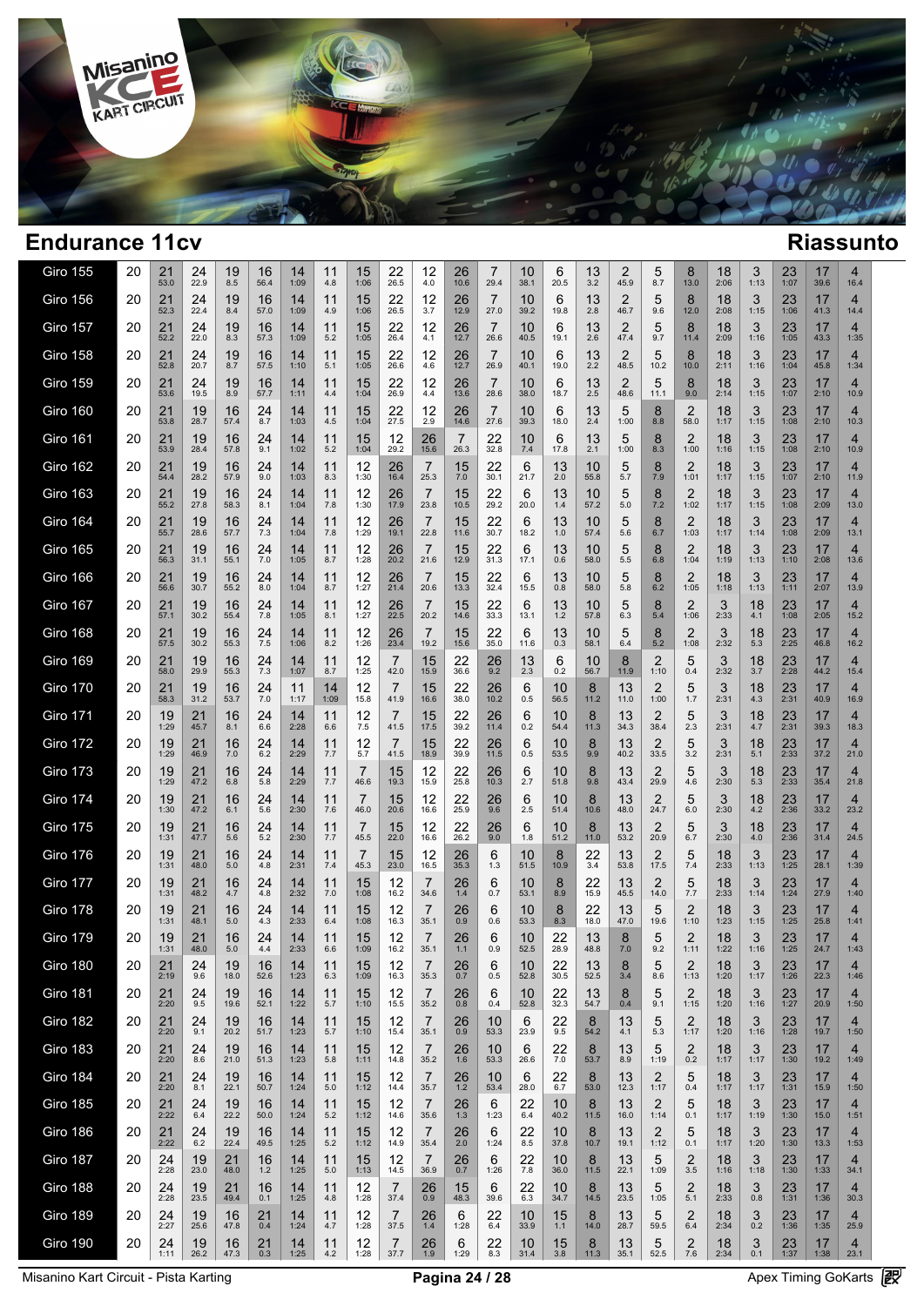## Endurance 11cv

## Riassunto

| Giro | N | P1 | P2 | P3 | P4 | P5 | P6 | P7 | P8 | P9 | P10 | P11 | P12 | P13 | P14 | P15 | P16 | P17 | P18 | P19 | P20 | P21 | P22 | P23 |
|---|---|---|---|---|---|---|---|---|---|---|---|---|---|---|---|---|---|---|---|---|---|---|---|---|
| Giro 155 | 20 | 21 53.0 | 24 22.9 | 19 8.5 | 16 56.4 | 14 1:09 | 11 4.8 | 15 1:06 | 22 26.5 | 12 4.0 | 26 10.6 | 7 29.4 | 10 38.1 | 6 20.5 | 13 3.2 | 2 45.9 | 5 8.7 | 8 13.0 | 18 2:06 | 3 1:13 | 23 1:07 | 17 39.6 | 4 16.4 | |
| Giro 156 | 20 | 21 52.3 | 24 22.4 | 19 8.4 | 16 57.0 | 14 1:09 | 11 4.9 | 15 1:06 | 22 26.5 | 12 3.7 | 26 12.9 | 7 27.0 | 10 39.2 | 6 19.8 | 13 2.8 | 2 46.7 | 5 9.6 | 8 12.0 | 18 2:08 | 3 1:15 | 23 1:06 | 17 41.3 | 4 14.4 | |
| Giro 157 | 20 | 21 52.2 | 24 22.0 | 19 8.3 | 16 57.3 | 14 1:09 | 11 5.2 | 15 1:05 | 22 26.4 | 12 4.1 | 26 12.7 | 7 26.6 | 10 40.5 | 6 19.1 | 13 2.6 | 2 47.4 | 5 9.7 | 8 11.4 | 18 2:09 | 3 1:16 | 23 1:05 | 17 43.3 | 4 1:35 | |
| Giro 158 | 20 | 21 52.8 | 24 20.7 | 19 8.7 | 16 57.5 | 14 1:10 | 11 5.1 | 15 1:05 | 22 26.6 | 12 4.6 | 26 12.7 | 7 26.9 | 10 40.1 | 6 19.0 | 13 2.2 | 2 48.5 | 5 10.2 | 8 10.0 | 18 2:11 | 3 1:16 | 23 1:04 | 17 45.8 | 4 1:34 | |
| Giro 159 | 20 | 21 53.6 | 24 19.5 | 19 8.9 | 16 57.7 | 14 1:11 | 11 4.4 | 15 1:04 | 22 26.9 | 12 4.4 | 26 13.6 | 7 28.6 | 10 38.0 | 6 18.7 | 13 2.5 | 2 48.6 | 5 11.1 | 8 9.0 | 18 2:14 | 3 1:15 | 23 1:07 | 17 2:10 | 4 10.9 | |
| Giro 160 | 20 | 21 53.8 | 19 28.7 | 16 57.4 | 24 8.7 | 14 1:03 | 11 4.5 | 15 1:04 | 22 27.5 | 12 2.9 | 26 14.6 | 7 27.6 | 10 39.3 | 6 18.0 | 13 2.4 | 5 1:00 | 8 8.8 | 2 58.0 | 18 1:17 | 3 1:15 | 23 1:08 | 17 2:10 | 4 10.3 | |
| Giro 161 | 20 | 21 53.9 | 19 28.4 | 16 57.8 | 24 9.1 | 14 1:02 | 11 5.2 | 15 1:04 | 12 29.2 | 26 15.6 | 7 26.3 | 22 32.8 | 10 7.4 | 6 17.8 | 13 2.1 | 5 1:00 | 8 8.3 | 2 1:00 | 18 1:16 | 3 1:15 | 23 1:08 | 17 2:10 | 4 10.9 | |
| Giro 162 | 20 | 21 54.4 | 19 28.2 | 16 57.9 | 24 9.0 | 14 1:03 | 11 8.3 | 12 1:30 | 26 16.4 | 7 25.3 | 15 7.0 | 22 30.1 | 6 21.7 | 13 2.0 | 10 55.8 | 5 5.7 | 8 7.9 | 2 1:01 | 18 1:17 | 3 1:15 | 23 1:07 | 17 2:10 | 4 11.9 | |
| Giro 163 | 20 | 21 55.2 | 19 27.8 | 16 58.3 | 24 8.1 | 14 1:04 | 11 7.8 | 12 1:30 | 26 17.9 | 7 23.8 | 15 10.5 | 22 29.2 | 6 20.0 | 13 1.4 | 10 57.2 | 5 5.0 | 8 7.2 | 2 1:02 | 18 1:17 | 3 1:15 | 23 1:08 | 17 2:09 | 4 13.0 | |
| Giro 164 | 20 | 21 55.7 | 19 28.6 | 16 57.7 | 24 7.3 | 14 1:04 | 11 7.8 | 12 1:29 | 26 19.1 | 7 22.8 | 15 11.6 | 22 30.7 | 6 18.2 | 13 1.0 | 10 57.4 | 5 5.6 | 8 6.7 | 2 1:03 | 18 1:17 | 3 1:14 | 23 1:08 | 17 2:09 | 4 13.1 | |
| Giro 165 | 20 | 21 56.3 | 19 31.1 | 16 55.1 | 24 7.0 | 14 1:05 | 11 8.7 | 12 1:28 | 26 20.2 | 7 21.6 | 15 12.9 | 22 31.3 | 6 17.1 | 13 0.6 | 10 58.0 | 5 5.5 | 8 6.8 | 2 1:04 | 18 1:19 | 3 1:13 | 23 1:10 | 17 2:08 | 4 13.6 | |
| Giro 166 | 20 | 21 56.6 | 19 30.7 | 16 55.2 | 24 8.0 | 14 1:04 | 11 8.7 | 12 1:27 | 26 21.4 | 7 20.6 | 15 13.3 | 22 32.4 | 6 15.5 | 13 0.8 | 10 58.0 | 5 5.8 | 8 6.2 | 2 1:05 | 18 1:18 | 3 1:13 | 23 1:11 | 17 2:07 | 4 13.9 | |
| Giro 167 | 20 | 21 57.1 | 19 30.2 | 16 55.4 | 24 7.8 | 14 1:05 | 11 8.1 | 12 1:27 | 26 22.5 | 7 20.2 | 15 14.6 | 22 33.3 | 6 13.1 | 13 1.2 | 10 57.8 | 5 6.3 | 8 5.4 | 2 1:06 | 3 2:33 | 18 4.1 | 23 1:08 | 17 2:05 | 4 15.2 | |
| Giro 168 | 20 | 21 57.5 | 19 30.2 | 16 55.3 | 24 7.5 | 14 1:06 | 11 8.2 | 12 1:26 | 26 23.4 | 7 19.2 | 15 15.6 | 22 35.0 | 6 11.6 | 13 0.3 | 10 58.1 | 5 6.4 | 8 5.2 | 2 1:08 | 3 2:32 | 18 5.3 | 23 2:25 | 17 46.8 | 4 16.2 | |
| Giro 169 | 20 | 21 58.0 | 19 29.9 | 16 55.3 | 24 7.3 | 14 1:07 | 11 8.7 | 12 1:25 | 7 42.0 | 15 15.9 | 22 36.6 | 26 9.2 | 13 2.3 | 6 0.2 | 10 56.7 | 8 11.9 | 2 1:10 | 5 0.4 | 3 2:32 | 18 3.7 | 23 2:28 | 17 44.2 | 4 15.4 | |
| Giro 170 | 20 | 21 58.3 | 19 31.2 | 16 53.7 | 24 7.0 | 11 1:17 | 14 1:09 | 12 15.8 | 7 41.9 | 15 16.6 | 22 38.0 | 26 10.2 | 6 0.5 | 10 56.5 | 8 11.2 | 13 11.0 | 2 1:00 | 5 1.7 | 3 2:31 | 18 4.3 | 23 2:31 | 17 40.9 | 4 16.9 | |
| Giro 171 | 20 | 19 1:29 | 21 45.7 | 16 8.1 | 24 6.6 | 14 2:28 | 11 6.6 | 12 7.5 | 7 41.5 | 15 17.5 | 22 39.2 | 26 11.4 | 6 0.2 | 10 54.4 | 8 11.3 | 13 34.3 | 2 38.4 | 5 2.3 | 3 2:31 | 18 4.7 | 23 2:31 | 17 39.3 | 4 18.3 | |
| Giro 172 | 20 | 19 1:29 | 21 46.9 | 16 7.0 | 24 6.2 | 14 2:29 | 11 7.7 | 12 5.7 | 7 41.5 | 15 18.9 | 22 39.9 | 26 11.5 | 6 0.5 | 10 53.5 | 8 9.9 | 13 40.2 | 2 33.5 | 5 3.2 | 3 2:31 | 18 5.1 | 23 2:33 | 17 37.2 | 4 21.0 | |
| Giro 173 | 20 | 19 1:29 | 21 47.2 | 16 6.8 | 24 5.8 | 14 2:29 | 11 7.7 | 7 46.6 | 15 19.3 | 12 15.9 | 22 25.8 | 26 10.3 | 6 2.7 | 10 51.8 | 8 9.8 | 13 43.4 | 2 29.9 | 5 4.6 | 3 2:30 | 18 5.3 | 23 2:33 | 17 35.4 | 4 21.8 | |
| Giro 174 | 20 | 19 1:30 | 21 47.2 | 16 6.1 | 24 5.6 | 14 2:30 | 11 7.6 | 7 46.0 | 15 20.6 | 12 16.6 | 22 25.9 | 26 9.6 | 6 2.5 | 10 51.4 | 8 10.6 | 13 48.0 | 2 24.7 | 5 6.0 | 3 2:30 | 18 4.2 | 23 2:36 | 17 33.2 | 4 23.2 | |
| Giro 175 | 20 | 19 1:31 | 21 47.7 | 16 5.6 | 24 5.2 | 14 2:30 | 11 7.7 | 7 45.5 | 15 22.0 | 12 16.6 | 22 26.2 | 26 9.0 | 6 1.8 | 10 51.2 | 8 11.0 | 13 53.2 | 2 20.9 | 5 6.7 | 3 2:30 | 18 4.0 | 23 2:36 | 17 31.4 | 4 24.5 | |
| Giro 176 | 20 | 19 1:31 | 21 48.0 | 16 5.0 | 24 4.8 | 14 2:31 | 11 7.4 | 7 45.3 | 15 23.0 | 12 16.5 | 26 35.3 | 6 1.3 | 10 51.5 | 8 10.9 | 22 3.4 | 13 53.8 | 2 17.5 | 5 7.4 | 18 2:33 | 3 1:13 | 23 1:25 | 17 28.1 | 4 1:39 | |
| Giro 177 | 20 | 19 1:31 | 21 48.2 | 16 4.7 | 24 4.8 | 14 2:32 | 11 7.0 | 15 1:08 | 12 16.2 | 7 34.6 | 26 1.4 | 6 0.7 | 10 53.1 | 8 8.9 | 22 15.9 | 13 45.5 | 2 14.0 | 5 7.7 | 18 2:33 | 3 1:14 | 23 1:24 | 17 27.9 | 4 1:40 | |
| Giro 178 | 20 | 19 1:31 | 21 48.1 | 16 5.0 | 24 4.3 | 14 2:33 | 11 6.4 | 15 1:08 | 12 16.3 | 7 35.1 | 26 0.9 | 6 0.6 | 10 53.3 | 8 8.3 | 22 18.0 | 13 47.0 | 5 19.6 | 2 1:10 | 18 1:23 | 3 1:15 | 23 1:25 | 17 25.8 | 4 1:41 | |
| Giro 179 | 20 | 19 1:31 | 21 48.0 | 16 5.0 | 24 4.4 | 14 2:33 | 11 6.6 | 15 1:09 | 12 16.2 | 7 35.1 | 26 1.1 | 6 0.9 | 10 52.5 | 22 28.9 | 13 48.8 | 8 7.0 | 5 9.2 | 2 1:11 | 18 1:22 | 3 1:16 | 23 1:25 | 17 24.7 | 4 1:43 | |
| Giro 180 | 20 | 21 2:19 | 24 9.6 | 19 18.0 | 16 52.6 | 14 1:23 | 11 6.3 | 15 1:09 | 12 16.3 | 7 35.3 | 26 0.7 | 6 0.5 | 10 52.8 | 22 30.5 | 13 52.5 | 8 3.4 | 5 8.6 | 2 1:13 | 18 1:20 | 3 1:17 | 23 1:26 | 17 22.3 | 4 1:46 | |
| Giro 181 | 20 | 21 2:20 | 24 9.5 | 19 19.6 | 16 52.1 | 14 1:22 | 11 5.7 | 15 1:10 | 12 15.5 | 7 35.2 | 26 0.8 | 6 0.4 | 10 52.8 | 22 32.3 | 13 54.7 | 8 0.4 | 5 9.1 | 2 1:15 | 18 1:20 | 3 1:16 | 23 1:27 | 17 20.9 | 4 1:50 | |
| Giro 182 | 20 | 21 2:20 | 24 9.1 | 19 20.2 | 16 51.7 | 14 1:23 | 11 5.7 | 15 1:10 | 12 15.4 | 7 35.1 | 26 0.9 | 10 53.3 | 6 23.9 | 22 9.5 | 8 54.2 | 13 4.1 | 5 5.3 | 2 1:17 | 18 1:20 | 3 1:16 | 23 1:28 | 17 19.7 | 4 1:50 | |
| Giro 183 | 20 | 21 2:20 | 24 8.6 | 19 21.0 | 16 51.3 | 14 1:23 | 11 5.8 | 15 1:11 | 12 14.8 | 7 35.2 | 26 1.6 | 10 53.3 | 6 26.6 | 22 7.0 | 8 53.7 | 13 8.9 | 5 1:19 | 2 0.2 | 18 1:17 | 3 1:17 | 23 1:30 | 17 19.2 | 4 1:49 | |
| Giro 184 | 20 | 21 2:20 | 24 8.1 | 19 22.1 | 16 50.7 | 14 1:24 | 11 5.0 | 15 1:12 | 12 14.4 | 7 35.7 | 26 1.2 | 10 53.4 | 6 28.0 | 22 6.7 | 8 53.0 | 13 12.3 | 2 1:17 | 5 0.4 | 18 1:17 | 3 1:17 | 23 1:31 | 17 15.9 | 4 1:50 | |
| Giro 185 | 20 | 21 2:22 | 24 6.4 | 19 22.2 | 16 50.0 | 14 1:24 | 11 5.2 | 15 1:12 | 12 14.6 | 7 35.6 | 26 1.3 | 6 1:23 | 22 6.4 | 10 40.2 | 8 11.5 | 13 16.0 | 2 1:14 | 5 0.1 | 18 1:17 | 3 1:19 | 23 1:30 | 17 15.0 | 4 1:51 | |
| Giro 186 | 20 | 21 2:22 | 24 6.2 | 19 22.4 | 16 49.5 | 14 1:25 | 11 5.2 | 15 1:12 | 12 14.9 | 7 35.4 | 26 2.0 | 6 1:24 | 22 8.5 | 10 37.8 | 8 10.7 | 13 19.1 | 2 1:12 | 5 0.1 | 18 1:17 | 3 1:20 | 23 1:30 | 17 13.3 | 4 1:53 | |
| Giro 187 | 20 | 24 2:28 | 19 23.0 | 21 48.0 | 16 1.2 | 14 1:25 | 11 5.0 | 15 1:13 | 12 14.5 | 7 36.9 | 26 0.7 | 6 1:26 | 22 7.8 | 10 36.0 | 8 11.5 | 13 22.1 | 5 1:09 | 2 3.5 | 18 1:16 | 3 1:18 | 23 1:30 | 17 1:33 | 4 34.1 | |
| Giro 188 | 20 | 24 2:28 | 19 23.5 | 21 49.4 | 16 0.1 | 14 1:25 | 11 4.8 | 12 1:28 | 7 37.4 | 26 0.9 | 15 48.3 | 6 39.6 | 22 6.3 | 10 34.7 | 8 14.5 | 13 23.5 | 5 1:05 | 2 5.1 | 18 2:33 | 3 0.8 | 23 1:31 | 17 1:36 | 4 30.3 | |
| Giro 189 | 20 | 24 2:27 | 19 25.6 | 16 47.8 | 21 0.4 | 14 1:24 | 11 4.7 | 12 1:28 | 7 37.5 | 26 1.4 | 6 1:28 | 22 6.4 | 10 33.9 | 15 1.1 | 8 14.0 | 13 28.7 | 5 59.5 | 2 6.4 | 18 2:34 | 3 0.2 | 23 1:36 | 17 1:35 | 4 25.9 | |
| Giro 190 | 20 | 24 1:11 | 19 26.2 | 16 47.3 | 21 0.3 | 14 1:25 | 11 4.2 | 12 1:28 | 7 37.7 | 26 1.9 | 6 1:29 | 22 8.3 | 10 31.4 | 15 3.8 | 8 11.3 | 13 35.1 | 5 52.5 | 2 7.6 | 18 2:34 | 3 0.1 | 23 1:37 | 17 1:38 | 4 23.1 | |

Misanino Kart Circuit - Pista Karting | Apex Timing GoKarts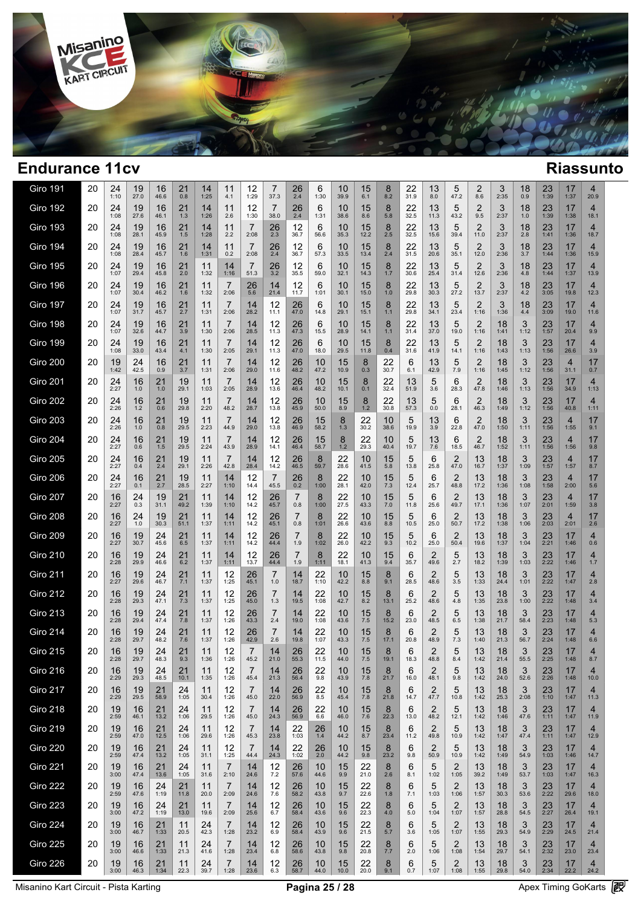## Endurance 11cv

## Riassunto

| Giro | N |  |  |  |  |  |  |  |  |  |  |  |  |  |  |  |  |  |  |  |  |  |
|---|---|---|---|---|---|---|---|---|---|---|---|---|---|---|---|---|---|---|---|---|---|---|
| Giro 191 | 20 | 24 1:10 | 19 27.0 | 16 46.6 | 21 0.8 | 14 1:25 | 11 4.1 | 12 1:29 | 7 37.3 | 26 2.4 | 6 1:30 | 10 39.9 | 15 6.1 | 8 8.2 | 22 31.9 | 13 8.0 | 5 47.2 | 2 8.6 | 3 2:35 | 18 0.9 | 23 1:39 | 17 1:37 | 4 20.9 |
| Giro 192 | 20 | 24 1:08 | 19 27.6 | 16 46.1 | 21 1.3 | 14 1:26 | 11 2.6 | 12 1:30 | 7 38.0 | 26 2.4 | 6 1:31 | 10 38.6 | 15 8.6 | 8 5.8 | 22 32.5 | 13 11.3 | 5 43.2 | 2 9.5 | 3 2:37 | 18 1.0 | 23 1:39 | 17 1:38 | 4 18.1 |
| Giro 193 | 20 | 24 1:08 | 19 28.1 | 16 45.9 | 21 1.5 | 14 1:28 | 11 2.2 | 7 2:08 | 26 2.3 | 12 36.7 | 6 56.6 | 10 35.3 | 15 12.2 | 8 2.5 | 22 32.5 | 13 15.6 | 5 39.4 | 2 11.0 | 3 2:37 | 18 2.8 | 23 1:41 | 17 1:36 | 4 18.7 |
| Giro 194 | 20 | 24 1:08 | 19 28.4 | 16 45.7 | 21 1.6 | 14 1:31 | 11 0.2 | 7 2:08 | 26 2.4 | 12 36.7 | 6 57.3 | 10 33.5 | 15 13.4 | 8 2.4 | 22 31.5 | 13 20.6 | 5 35.1 | 2 12.0 | 3 2:36 | 18 3.7 | 23 1:44 | 17 1:36 | 4 15.9 |
| Giro 195 | 20 | 24 1:07 | 19 29.4 | 16 45.8 | 21 2.0 | 11 1:32 | 14 1:16 | 7 51.3 | 26 3.2 | 12 35.5 | 6 59.0 | 10 32.1 | 15 14.3 | 8 1.7 | 22 30.6 | 13 25.4 | 5 31.4 | 2 12.6 | 3 2:36 | 18 4.8 | 23 1:44 | 17 1:37 | 4 13.9 |
| Giro 196 | 20 | 24 1:07 | 19 30.4 | 16 46.2 | 21 1.6 | 11 1:32 | 7 2:06 | 26 5.6 | 14 21.4 | 12 11.7 | 6 1:01 | 10 30.1 | 15 15.0 | 8 1.0 | 22 29.8 | 13 30.3 | 5 27.2 | 2 13.7 | 3 2:37 | 18 4.2 | 23 3:05 | 17 19.8 | 4 12.3 |
| Giro 197 | 20 | 24 1:07 | 19 31.7 | 16 45.7 | 21 2.7 | 11 1:31 | 7 2:06 | 14 28.2 | 12 11.1 | 26 47.0 | 6 14.8 | 10 29.1 | 15 15.1 | 8 1.1 | 22 29.8 | 13 34.1 | 5 23.4 | 2 1:16 | 3 1:36 | 18 4.4 | 23 3:09 | 17 19.0 | 4 11.6 |
| Giro 198 | 20 | 24 1:07 | 19 32.6 | 16 44.7 | 21 3.9 | 11 1:30 | 7 2:06 | 14 28.5 | 12 11.3 | 26 47.3 | 6 15.5 | 10 28.9 | 15 14.1 | 8 1.1 | 22 31.4 | 13 37.0 | 5 19.0 | 2 1:16 | 18 1:41 | 3 1:12 | 23 1:57 | 17 20.4 | 4 9.9 |
| Giro 199 | 20 | 24 1:08 | 19 33.0 | 16 43.4 | 21 4.1 | 11 1:30 | 7 2:05 | 14 29.1 | 12 11.3 | 26 47.0 | 6 18.0 | 10 29.5 | 15 11.8 | 8 0.4 | 22 31.6 | 13 41.9 | 5 14.1 | 2 1:16 | 18 1:43 | 3 1:13 | 23 1:56 | 17 26.6 | 4 3.9 |
| Giro 200 | 20 | 19 1:42 | 24 42.5 | 16 0.9 | 21 3.7 | 11 1:31 | 7 2:06 | 14 29.0 | 12 11.6 | 26 48.2 | 10 47.2 | 15 10.9 | 8 0.3 | 22 30.7 | 6 6.1 | 13 42.9 | 5 7.9 | 2 1:16 | 18 1:45 | 3 1:12 | 23 1:56 | 4 31.1 | 17 0.7 |
| Giro 201 | 20 | 24 2:27 | 16 1.0 | 21 1.0 | 19 29.1 | 11 1:03 | 7 2:05 | 14 28.9 | 12 13.6 | 26 46.4 | 10 48.2 | 15 10.1 | 8 0.1 | 22 32.4 | 13 51.9 | 5 3.6 | 6 28.3 | 2 47.8 | 18 1:46 | 3 1:13 | 23 1:56 | 17 34.9 | 4 1:13 |
| Giro 202 | 20 | 24 2:26 | 16 1.2 | 21 0.6 | 19 29.8 | 11 2:20 | 7 48.2 | 14 28.7 | 12 13.8 | 26 45.9 | 10 50.0 | 15 8.9 | 8 1.2 | 22 30.8 | 13 57.3 | 5 0.0 | 6 28.1 | 2 46.3 | 18 1:49 | 3 1:12 | 23 1:56 | 17 40.8 | 4 1:11 |
| Giro 203 | 20 | 24 2:26 | 16 1.0 | 21 0.8 | 19 29.5 | 11 2:23 | 7 44.9 | 14 29.0 | 12 13.8 | 26 46.9 | 15 58.2 | 8 1.3 | 22 30.2 | 10 38.6 | 5 19.9 | 13 3.9 | 6 22.8 | 2 47.0 | 18 1:50 | 3 1:11 | 23 1:56 | 4 1:55 | 17 9.1 |
| Giro 204 | 20 | 24 2:27 | 16 0.6 | 21 1.5 | 19 29.5 | 11 2:24 | 7 43.9 | 14 28.9 | 12 14.1 | 26 46.4 | 15 58.7 | 8 1.2 | 22 29.3 | 10 40.4 | 5 19.7 | 13 7.6 | 6 18.5 | 2 46.7 | 18 1:52 | 3 1:11 | 23 1:56 | 4 1:56 | 17 9.8 |
| Giro 205 | 20 | 24 2:27 | 16 0.4 | 21 2.4 | 19 29.1 | 11 2:26 | 7 42.8 | 14 28.4 | 12 14.2 | 26 46.5 | 8 59.7 | 22 28.6 | 10 41.5 | 15 5.8 | 5 13.8 | 6 25.8 | 2 47.0 | 13 16.7 | 18 1:37 | 3 1:09 | 23 1:57 | 4 1:57 | 17 8.7 |
| Giro 206 | 20 | 24 2:27 | 16 0.1 | 21 2.7 | 19 28.5 | 11 2:27 | 14 1:10 | 12 14.4 | 7 45.5 | 26 0.2 | 8 1:00 | 22 28.1 | 10 42.0 | 15 7.3 | 5 12.4 | 6 25.7 | 2 48.8 | 13 17.2 | 18 1:36 | 3 1:08 | 23 1:58 | 4 2:00 | 17 5.6 |
| Giro 207 | 20 | 16 2:27 | 24 0.3 | 19 31.1 | 21 49.2 | 11 1:39 | 14 1:10 | 12 14.2 | 26 45.7 | 7 0.8 | 8 1:00 | 22 27.5 | 10 43.3 | 15 7.0 | 5 11.8 | 6 25.6 | 2 49.7 | 13 17.1 | 18 1:36 | 3 1:07 | 23 2:01 | 4 1:59 | 17 3.8 |
| Giro 208 | 20 | 16 2:27 | 24 1.0 | 19 30.3 | 21 51.1 | 11 1:37 | 14 1:11 | 12 14.2 | 26 45.1 | 7 0.8 | 8 1:01 | 22 26.6 | 10 43.6 | 15 8.8 | 5 10.5 | 6 25.0 | 2 50.7 | 13 17.2 | 18 1:38 | 3 1:06 | 23 2:03 | 4 2:01 | 17 2.6 |
| Giro 209 | 20 | 16 2:27 | 19 30.7 | 24 45.6 | 21 6.5 | 11 1:37 | 14 1:11 | 12 14.2 | 26 44.4 | 7 1.9 | 8 1:02 | 22 26.0 | 10 42.2 | 15 9.3 | 5 10.2 | 6 25.0 | 2 50.4 | 13 19.6 | 18 1:37 | 3 1:04 | 23 2:21 | 17 1:46 | 4 0.6 |
| Giro 210 | 20 | 16 2:28 | 19 29.9 | 24 46.6 | 21 6.2 | 11 1:37 | 14 1:11 | 12 13.7 | 26 44.4 | 7 1.9 | 8 1:11 | 22 18.1 | 10 41.3 | 15 9.4 | 6 35.7 | 2 49.6 | 5 2.7 | 13 18.2 | 18 1:39 | 3 1:03 | 23 2:22 | 17 1:46 | 4 1.7 |
| Giro 211 | 20 | 16 2:27 | 19 29.6 | 24 46.7 | 21 7.1 | 11 1:37 | 12 1:25 | 26 45.1 | 7 1.0 | 14 18.7 | 22 1:10 | 10 42.2 | 15 8.8 | 8 9.1 | 6 28.5 | 2 48.6 | 5 3.5 | 13 1:33 | 18 24.4 | 3 1:01 | 23 2:22 | 17 1:47 | 4 2.8 |
| Giro 212 | 20 | 16 2:28 | 19 29.3 | 24 47.1 | 21 7.3 | 11 1:37 | 12 1:25 | 26 45.0 | 7 1.3 | 14 19.5 | 22 1:08 | 10 42.7 | 15 8.2 | 8 13.1 | 6 25.2 | 2 48.6 | 5 4.8 | 13 1:35 | 18 23.8 | 3 1:00 | 23 2:22 | 17 1:48 | 4 3.4 |
| Giro 213 | 20 | 16 2:28 | 19 29.4 | 24 47.4 | 21 7.8 | 11 1:37 | 12 1:26 | 26 43.3 | 7 2.4 | 14 19.0 | 22 1:08 | 10 43.6 | 15 7.5 | 8 15.2 | 6 23.0 | 2 48.5 | 5 6.5 | 13 1:38 | 18 21.7 | 3 58.4 | 23 2:23 | 17 1:48 | 4 5.3 |
| Giro 214 | 20 | 16 2:28 | 19 29.7 | 24 48.2 | 21 7.6 | 11 1:37 | 12 1:26 | 26 42.9 | 7 2.6 | 14 19.8 | 22 1:07 | 10 43.3 | 15 7.5 | 8 17.1 | 6 20.8 | 2 48.9 | 5 7.3 | 13 1:40 | 18 21.3 | 3 56.7 | 23 2:24 | 17 1:48 | 4 6.6 |
| Giro 215 | 20 | 16 2:28 | 19 29.7 | 24 48.3 | 21 9.3 | 11 1:36 | 12 1:26 | 7 45.2 | 14 21.0 | 26 55.3 | 22 11.5 | 10 44.0 | 15 7.5 | 8 19.1 | 6 18.3 | 2 48.8 | 5 8.4 | 13 1:42 | 18 21.4 | 3 55.5 | 23 2:25 | 17 1:48 | 4 8.7 |
| Giro 216 | 20 | 16 2:29 | 19 29.3 | 24 48.5 | 21 10.1 | 11 1:35 | 12 1:26 | 7 45.4 | 14 21.3 | 26 56.4 | 22 9.8 | 10 43.9 | 15 7.8 | 8 21.7 | 6 16.0 | 2 48.1 | 5 9.8 | 13 1:42 | 18 24.0 | 3 52.6 | 23 2:26 | 17 1:48 | 4 10.0 |
| Giro 217 | 20 | 16 2:29 | 19 29.5 | 21 58.9 | 24 1:05 | 11 30.4 | 12 1:26 | 7 45.0 | 14 22.0 | 26 56.9 | 22 8.5 | 10 45.4 | 15 7.8 | 8 21.8 | 6 14.7 | 2 47.7 | 5 10.8 | 13 1:42 | 18 25.3 | 3 2:08 | 23 1:10 | 17 1:47 | 4 11.3 |
| Giro 218 | 20 | 19 2:59 | 16 46.1 | 21 13.2 | 24 1:06 | 11 29.5 | 12 1:26 | 7 45.0 | 14 24.3 | 26 56.9 | 22 6.6 | 10 46.0 | 15 7.6 | 8 22.3 | 6 13.0 | 2 48.2 | 5 12.1 | 13 1:42 | 18 1:46 | 3 47.6 | 23 1:11 | 17 1:47 | 4 11.9 |
| Giro 219 | 20 | 19 2:59 | 16 47.0 | 21 12.5 | 24 1:06 | 11 29.6 | 12 1:26 | 7 45.3 | 14 23.8 | 22 1:03 | 26 1.4 | 10 44.2 | 15 8.7 | 8 23.4 | 6 11.2 | 2 49.8 | 5 10.9 | 13 1:42 | 18 1:47 | 3 47.4 | 23 1:11 | 17 1:47 | 4 12.9 |
| Giro 220 | 20 | 19 2:59 | 16 47.4 | 21 13.2 | 24 1:05 | 11 31.1 | 12 1:25 | 7 44.4 | 14 24.3 | 22 1:02 | 26 2.0 | 10 44.2 | 15 9.8 | 8 23.2 | 6 9.8 | 2 50.9 | 5 10.9 | 13 1:42 | 18 1:49 | 3 54.9 | 23 1:03 | 17 1:46 | 4 14.7 |
| Giro 221 | 20 | 19 3:00 | 16 47.4 | 21 13.6 | 24 1:05 | 11 31.6 | 7 2:10 | 14 24.6 | 12 7.2 | 26 57.6 | 10 44.6 | 15 9.9 | 22 21.0 | 8 2.6 | 6 8.1 | 5 1:02 | 2 1:05 | 13 39.2 | 18 1:49 | 3 53.7 | 23 1:03 | 17 1:47 | 4 16.3 |
| Giro 222 | 20 | 19 2:59 | 16 47.6 | 24 1:19 | 21 11.8 | 11 20.0 | 7 2:09 | 14 24.6 | 12 7.6 | 26 58.2 | 10 43.8 | 15 9.7 | 22 22.6 | 8 1.8 | 6 7.1 | 5 1:03 | 2 1:06 | 13 1:57 | 18 30.3 | 3 53.6 | 23 2:22 | 17 29.6 | 4 18.0 |
| Giro 223 | 20 | 19 3:00 | 16 47.2 | 24 1:19 | 21 13.0 | 11 19.6 | 7 2:09 | 14 25.6 | 12 6.7 | 26 58.4 | 10 43.6 | 15 9.6 | 22 22.3 | 8 4.0 | 6 5.0 | 5 1:04 | 2 1:07 | 13 1:57 | 18 28.8 | 3 54.5 | 23 2:27 | 17 26.4 | 4 19.1 |
| Giro 224 | 20 | 19 3:00 | 16 46.7 | 21 1:33 | 11 20.5 | 24 42.3 | 7 1:28 | 14 23.2 | 12 6.9 | 26 58.4 | 10 43.9 | 15 9.6 | 22 21.5 | 8 5.7 | 6 3.6 | 5 1:05 | 2 1:07 | 13 1:55 | 18 29.3 | 3 54.9 | 23 2:29 | 17 24.5 | 4 21.4 |
| Giro 225 | 20 | 19 3:00 | 16 46.6 | 21 1:33 | 11 21.3 | 24 41.6 | 7 1:28 | 14 23.4 | 12 6.8 | 26 58.6 | 10 43.8 | 15 9.8 | 22 20.8 | 8 7.7 | 6 2.0 | 5 1:06 | 2 1:08 | 13 1:56 | 18 29.7 | 3 54.1 | 23 2:32 | 17 23.0 | 4 23.4 |
| Giro 226 | 20 | 19 3:00 | 16 46.3 | 21 1:34 | 11 22.3 | 24 39.7 | 7 1:28 | 14 23.6 | 12 6.3 | 26 58.7 | 10 44.0 | 15 10.0 | 22 20.0 | 8 9.1 | 6 0.7 | 5 1:07 | 2 1:08 | 13 1:55 | 18 29.8 | 3 54.0 | 23 2:34 | 17 22.2 | 4 24.2 |

Misanino Kart Circuit - Pista Karting

Apex Timing GoKarts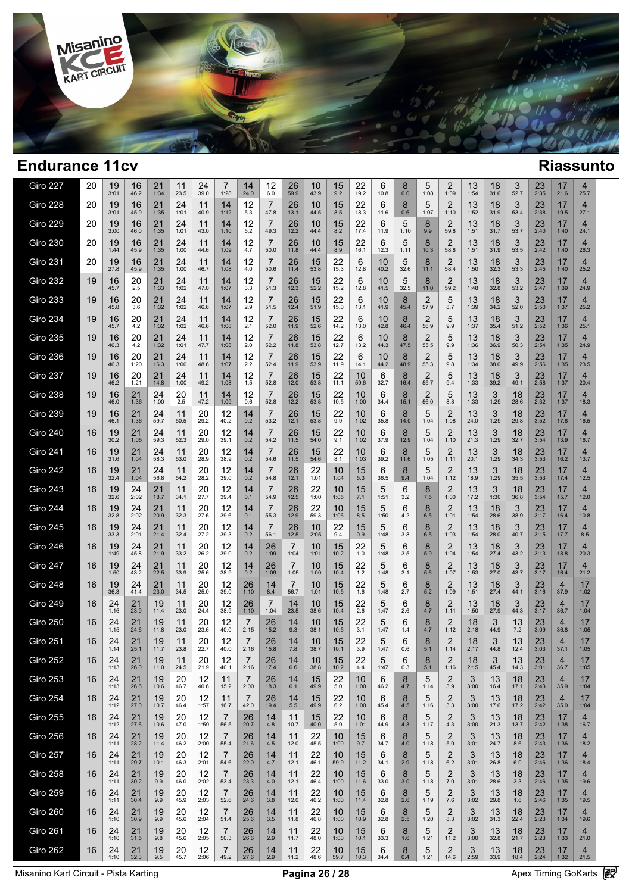# Endurance 11cv

## Riassunto

| Giro | N | | | | | | | | | | | | | | | | | | | | | | | | |
|---|---|---|---|---|---|---|---|---|---|---|---|---|---|---|---|---|---|---|---|---|---|---|---|---|---|
| Giro 227 | 20 | 19 3:01 | 16 46.2 | 21 1:34 | 11 23.5 | 24 39.0 | 7 1:28 | 14 24.0 | 12 6.0 | 26 59.9 | 10 43.9 | 15 9.2 | 22 19.2 | 6 10.8 | 8 0.0 | 5 1:08 | 2 1:09 | 13 1:54 | 18 31.6 | 3 52.7 | 23 2:35 | 17 21.6 | 4 25.7 | | |
| Giro 228 | 20 | 19 3:01 | 16 45.9 | 21 1:35 | 24 1:01 | 11 40.9 | 14 1:12 | 12 5.3 | 7 47.8 | 26 13.1 | 10 44.5 | 15 8.5 | 22 18.3 | 6 11.6 | 8 0.6 | 5 1:07 | 2 1:10 | 13 1:52 | 18 31.9 | 3 53.4 | 23 2:38 | 17 19.5 | 4 27.1 | | |
| Giro 229 | 20 | 19 3:00 | 16 46.0 | 21 1:35 | 24 1:01 | 11 43.0 | 14 1:10 | 12 5.2 | 7 49.3 | 26 12.2 | 10 44.4 | 15 8.2 | 22 17.4 | 6 11.9 | 5 1:10 | 8 9.9 | 2 59.8 | 13 1:51 | 18 31.7 | 3 53.7 | 23 2:40 | 17 1:40 | 4 24.1 | | |
| Giro 230 | 20 | 19 1:44 | 16 45.9 | 21 1:35 | 24 1:00 | 11 44.6 | 14 1:09 | 12 4.7 | 7 50.0 | 26 11.8 | 10 44.4 | 15 8.9 | 22 16.1 | 6 12.3 | 5 1:11 | 8 10.3 | 2 58.8 | 13 1:51 | 18 31.9 | 3 53.5 | 23 2:42 | 17 1:40 | 4 26.3 | | |
| Giro 231 | 20 | 19 27.8 | 16 45.9 | 21 1:35 | 24 1:00 | 11 46.7 | 14 1:08 | 12 4.0 | 7 50.6 | 26 11.4 | 15 53.8 | 22 15.3 | 6 12.8 | 10 40.2 | 5 32.6 | 8 11.1 | 2 58.4 | 13 1:50 | 18 32.3 | 3 53.3 | 23 2:45 | 17 1:40 | 4 25.2 | | |
| Giro 232 | 19 | 16 45.7 | 20 2.5 | 21 1:33 | 24 1:02 | 11 47.0 | 14 1:07 | 12 3.3 | 7 51.3 | 26 12.3 | 15 52.2 | 22 15.2 | 6 12.8 | 10 41.5 | 5 32.5 | 8 11.0 | 2 59.2 | 13 1:48 | 18 32.8 | 3 53.2 | 23 2:47 | 17 1:39 | 4 24.9 | | |
| Giro 233 | 19 | 16 45.8 | 20 3.6 | 21 1:32 | 24 1:02 | 11 46.6 | 14 1:07 | 12 2.9 | 7 51.5 | 26 12.4 | 15 51.9 | 22 15.0 | 6 13.1 | 10 41.9 | 8 45.4 | 2 57.9 | 5 8.7 | 13 1:39 | 18 34.2 | 3 52.0 | 23 2:50 | 17 1:37 | 4 25.2 | | |
| Giro 234 | 19 | 16 45.7 | 20 4.2 | 21 1:32 | 24 1:02 | 11 46.6 | 14 1:08 | 12 2.1 | 7 52.0 | 26 11.9 | 15 52.6 | 22 14.2 | 6 13.0 | 10 42.8 | 8 46.4 | 2 56.9 | 5 9.9 | 13 1:37 | 18 35.4 | 3 51.2 | 23 2:52 | 17 1:36 | 4 25.1 | | |
| Giro 235 | 19 | 16 46.3 | 20 4.2 | 21 1:32 | 24 1:01 | 11 47.7 | 14 1:08 | 12 2.0 | 7 52.2 | 26 11.8 | 15 53.8 | 22 12.7 | 6 13.2 | 10 44.3 | 8 47.5 | 2 55.5 | 5 9.9 | 13 1:36 | 18 36.9 | 3 50.3 | 23 2:54 | 17 1:35 | 4 24.9 | | |
| Giro 236 | 19 | 16 46.3 | 20 1:20 | 21 16.3 | 24 1:00 | 11 48.6 | 14 1:07 | 12 2.2 | 7 52.4 | 26 11.9 | 15 53.9 | 22 11.9 | 6 14.1 | 10 44.2 | 8 48.9 | 2 55.3 | 5 9.8 | 13 1:34 | 18 38.0 | 3 49.9 | 23 2:56 | 17 1:35 | 4 23.5 | | |
| Giro 237 | 19 | 16 46.2 | 20 1:21 | 21 14.8 | 24 1:00 | 11 49.2 | 14 1:08 | 12 1.5 | 7 52.8 | 26 12.0 | 15 53.8 | 22 11.1 | 10 59.6 | 6 32.7 | 8 16.4 | 2 55.7 | 5 9.4 | 13 1:33 | 18 39.2 | 3 49.1 | 23 2:58 | 17 1:37 | 4 20.4 | | |
| Giro 238 | 19 | 16 46.0 | 21 1:36 | 24 1:00 | 20 2.5 | 11 47.2 | 14 1:09 | 12 0.6 | 7 52.8 | 26 12.2 | 15 53.8 | 22 10.5 | 10 1:00 | 6 34.4 | 8 15.1 | 2 56.0 | 5 8.8 | 13 1:33 | 3 1:29 | 18 28.6 | 23 2:32 | 17 1:37 | 4 18.3 | | |
| Giro 239 | 19 | 16 46.1 | 21 1:36 | 24 59.7 | 11 50.5 | 20 29.2 | 12 40.2 | 14 0.2 | 7 53.2 | 26 12.1 | 15 53.8 | 22 9.9 | 10 1:02 | 6 35.8 | 8 14.0 | 5 1:04 | 2 1:08 | 13 24.0 | 3 1:29 | 18 29.8 | 23 3:52 | 17 17.8 | 4 16.5 | | |
| Giro 240 | 16 | 19 30.2 | 21 1:05 | 24 59.3 | 11 52.3 | 20 29.0 | 12 39.1 | 14 0.2 | 7 54.2 | 26 11.5 | 15 54.0 | 22 9.1 | 10 1:02 | 6 37.9 | 8 12.9 | 5 1:04 | 2 1:10 | 13 21.3 | 3 1:29 | 18 32.7 | 23 3:54 | 17 13.9 | 4 16.7 | | |
| Giro 241 | 16 | 19 31.6 | 21 1:04 | 24 58.3 | 11 53.0 | 20 28.9 | 12 38.9 | 14 0.2 | 7 54.6 | 26 11.5 | 15 54.6 | 22 8.1 | 10 1:03 | 6 39.2 | 8 11.6 | 5 1:05 | 2 1:11 | 13 20.1 | 3 1:29 | 18 34.3 | 23 3:53 | 17 16.2 | 4 13.7 | | |
| Giro 242 | 16 | 19 32.4 | 21 1:04 | 24 56.8 | 11 54.2 | 20 28.2 | 12 39.0 | 14 0.2 | 7 54.8 | 26 12.1 | 22 1:01 | 10 1:04 | 15 5.3 | 6 36.5 | 8 9.4 | 5 1:04 | 2 1:12 | 13 18.9 | 3 1:29 | 18 35.5 | 23 3:53 | 17 17.4 | 4 12.5 | | |
| Giro 243 | 16 | 19 32.6 | 24 2:02 | 21 18.7 | 11 34.1 | 20 27.7 | 12 39.4 | 14 0.1 | 7 54.9 | 26 12.5 | 22 1:00 | 10 1:05 | 15 7.1 | 5 1:51 | 6 3.2 | 8 7.5 | 2 1:00 | 13 17.2 | 3 1:30 | 18 36.8 | 23 3:54 | 17 15.7 | 4 12.0 | | |
| Giro 244 | 16 | 19 32.8 | 24 2:02 | 21 20.9 | 11 32.3 | 20 27.6 | 12 39.6 | 14 0.1 | 7 55.3 | 26 12.9 | 22 59.3 | 10 1:06 | 15 8.5 | 5 1:50 | 6 4.2 | 8 6.5 | 2 1:01 | 13 1:54 | 18 28.6 | 3 38.9 | 23 3:17 | 17 16.4 | 4 10.8 | | |
| Giro 245 | 16 | 19 33.3 | 24 2:01 | 21 21.4 | 11 32.4 | 20 27.2 | 12 39.3 | 14 0.2 | 7 56.1 | 26 12.5 | 10 2:05 | 22 9.4 | 15 0.9 | 5 1:48 | 6 3.8 | 8 6.5 | 2 1:03 | 13 1:54 | 18 28.0 | 3 40.7 | 23 3:15 | 17 17.7 | 4 8.5 | | |
| Giro 246 | 16 | 19 1:49 | 24 45.8 | 21 21.9 | 11 33.2 | 20 26.2 | 12 39.0 | 14 0.2 | 26 1:09 | 7 1:04 | 10 1:01 | 15 10.2 | 22 1.0 | 5 1:48 | 6 3.5 | 8 5.9 | 2 1:04 | 13 1:54 | 18 27.4 | 3 43.2 | 23 3:13 | 17 18.8 | 4 20.3 | | |
| Giro 247 | 16 | 19 1:50 | 24 43.2 | 21 22.5 | 11 33.9 | 20 25.6 | 12 38.9 | 14 0.2 | 26 1:09 | 7 1:05 | 10 1:00 | 15 10.4 | 22 1.2 | 5 1:48 | 6 3.1 | 8 5.6 | 2 1:07 | 13 1:53 | 18 27.0 | 3 43.7 | 23 3:17 | 17 16.4 | 4 21.2 | | |
| Giro 248 | 16 | 19 36.3 | 24 41.4 | 21 23.0 | 11 34.5 | 20 25.0 | 12 39.0 | 26 1:10 | 14 8.4 | 7 56.7 | 10 1:01 | 15 10.5 | 22 1.6 | 5 1:48 | 6 2.7 | 8 5.2 | 2 1:09 | 13 1:51 | 18 27.4 | 3 44.1 | 23 3:16 | 4 37.9 | 17 1:02 | | |
| Giro 249 | 16 | 24 1:16 | 21 23.9 | 19 11.4 | 11 23.0 | 20 24.4 | 12 38.9 | 26 1:10 | 7 1:04 | 14 23.5 | 10 38.6 | 15 10.4 | 22 2.6 | 5 1:47 | 6 2.6 | 8 4.7 | 2 1:11 | 13 1:50 | 18 27.9 | 3 44.3 | 23 3:17 | 4 36.7 | 17 1:04 | | |
| Giro 250 | 16 | 24 1:15 | 21 24.6 | 19 11.8 | 11 23.0 | 20 23.6 | 12 40.0 | 7 2:15 | 26 15.2 | 14 9.3 | 10 38.1 | 15 10.5 | 22 3.1 | 5 1:47 | 6 1.4 | 8 4.7 | 2 1:12 | 18 2:18 | 3 44.9 | 13 7.2 | 23 3:09 | 4 36.8 | 17 1:05 | | |
| Giro 251 | 16 | 24 1:14 | 21 25.1 | 19 11.7 | 11 23.8 | 20 22.7 | 12 40.0 | 7 2:16 | 26 15.8 | 14 7.8 | 10 38.7 | 15 10.1 | 22 3.9 | 5 1:47 | 6 0.6 | 8 5.1 | 2 1:14 | 18 2:17 | 3 44.8 | 13 12.4 | 23 3:03 | 4 37.1 | 17 1:05 | | |
| Giro 252 | 16 | 24 1:13 | 21 26.0 | 19 11.0 | 11 24.5 | 20 21.9 | 12 40.1 | 7 2:16 | 26 17.4 | 14 6.6 | 10 38.8 | 15 10.2 | 22 4.4 | 5 1:47 | 6 0.3 | 8 5.1 | 2 1:16 | 18 2:15 | 3 45.4 | 13 14.3 | 23 3:01 | 4 36.7 | 17 1:05 | | |
| Giro 253 | 16 | 24 1:13 | 21 26.6 | 19 10.6 | 20 46.7 | 12 40.6 | 11 15.2 | 7 2:00 | 26 18.3 | 14 6.1 | 15 49.9 | 22 5.0 | 10 1:00 | 6 46.2 | 8 4.7 | 5 1:14 | 2 3.9 | 3 3:00 | 13 16.4 | 18 17.1 | 23 2:43 | 4 35.9 | 17 1:04 | | |
| Giro 254 | 16 | 24 1:12 | 21 27.0 | 19 10.7 | 20 46.4 | 12 1:57 | 11 16.7 | 7 42.0 | 26 19.4 | 14 5.5 | 15 49.9 | 22 6.2 | 10 1:00 | 6 45.4 | 8 4.5 | 5 1:16 | 2 3.3 | 3 3:00 | 13 17.6 | 18 17.2 | 23 2:42 | 4 35.0 | 17 1:04 | | |
| Giro 255 | 16 | 24 1:12 | 21 27.6 | 19 10.6 | 20 47.0 | 12 1:59 | 7 56.5 | 26 20.7 | 14 4.8 | 11 10.7 | 15 40.0 | 22 5.9 | 10 1:01 | 6 44.9 | 8 4.3 | 5 1:17 | 2 4.3 | 3 3:00 | 13 21.3 | 18 13.7 | 23 2:42 | 17 1:38 | 4 16.7 | | |
| Giro 256 | 16 | 24 1:11 | 21 28.2 | 19 11.4 | 20 46.2 | 12 2:00 | 7 55.4 | 26 21.6 | 14 4.5 | 11 12.0 | 22 45.5 | 10 1:00 | 15 9.7 | 6 34.7 | 8 4.0 | 5 1:18 | 2 5.0 | 3 3:01 | 13 24.7 | 18 8.6 | 23 2:43 | 17 1:36 | 4 18.2 | | |
| Giro 257 | 16 | 24 1:11 | 21 29.7 | 19 10.1 | 20 46.3 | 12 2:01 | 7 54.6 | 26 22.0 | 14 4.7 | 11 12.1 | 22 46.1 | 10 59.9 | 15 11.2 | 6 34.1 | 8 2.9 | 5 1:18 | 2 6.2 | 3 3:01 | 13 26.8 | 18 6.0 | 23 2:46 | 17 1:36 | 4 18.4 | | |
| Giro 258 | 16 | 24 1:11 | 21 30.2 | 19 9.9 | 20 46.0 | 12 2:02 | 7 53.4 | 26 23.3 | 14 4.0 | 11 12.1 | 22 46.4 | 10 1:00 | 15 11.6 | 6 33.0 | 8 3.0 | 5 1:18 | 2 7.0 | 3 3:01 | 13 28.6 | 18 3.3 | 23 2:46 | 17 1:35 | 4 19.6 | | |
| Giro 259 | 16 | 24 1:11 | 21 30.4 | 19 9.9 | 20 45.9 | 12 2:03 | 7 52.6 | 26 24.6 | 14 3.8 | 11 12.0 | 22 46.2 | 10 1:00 | 15 11.4 | 6 32.8 | 8 2.6 | 5 1:19 | 2 7.6 | 3 3:02 | 13 29.8 | 18 1.6 | 23 2:46 | 17 1:35 | 4 19.5 | | |
| Giro 260 | 16 | 24 1:10 | 21 30.9 | 19 9.9 | 20 45.6 | 12 2:04 | 7 51.4 | 26 25.6 | 14 3.5 | 11 11.8 | 22 46.8 | 10 1:00 | 15 10.9 | 6 32.8 | 8 2.5 | 5 1:20 | 2 8.3 | 3 3:02 | 13 31.3 | 18 22.4 | 23 2:23 | 17 1:34 | 4 19.6 | | |
| Giro 261 | 16 | 24 1:10 | 21 31.5 | 19 9.8 | 20 45.6 | 12 2:05 | 7 50.3 | 26 26.6 | 14 2.9 | 11 11.7 | 22 48.0 | 10 1:00 | 15 10.1 | 6 33.3 | 8 1.6 | 5 1:21 | 2 11.2 | 3 3:00 | 13 32.8 | 18 21.7 | 23 2:23 | 17 1:33 | 4 21.0 | | |
| Giro 262 | 16 | 24 1:10 | 21 32.3 | 19 9.5 | 20 45.7 | 12 2:06 | 7 49.2 | 26 27.6 | 14 2.9 | 11 11.2 | 22 48.6 | 10 59.7 | 15 10.3 | 6 34.4 | 8 0.4 | 5 1:21 | 2 14.6 | 3 2:59 | 13 33.9 | 18 18.4 | 23 2:24 | 17 1:32 | 4 21.5 | | |

Misanino Kart Circuit - Pista Karting

Apex Timing GoKarts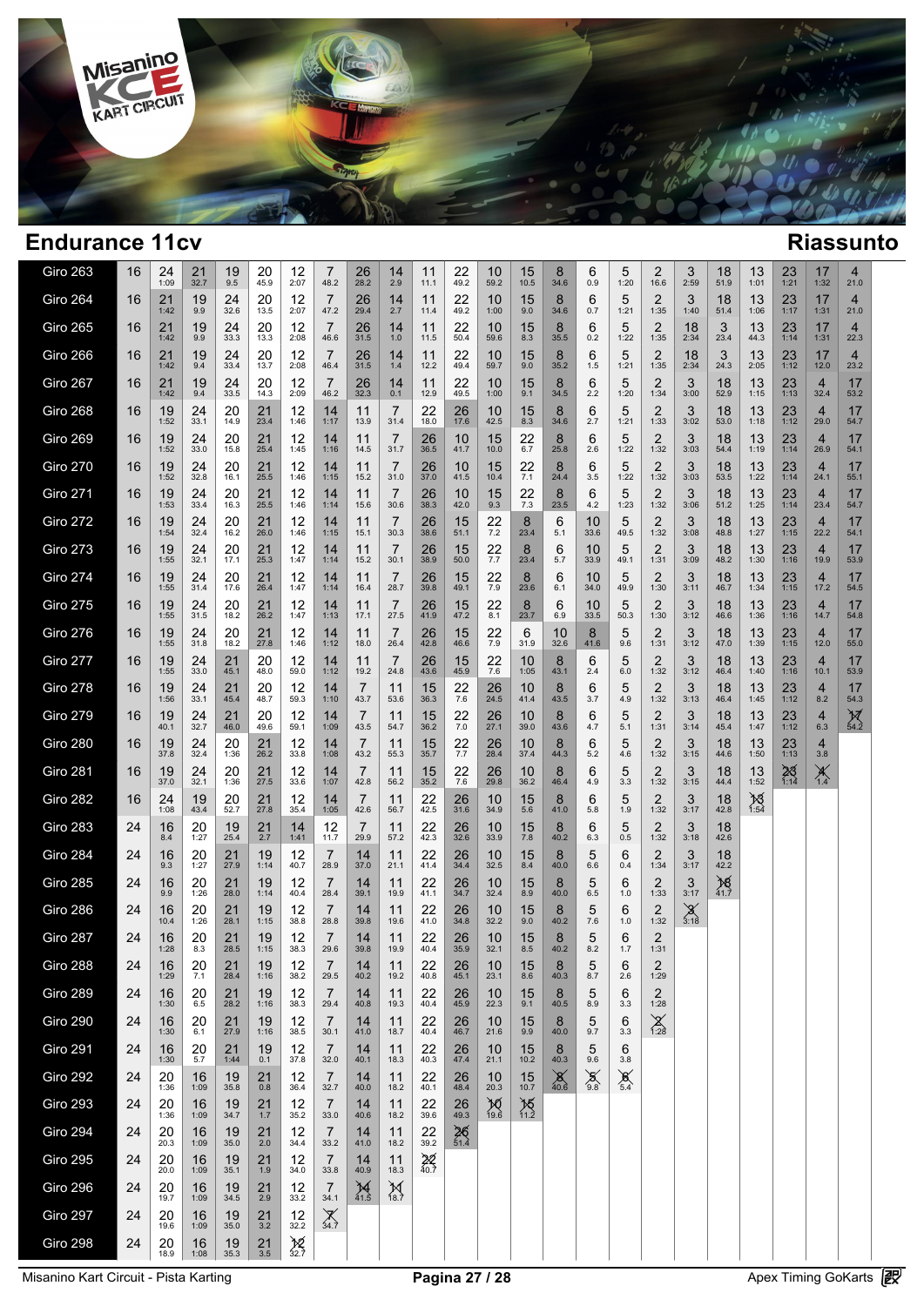# Endurance 11cv

## Riassunto

| | | | | | | | | | | | | | | | | | | | | | | | |
|---|---|---|---|---|---|---|---|---|---|---|---|---|---|---|---|---|---|---|---|---|---|---|---|
| Giro 263 | 16 | 24 1:09 | 21 32.7 | 19 9.5 | 20 45.9 | 12 2:07 | 7 48.2 | 26 28.2 | 14 2.9 | 11 11.1 | 22 49.2 | 10 59.2 | 15 10.5 | 8 34.6 | 6 0.9 | 5 1:20 | 2 16.6 | 3 2:59 | 18 51.9 | 13 1:01 | 23 1:21 | 17 1:32 | 4 21.0 |
| Giro 264 | 16 | 21 1:42 | 19 9.9 | 24 32.6 | 20 13.5 | 12 2:07 | 7 47.2 | 26 29.4 | 14 2.7 | 11 11.4 | 22 49.2 | 10 1:00 | 15 9.0 | 8 34.6 | 6 0.7 | 5 1:21 | 2 1:35 | 3 1:40 | 18 51.4 | 13 1:06 | 23 1:17 | 17 1:31 | 4 21.0 |
| Giro 265 | 16 | 21 1:42 | 19 9.9 | 24 33.3 | 20 13.3 | 12 2:08 | 7 46.6 | 26 31.5 | 14 1.0 | 11 11.5 | 22 50.4 | 10 59.6 | 15 8.3 | 8 35.5 | 6 0.2 | 5 1:22 | 2 1:35 | 18 2:34 | 3 23.4 | 13 44.3 | 23 1:14 | 17 1:31 | 4 22.3 |
| Giro 266 | 16 | 21 1:42 | 19 9.4 | 24 33.4 | 20 13.7 | 12 2:08 | 7 46.4 | 26 31.5 | 14 1.4 | 11 12.2 | 22 49.4 | 10 59.7 | 15 9.0 | 8 35.2 | 6 1.5 | 5 1:21 | 2 1:35 | 18 2:34 | 3 24.3 | 13 2:05 | 23 1:12 | 17 12.0 | 4 23.2 |
| Giro 267 | 16 | 21 1:42 | 19 9.4 | 24 33.5 | 20 14.3 | 12 2:09 | 7 46.2 | 26 32.3 | 14 0.1 | 11 12.9 | 22 49.5 | 10 1:00 | 15 9.1 | 8 34.5 | 6 2.2 | 5 1:20 | 2 1:34 | 3 3:00 | 18 52.9 | 13 1:15 | 23 1:13 | 4 32.4 | 17 53.2 |
| Giro 268 | 16 | 19 1:52 | 24 33.1 | 20 14.9 | 21 23.4 | 12 1:46 | 14 1:17 | 11 13.9 | 7 31.4 | 22 18.0 | 26 17.6 | 10 42.5 | 15 8.3 | 8 34.6 | 6 2.7 | 5 1:21 | 2 1:33 | 3 3:02 | 18 53.0 | 13 1:18 | 23 1:12 | 4 29.0 | 17 54.7 |
| Giro 269 | 16 | 19 1:52 | 24 33.0 | 20 15.8 | 21 25.4 | 12 1:45 | 14 1:16 | 11 14.5 | 7 31.7 | 26 36.5 | 10 41.7 | 15 10.0 | 22 6.7 | 8 25.8 | 6 2.6 | 5 1:22 | 2 1:32 | 3 3:03 | 18 54.4 | 13 1:19 | 23 1:14 | 4 26.9 | 17 54.1 |
| Giro 270 | 16 | 19 1:52 | 24 32.8 | 20 16.1 | 21 25.5 | 12 1:46 | 14 1:15 | 11 15.2 | 7 31.0 | 26 37.0 | 10 41.5 | 15 10.4 | 22 7.1 | 8 24.4 | 6 3.5 | 5 1:22 | 2 1:32 | 3 3:03 | 18 53.5 | 13 1:22 | 23 1:14 | 4 24.1 | 17 55.1 |
| Giro 271 | 16 | 19 1:53 | 24 33.4 | 20 16.3 | 21 25.5 | 12 1:46 | 14 1:14 | 11 15.6 | 7 30.6 | 26 38.3 | 10 42.0 | 15 9.3 | 22 7.3 | 8 23.5 | 6 4.2 | 5 1:23 | 2 1:32 | 3 3:06 | 18 51.2 | 13 1:25 | 23 1:14 | 4 23.4 | 17 54.7 |
| Giro 272 | 16 | 19 1:54 | 24 32.4 | 20 16.2 | 21 26.0 | 12 1:46 | 14 1:15 | 11 15.1 | 7 30.3 | 26 38.6 | 15 51.1 | 22 7.2 | 8 23.4 | 6 5.1 | 10 33.6 | 5 49.5 | 2 1:32 | 3 3:08 | 18 48.8 | 13 1:27 | 23 1:15 | 4 22.2 | 17 54.1 |
| Giro 273 | 16 | 19 1:55 | 24 32.1 | 20 17.1 | 21 25.3 | 12 1:47 | 14 1:14 | 11 15.2 | 7 30.1 | 26 38.9 | 15 50.0 | 22 7.7 | 8 23.4 | 6 5.7 | 10 33.9 | 5 49.1 | 2 1:31 | 3 3:09 | 18 48.2 | 13 1:30 | 23 1:16 | 4 19.9 | 17 53.9 |
| Giro 274 | 16 | 19 1:55 | 24 31.4 | 20 17.6 | 21 26.4 | 12 1:47 | 14 1:14 | 11 16.4 | 7 28.7 | 26 39.8 | 15 49.1 | 22 7.9 | 8 23.6 | 6 6.1 | 10 34.0 | 5 49.9 | 2 1:30 | 3 3:11 | 18 46.7 | 13 1:34 | 23 1:15 | 4 17.2 | 17 54.5 |
| Giro 275 | 16 | 19 1:55 | 24 31.5 | 20 18.2 | 21 26.2 | 12 1:47 | 14 1:13 | 11 17.1 | 7 27.5 | 26 41.9 | 15 47.2 | 22 8.1 | 8 23.7 | 6 6.9 | 10 33.5 | 5 50.3 | 2 1:30 | 3 3:12 | 18 46.6 | 13 1:36 | 23 1:16 | 4 14.7 | 17 54.8 |
| Giro 276 | 16 | 19 1:55 | 24 31.8 | 20 18.2 | 21 27.8 | 12 1:46 | 14 1:12 | 11 18.0 | 7 26.4 | 26 42.8 | 15 46.6 | 22 7.9 | 6 31.9 | 10 32.6 | 8 41.6 | 5 9.6 | 2 1:31 | 3 3:12 | 18 47.0 | 13 1:39 | 23 1:15 | 4 12.0 | 17 55.0 |
| Giro 277 | 16 | 19 1:55 | 24 33.0 | 21 45.1 | 20 48.0 | 12 59.0 | 14 1:12 | 11 19.2 | 7 24.8 | 26 43.6 | 15 45.9 | 22 7.6 | 10 1:05 | 8 43.1 | 6 2.4 | 5 6.0 | 2 1:32 | 3 3:12 | 18 46.4 | 13 1:40 | 23 1:16 | 4 10.1 | 17 53.9 |
| Giro 278 | 16 | 19 1:56 | 24 33.1 | 21 45.4 | 20 48.7 | 12 59.3 | 14 1:10 | 7 43.7 | 11 53.6 | 15 36.3 | 22 7.6 | 26 24.5 | 10 41.4 | 8 43.5 | 6 3.7 | 5 4.9 | 2 1:32 | 3 3:13 | 18 46.4 | 13 1:45 | 23 1:12 | 4 8.2 | 17 54.3 |
| Giro 279 | 16 | 19 40.1 | 24 32.7 | 21 46.0 | 20 49.6 | 12 59.1 | 14 1:09 | 7 43.5 | 11 54.7 | 15 36.2 | 22 7.0 | 26 27.1 | 10 39.0 | 8 43.6 | 6 4.7 | 5 5.1 | 2 1:31 | 3 3:14 | 18 45.4 | 13 1:47 | 23 1:12 | 4 6.3 | ~~17~~ 54.2 |
| Giro 280 | 16 | 19 37.8 | 24 32.4 | 20 1:36 | 21 26.2 | 12 33.8 | 14 1:08 | 7 43.2 | 11 55.3 | 15 35.7 | 22 7.7 | 26 28.4 | 10 37.4 | 8 44.3 | 6 5.2 | 5 4.6 | 2 1:32 | 3 3:15 | 18 44.6 | 13 1:50 | 23 1:13 | 4 3.8 | |
| Giro 281 | 16 | 19 37.0 | 24 32.1 | 20 1:36 | 21 27.5 | 12 33.6 | 14 1:07 | 7 42.8 | 11 56.2 | 15 35.2 | 22 7.6 | 26 29.8 | 10 36.2 | 8 46.4 | 6 4.9 | 5 3.3 | 2 1:32 | 3 3:15 | 18 44.4 | 13 1:52 | ~~23~~ 1:14 | ~~4~~ 1.4 | |
| Giro 282 | 16 | 24 1:08 | 19 43.4 | 20 52.7 | 21 27.8 | 12 35.4 | 14 1:05 | 7 42.6 | 11 56.7 | 22 42.5 | 26 31.6 | 10 34.9 | 15 5.6 | 8 41.0 | 6 5.8 | 5 1.9 | 2 1:32 | 3 3:17 | 18 42.8 | ~~13~~ 1:54 | | | |
| Giro 283 | 24 | 16 8.4 | 20 1:27 | 19 25.4 | 21 2.7 | 14 1:41 | 12 11.7 | 7 29.9 | 11 57.2 | 22 42.3 | 26 32.6 | 10 33.9 | 15 7.8 | 8 40.2 | 6 6.3 | 5 0.5 | 2 1:32 | 3 3:18 | 18 42.6 | | | | |
| Giro 284 | 24 | 16 9.3 | 20 1:27 | 21 27.9 | 19 1:14 | 12 40.7 | 7 28.9 | 14 37.0 | 11 21.1 | 22 41.4 | 26 34.4 | 10 32.5 | 15 8.4 | 8 40.0 | 5 6.6 | 6 0.4 | 2 1:34 | 3 3:17 | 18 42.2 | | | | |
| Giro 285 | 24 | 16 9.9 | 20 1:26 | 21 28.0 | 19 1:14 | 12 40.4 | 7 28.4 | 14 39.1 | 11 19.9 | 22 41.1 | 26 34.7 | 10 32.4 | 15 8.9 | 8 40.0 | 5 6.5 | 6 1.0 | 2 1:33 | 3 3:17 | ~~18~~ 41.7 | | | | |
| Giro 286 | 24 | 16 10.4 | 20 1:26 | 21 28.1 | 19 1:15 | 12 38.8 | 7 28.8 | 14 39.8 | 11 19.6 | 22 41.0 | 26 34.8 | 10 32.2 | 15 9.0 | 8 40.2 | 5 7.6 | 6 1.0 | 2 1:32 | ~~3~~ 3:18 | | | | | |
| Giro 287 | 24 | 16 1:28 | 20 8.3 | 21 28.5 | 19 1:15 | 12 38.3 | 7 29.6 | 14 39.8 | 11 19.9 | 22 40.4 | 26 35.9 | 10 32.1 | 15 8.5 | 8 40.2 | 5 8.2 | 6 1.7 | 2 1:31 | | | | | | |
| Giro 288 | 24 | 16 1:29 | 20 7.1 | 21 28.4 | 19 1:16 | 12 38.2 | 7 29.5 | 14 40.2 | 11 19.2 | 22 40.8 | 26 45.1 | 10 23.1 | 15 8.6 | 8 40.3 | 5 8.7 | 6 2.6 | 2 1:29 | | | | | | |
| Giro 289 | 24 | 16 1:30 | 20 6.5 | 21 28.2 | 19 1:16 | 12 38.3 | 7 29.4 | 14 40.8 | 11 19.3 | 22 40.4 | 26 45.9 | 10 22.3 | 15 9.1 | 8 40.5 | 5 8.9 | 6 3.3 | 2 1:28 | | | | | | |
| Giro 290 | 24 | 16 1:30 | 20 6.1 | 21 27.9 | 19 1:16 | 12 38.5 | 7 30.1 | 14 41.0 | 11 18.7 | 22 40.4 | 26 46.7 | 10 21.6 | 15 9.9 | 8 40.0 | 5 9.7 | 6 3.3 | ~~2~~ 1:28 | | | | | | |
| Giro 291 | 24 | 16 1:30 | 20 5.7 | 21 1:44 | 19 0.1 | 12 37.8 | 7 32.0 | 14 40.1 | 11 18.3 | 22 40.3 | 26 47.4 | 10 21.1 | 15 10.2 | 8 40.3 | 5 9.6 | 6 3.8 | | | | | | | |
| Giro 292 | 24 | 20 1:36 | 16 1:09 | 19 35.8 | 21 0.8 | 12 36.4 | 7 32.7 | 14 40.0 | 11 18.2 | 22 40.1 | 26 48.4 | 10 20.3 | 15 10.7 | ~~8~~ 40.6 | ~~5~~ 9.8 | ~~6~~ 5.4 | | | | | | | |
| Giro 293 | 24 | 20 1:36 | 16 1:09 | 19 34.7 | 21 1.7 | 12 35.2 | 7 33.0 | 14 40.6 | 11 18.2 | 22 39.6 | 26 49.3 | ~~10~~ 19.6 | ~~15~~ 11.2 | | | | | | | | | | |
| Giro 294 | 24 | 20 20.3 | 16 1:09 | 19 35.0 | 21 2.0 | 12 34.4 | 7 33.2 | 14 41.0 | 11 18.2 | 22 39.2 | ~~26~~ 51.4 | | | | | | | | | | | | |
| Giro 295 | 24 | 20 20.0 | 16 1:09 | 19 35.1 | 21 1.9 | 12 34.0 | 7 33.8 | 14 40.9 | 11 18.3 | ~~22~~ 40.7 | | | | | | | | | | | | | |
| Giro 296 | 24 | 20 19.7 | 16 1:09 | 19 34.5 | 21 2.9 | 12 33.2 | 7 34.1 | ~~14~~ 41.5 | ~~11~~ 18.7 | | | | | | | | | | | | | | |
| Giro 297 | 24 | 20 19.6 | 16 1:09 | 19 35.0 | 21 3.2 | 12 32.2 | ~~7~~ 34.7 | | | | | | | | | | | | | | | | |
| Giro 298 | 24 | 20 18.9 | 16 1:08 | 19 35.3 | 21 3.5 | ~~12~~ 32.7 | | | | | | | | | | | | | | | | | |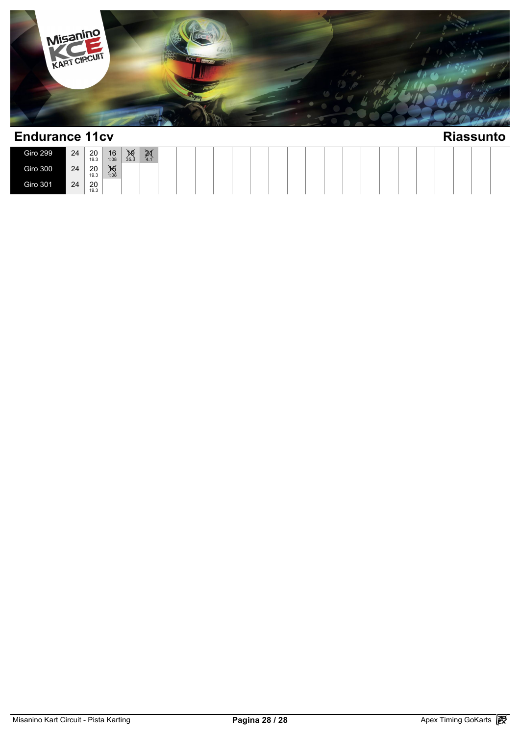## Endurance 11cv

## Riassunto

| | | | | | |
|---|---|---|---|---|---|
| Giro 299 | 24 | 20 19.3 | 16 1:08 | ~~19~~ 35.3 | ~~21~~ 4.1 |
| Giro 300 | 24 | 20 19.3 | ~~16~~ 1:08 | | |
| Giro 301 | 24 | 20 19.3 | | | |

Misanino Kart Circuit - Pista Karting

Apex Timing GoKarts